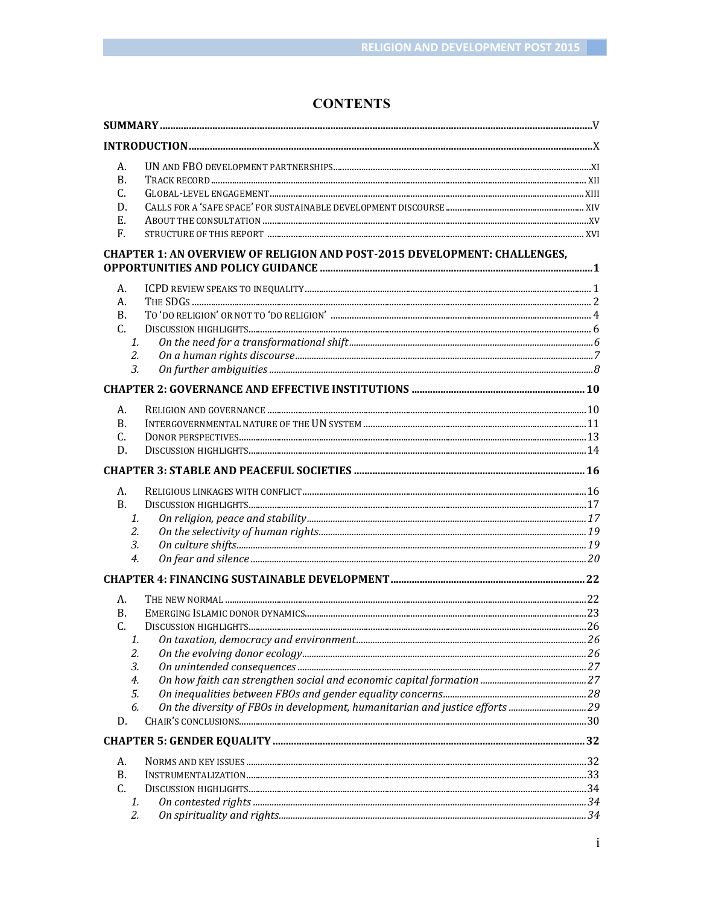# CONTENTS

**SUMMARY** ..... V

**INTRODUCTION** ..... X

- A. UN AND FBO DEVELOPMENT PARTNERSHIPS ..... XI
- B. TRACK RECORD ..... XII
- C. GLOBAL-LEVEL ENGAGEMENT ..... XIII
- D. CALLS FOR A 'SAFE SPACE' FOR SUSTAINABLE DEVELOPMENT DISCOURSE ..... XIV
- E. ABOUT THE CONSULTATION ..... XV
- F. STRUCTURE OF THIS REPORT ..... XVI

**CHAPTER 1: AN OVERVIEW OF RELIGION AND POST-2015 DEVELOPMENT: CHALLENGES, OPPORTUNITIES AND POLICY GUIDANCE** ..... 1

- A. ICPD REVIEW SPEAKS TO INEQUALITY ..... 1
- A. THE SDGS ..... 2
- B. TO 'DO RELIGION' OR NOT TO 'DO RELIGION' ..... 4
- C. DISCUSSION HIGHLIGHTS ..... 6
  1. *On the need for a transformational shift* ..... 6
  2. *On a human rights discourse* ..... 7
  3. *On further ambiguities* ..... 8

**CHAPTER 2: GOVERNANCE AND EFFECTIVE INSTITUTIONS** ..... 10

- A. RELIGION AND GOVERNANCE ..... 10
- B. INTERGOVERNMENTAL NATURE OF THE UN SYSTEM ..... 11
- C. DONOR PERSPECTIVES ..... 13
- D. DISCUSSION HIGHLIGHTS ..... 14

**CHAPTER 3: STABLE AND PEACEFUL SOCIETIES** ..... 16

- A. RELIGIOUS LINKAGES WITH CONFLICT ..... 16
- B. DISCUSSION HIGHLIGHTS ..... 17
  1. *On religion, peace and stability* ..... 17
  2. *On the selectivity of human rights* ..... 19
  3. *On culture shifts* ..... 19
  4. *On fear and silence* ..... 20

**CHAPTER 4: FINANCING SUSTAINABLE DEVELOPMENT** ..... 22

- A. THE NEW NORMAL ..... 22
- B. EMERGING ISLAMIC DONOR DYNAMICS ..... 23
- C. DISCUSSION HIGHLIGHTS ..... 26
  1. *On taxation, democracy and environment* ..... 26
  2. *On the evolving donor ecology* ..... 26
  3. *On unintended consequences* ..... 27
  4. *On how faith can strengthen social and economic capital formation* ..... 27
  5. *On inequalities between FBOs and gender equality concerns* ..... 28
  6. *On the diversity of FBOs in development, humanitarian and justice efforts* ..... 29
- D. CHAIR'S CONCLUSIONS ..... 30

**CHAPTER 5: GENDER EQUALITY** ..... 32

- A. NORMS AND KEY ISSUES ..... 32
- B. INSTRUMENTALIZATION ..... 33
- C. DISCUSSION HIGHLIGHTS ..... 34
  1. *On contested rights* ..... 34
  2. *On spirituality and rights* ..... 34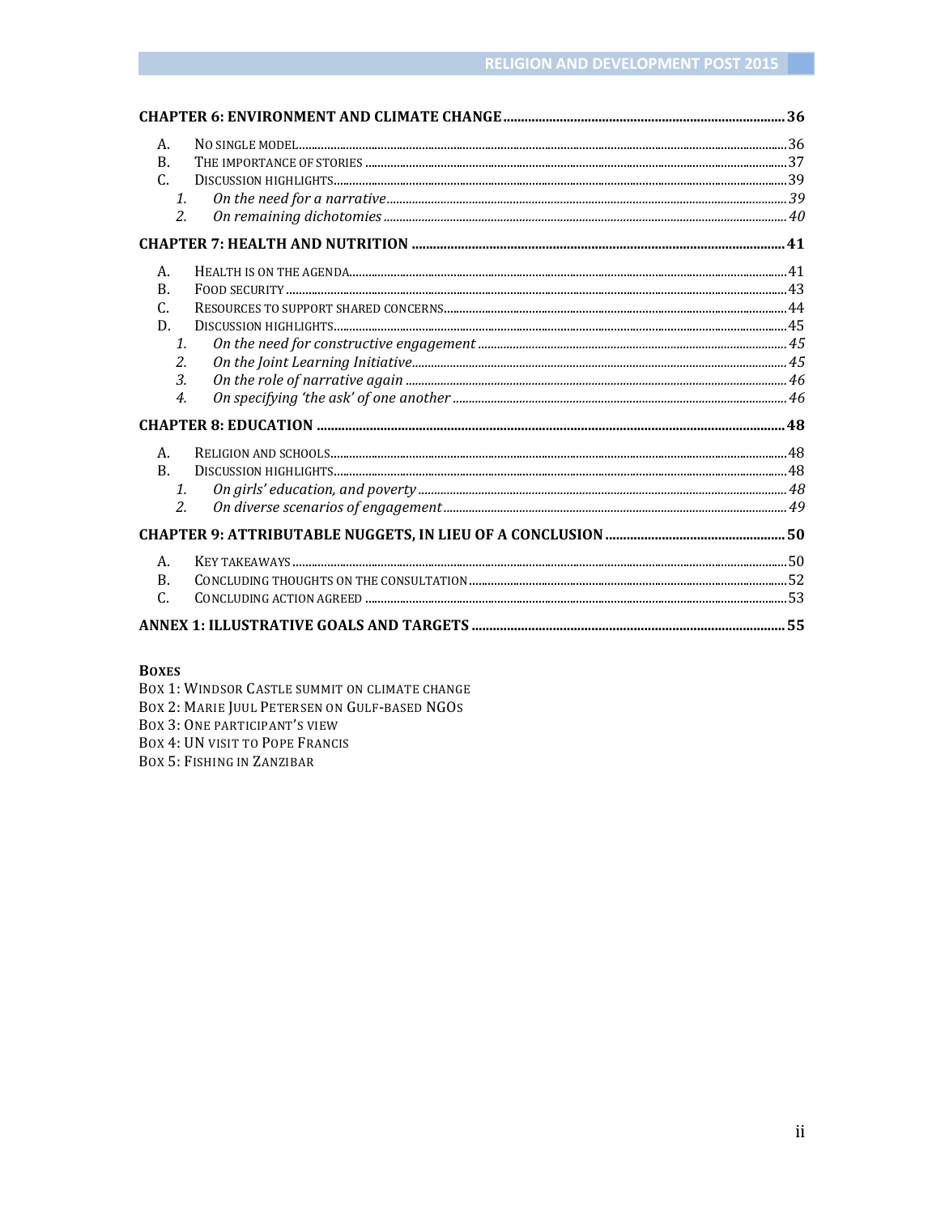**CHAPTER 6: ENVIRONMENT AND CLIMATE CHANGE** ..... 36

- A. No single model ..... 36
- B. The importance of stories ..... 37
- C. Discussion highlights ..... 39
  1. *On the need for a narrative* ..... 39
  2. *On remaining dichotomies* ..... 40

**CHAPTER 7: HEALTH AND NUTRITION** ..... 41

- A. Health is on the agenda ..... 41
- B. Food security ..... 43
- C. Resources to support shared concerns ..... 44
- D. Discussion highlights ..... 45
  1. *On the need for constructive engagement* ..... 45
  2. *On the Joint Learning Initiative* ..... 45
  3. *On the role of narrative again* ..... 46
  4. *On specifying 'the ask' of one another* ..... 46

**CHAPTER 8: EDUCATION** ..... 48

- A. Religion and schools ..... 48
- B. Discussion highlights ..... 48
  1. *On girls' education, and poverty* ..... 48
  2. *On diverse scenarios of engagement* ..... 49

**CHAPTER 9: ATTRIBUTABLE NUGGETS, IN LIEU OF A CONCLUSION** ..... 50

- A. Key takeaways ..... 50
- B. Concluding thoughts on the consultation ..... 52
- C. Concluding action agreed ..... 53

**ANNEX 1: ILLUSTRATIVE GOALS AND TARGETS** ..... 55

**Boxes**

Box 1: Windsor Castle summit on climate change
Box 2: Marie Juul Petersen on Gulf-based NGOs
Box 3: One participant's view
Box 4: UN visit to Pope Francis
Box 5: Fishing in Zanzibar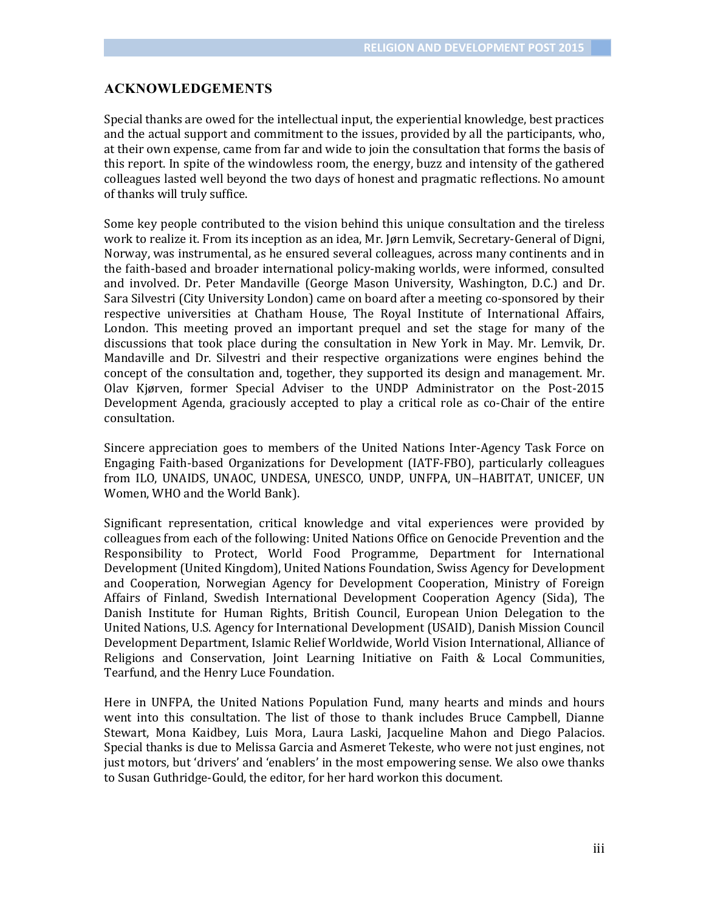## ACKNOWLEDGEMENTS

Special thanks are owed for the intellectual input, the experiential knowledge, best practices and the actual support and commitment to the issues, provided by all the participants, who, at their own expense, came from far and wide to join the consultation that forms the basis of this report. In spite of the windowless room, the energy, buzz and intensity of the gathered colleagues lasted well beyond the two days of honest and pragmatic reflections. No amount of thanks will truly suffice.

Some key people contributed to the vision behind this unique consultation and the tireless work to realize it. From its inception as an idea, Mr. Jørn Lemvik, Secretary-General of Digni, Norway, was instrumental, as he ensured several colleagues, across many continents and in the faith-based and broader international policy-making worlds, were informed, consulted and involved. Dr. Peter Mandaville (George Mason University, Washington, D.C.) and Dr. Sara Silvestri (City University London) came on board after a meeting co-sponsored by their respective universities at Chatham House, The Royal Institute of International Affairs, London. This meeting proved an important prequel and set the stage for many of the discussions that took place during the consultation in New York in May. Mr. Lemvik, Dr. Mandaville and Dr. Silvestri and their respective organizations were engines behind the concept of the consultation and, together, they supported its design and management. Mr. Olav Kjørven, former Special Adviser to the UNDP Administrator on the Post-2015 Development Agenda, graciously accepted to play a critical role as co-Chair of the entire consultation.

Sincere appreciation goes to members of the United Nations Inter-Agency Task Force on Engaging Faith-based Organizations for Development (IATF-FBO), particularly colleagues from ILO, UNAIDS, UNAOC, UNDESA, UNESCO, UNDP, UNFPA, UN–HABITAT, UNICEF, UN Women, WHO and the World Bank).

Significant representation, critical knowledge and vital experiences were provided by colleagues from each of the following: United Nations Office on Genocide Prevention and the Responsibility to Protect, World Food Programme, Department for International Development (United Kingdom), United Nations Foundation, Swiss Agency for Development and Cooperation, Norwegian Agency for Development Cooperation, Ministry of Foreign Affairs of Finland, Swedish International Development Cooperation Agency (Sida), The Danish Institute for Human Rights, British Council, European Union Delegation to the United Nations, U.S. Agency for International Development (USAID), Danish Mission Council Development Department, Islamic Relief Worldwide, World Vision International, Alliance of Religions and Conservation, Joint Learning Initiative on Faith & Local Communities, Tearfund, and the Henry Luce Foundation.

Here in UNFPA, the United Nations Population Fund, many hearts and minds and hours went into this consultation. The list of those to thank includes Bruce Campbell, Dianne Stewart, Mona Kaidbey, Luis Mora, Laura Laski, Jacqueline Mahon and Diego Palacios. Special thanks is due to Melissa Garcia and Asmeret Tekeste, who were not just engines, not just motors, but 'drivers' and 'enablers' in the most empowering sense. We also owe thanks to Susan Guthridge-Gould, the editor, for her hard workon this document.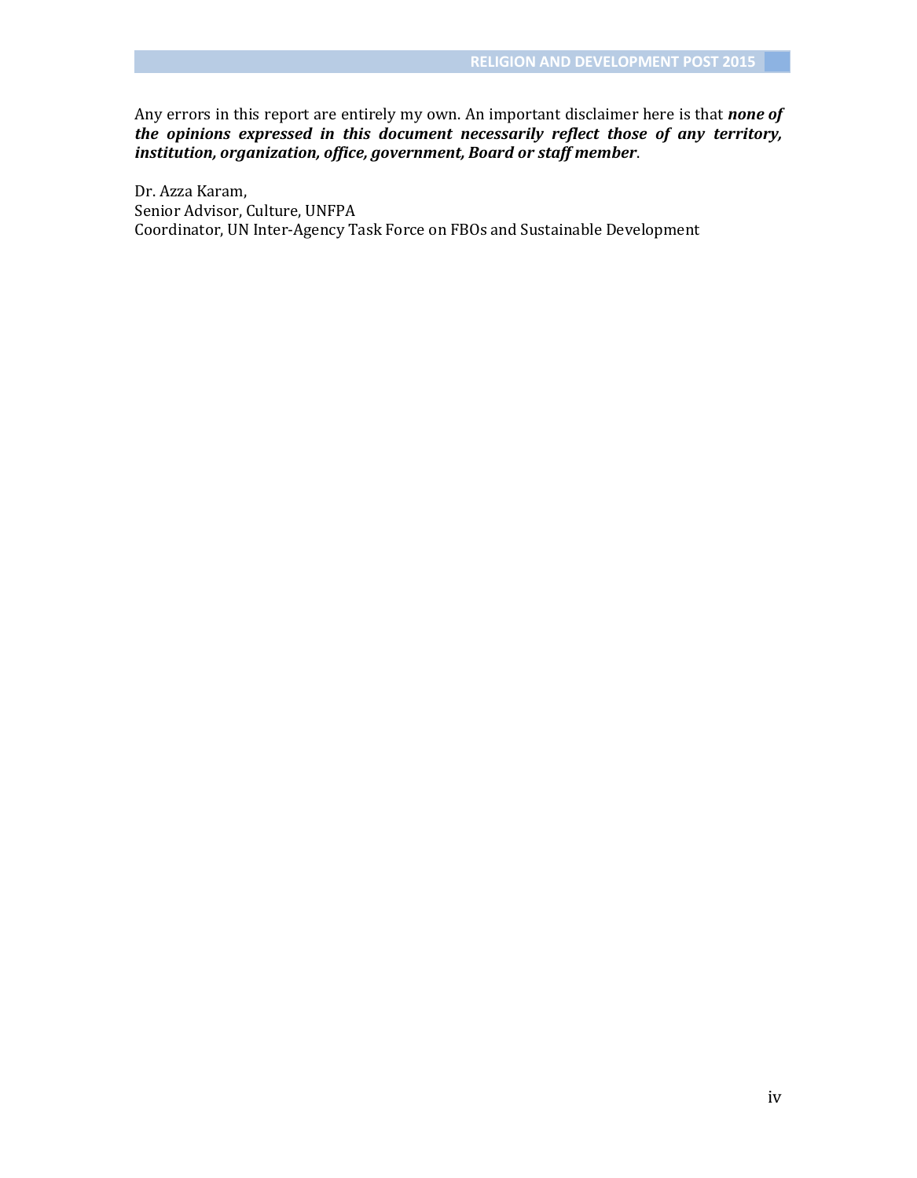Any errors in this report are entirely my own. An important disclaimer here is that ***none of the opinions expressed in this document necessarily reflect those of any territory, institution, organization, office, government, Board or staff member***.

Dr. Azza Karam,
Senior Advisor, Culture, UNFPA
Coordinator, UN Inter-Agency Task Force on FBOs and Sustainable Development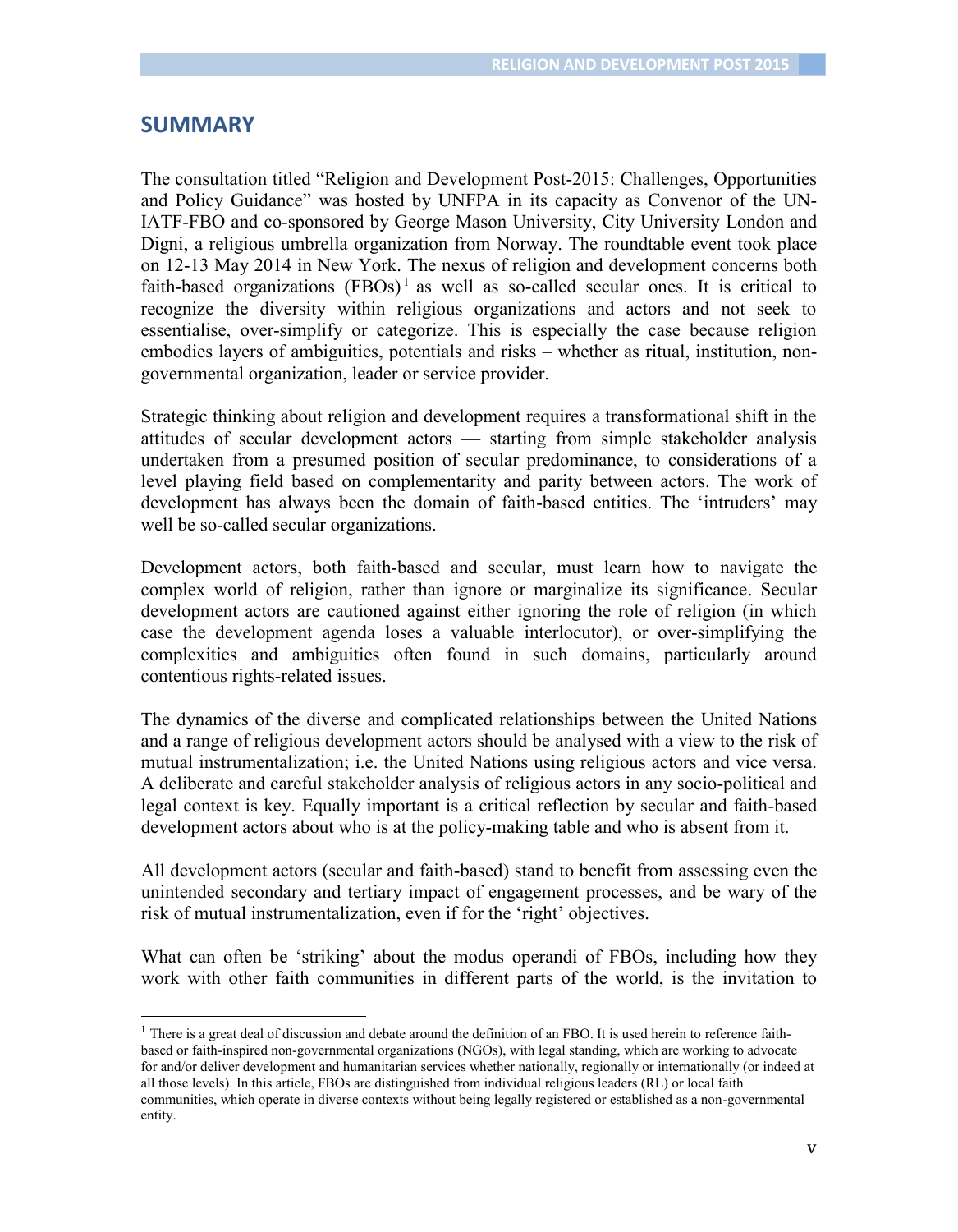## SUMMARY

The consultation titled "Religion and Development Post-2015: Challenges, Opportunities and Policy Guidance" was hosted by UNFPA in its capacity as Convenor of the UN-IATF-FBO and co-sponsored by George Mason University, City University London and Digni, a religious umbrella organization from Norway. The roundtable event took place on 12-13 May 2014 in New York. The nexus of religion and development concerns both faith-based organizations (FBOs)[1] as well as so-called secular ones. It is critical to recognize the diversity within religious organizations and actors and not seek to essentialise, over-simplify or categorize. This is especially the case because religion embodies layers of ambiguities, potentials and risks – whether as ritual, institution, non-governmental organization, leader or service provider.

Strategic thinking about religion and development requires a transformational shift in the attitudes of secular development actors — starting from simple stakeholder analysis undertaken from a presumed position of secular predominance, to considerations of a level playing field based on complementarity and parity between actors. The work of development has always been the domain of faith-based entities. The 'intruders' may well be so-called secular organizations.

Development actors, both faith-based and secular, must learn how to navigate the complex world of religion, rather than ignore or marginalize its significance. Secular development actors are cautioned against either ignoring the role of religion (in which case the development agenda loses a valuable interlocutor), or over-simplifying the complexities and ambiguities often found in such domains, particularly around contentious rights-related issues.

The dynamics of the diverse and complicated relationships between the United Nations and a range of religious development actors should be analysed with a view to the risk of mutual instrumentalization; i.e. the United Nations using religious actors and vice versa. A deliberate and careful stakeholder analysis of religious actors in any socio-political and legal context is key. Equally important is a critical reflection by secular and faith-based development actors about who is at the policy-making table and who is absent from it.

All development actors (secular and faith-based) stand to benefit from assessing even the unintended secondary and tertiary impact of engagement processes, and be wary of the risk of mutual instrumentalization, even if for the 'right' objectives.

What can often be 'striking' about the modus operandi of FBOs, including how they work with other faith communities in different parts of the world, is the invitation to

[1] There is a great deal of discussion and debate around the definition of an FBO. It is used herein to reference faith-based or faith-inspired non-governmental organizations (NGOs), with legal standing, which are working to advocate for and/or deliver development and humanitarian services whether nationally, regionally or internationally (or indeed at all those levels). In this article, FBOs are distinguished from individual religious leaders (RL) or local faith communities, which operate in diverse contexts without being legally registered or established as a non-governmental entity.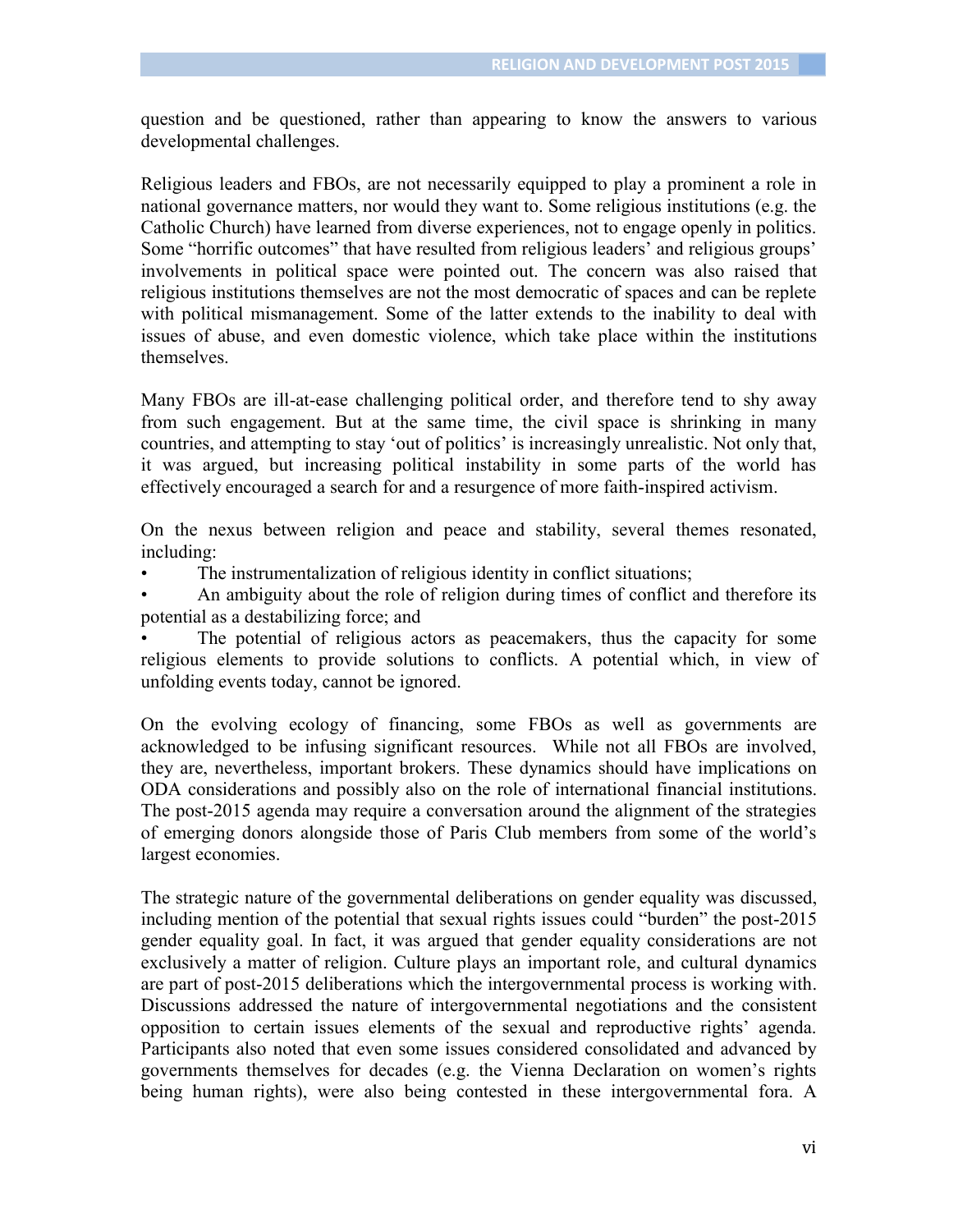question and be questioned, rather than appearing to know the answers to various developmental challenges.

Religious leaders and FBOs, are not necessarily equipped to play a prominent a role in national governance matters, nor would they want to. Some religious institutions (e.g. the Catholic Church) have learned from diverse experiences, not to engage openly in politics. Some "horrific outcomes" that have resulted from religious leaders' and religious groups' involvements in political space were pointed out. The concern was also raised that religious institutions themselves are not the most democratic of spaces and can be replete with political mismanagement. Some of the latter extends to the inability to deal with issues of abuse, and even domestic violence, which take place within the institutions themselves.

Many FBOs are ill-at-ease challenging political order, and therefore tend to shy away from such engagement. But at the same time, the civil space is shrinking in many countries, and attempting to stay 'out of politics' is increasingly unrealistic. Not only that, it was argued, but increasing political instability in some parts of the world has effectively encouraged a search for and a resurgence of more faith-inspired activism.

On the nexus between religion and peace and stability, several themes resonated, including:

- The instrumentalization of religious identity in conflict situations;
- An ambiguity about the role of religion during times of conflict and therefore its potential as a destabilizing force; and
- The potential of religious actors as peacemakers, thus the capacity for some religious elements to provide solutions to conflicts. A potential which, in view of unfolding events today, cannot be ignored.

On the evolving ecology of financing, some FBOs as well as governments are acknowledged to be infusing significant resources. While not all FBOs are involved, they are, nevertheless, important brokers. These dynamics should have implications on ODA considerations and possibly also on the role of international financial institutions. The post-2015 agenda may require a conversation around the alignment of the strategies of emerging donors alongside those of Paris Club members from some of the world's largest economies.

The strategic nature of the governmental deliberations on gender equality was discussed, including mention of the potential that sexual rights issues could "burden" the post-2015 gender equality goal. In fact, it was argued that gender equality considerations are not exclusively a matter of religion. Culture plays an important role, and cultural dynamics are part of post-2015 deliberations which the intergovernmental process is working with. Discussions addressed the nature of intergovernmental negotiations and the consistent opposition to certain issues elements of the sexual and reproductive rights' agenda. Participants also noted that even some issues considered consolidated and advanced by governments themselves for decades (e.g. the Vienna Declaration on women's rights being human rights), were also being contested in these intergovernmental fora. A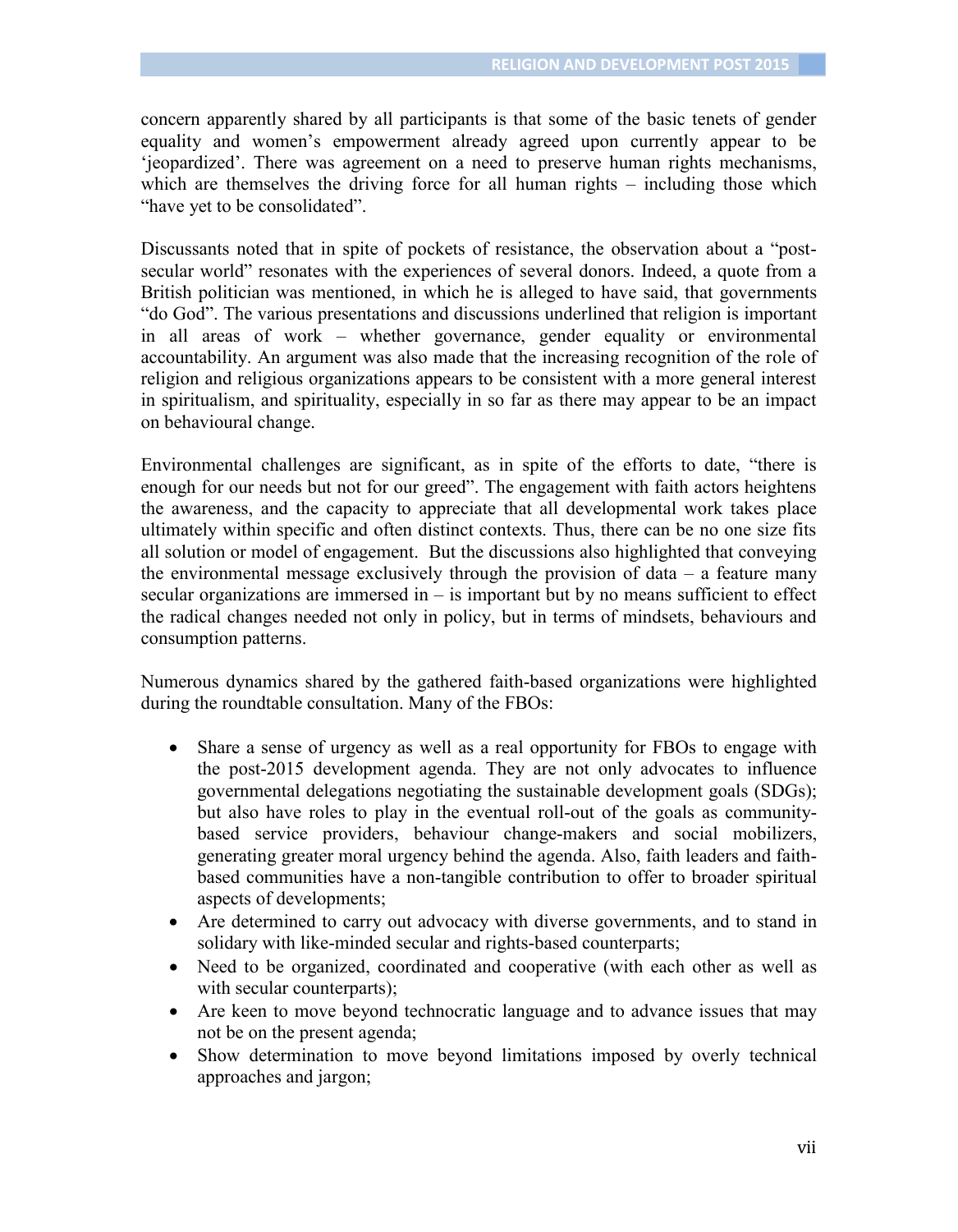concern apparently shared by all participants is that some of the basic tenets of gender equality and women's empowerment already agreed upon currently appear to be 'jeopardized'. There was agreement on a need to preserve human rights mechanisms, which are themselves the driving force for all human rights – including those which "have yet to be consolidated".

Discussants noted that in spite of pockets of resistance, the observation about a "post-secular world" resonates with the experiences of several donors. Indeed, a quote from a British politician was mentioned, in which he is alleged to have said, that governments "do God". The various presentations and discussions underlined that religion is important in all areas of work – whether governance, gender equality or environmental accountability. An argument was also made that the increasing recognition of the role of religion and religious organizations appears to be consistent with a more general interest in spiritualism, and spirituality, especially in so far as there may appear to be an impact on behavioural change.

Environmental challenges are significant, as in spite of the efforts to date, "there is enough for our needs but not for our greed". The engagement with faith actors heightens the awareness, and the capacity to appreciate that all developmental work takes place ultimately within specific and often distinct contexts. Thus, there can be no one size fits all solution or model of engagement. But the discussions also highlighted that conveying the environmental message exclusively through the provision of data – a feature many secular organizations are immersed in – is important but by no means sufficient to effect the radical changes needed not only in policy, but in terms of mindsets, behaviours and consumption patterns.

Numerous dynamics shared by the gathered faith-based organizations were highlighted during the roundtable consultation. Many of the FBOs:

- Share a sense of urgency as well as a real opportunity for FBOs to engage with the post-2015 development agenda. They are not only advocates to influence governmental delegations negotiating the sustainable development goals (SDGs); but also have roles to play in the eventual roll-out of the goals as community-based service providers, behaviour change-makers and social mobilizers, generating greater moral urgency behind the agenda. Also, faith leaders and faith-based communities have a non-tangible contribution to offer to broader spiritual aspects of developments;
- Are determined to carry out advocacy with diverse governments, and to stand in solidary with like-minded secular and rights-based counterparts;
- Need to be organized, coordinated and cooperative (with each other as well as with secular counterparts);
- Are keen to move beyond technocratic language and to advance issues that may not be on the present agenda;
- Show determination to move beyond limitations imposed by overly technical approaches and jargon;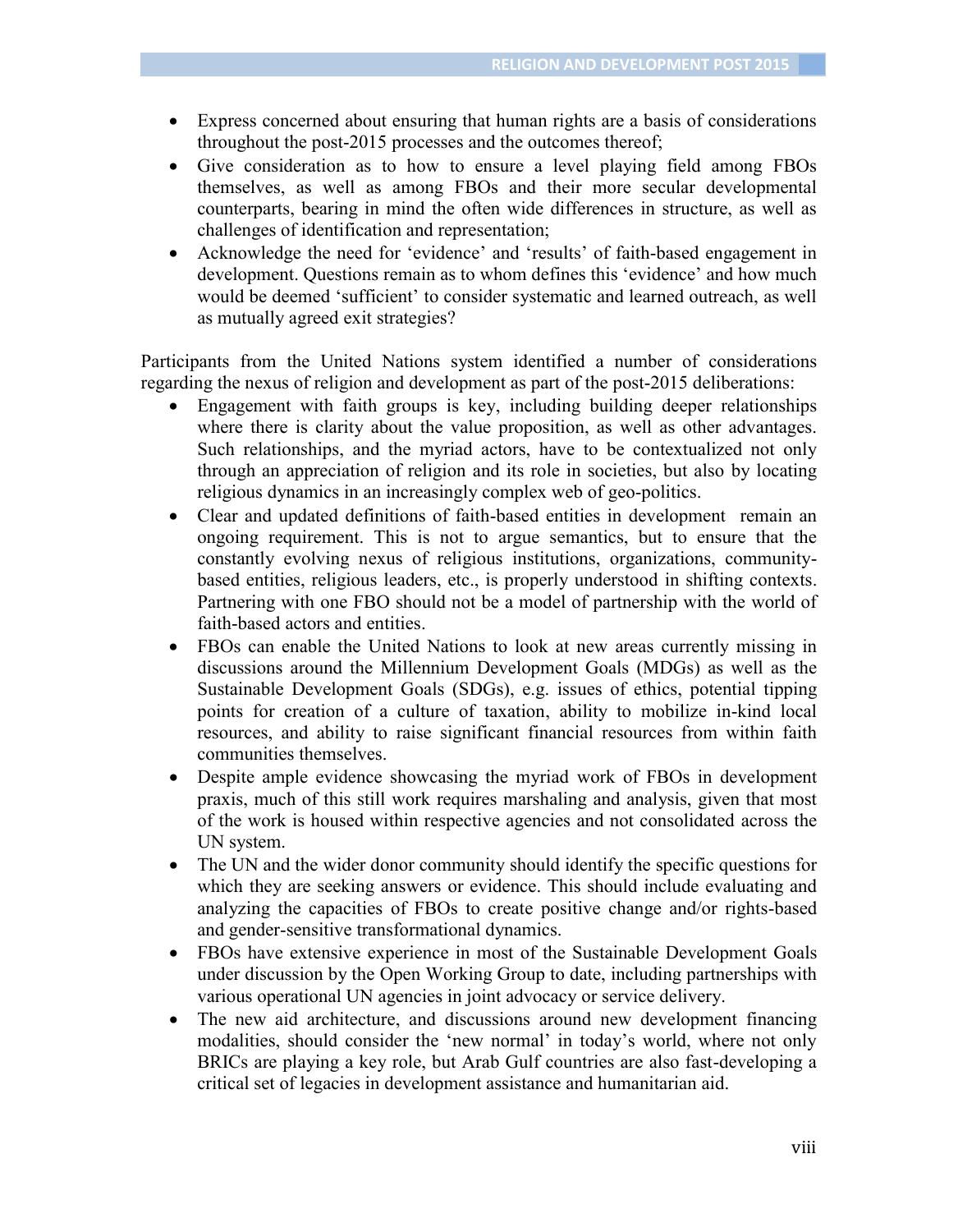- Express concerned about ensuring that human rights are a basis of considerations throughout the post-2015 processes and the outcomes thereof;
- Give consideration as to how to ensure a level playing field among FBOs themselves, as well as among FBOs and their more secular developmental counterparts, bearing in mind the often wide differences in structure, as well as challenges of identification and representation;
- Acknowledge the need for 'evidence' and 'results' of faith-based engagement in development. Questions remain as to whom defines this 'evidence' and how much would be deemed 'sufficient' to consider systematic and learned outreach, as well as mutually agreed exit strategies?

Participants from the United Nations system identified a number of considerations regarding the nexus of religion and development as part of the post-2015 deliberations:

- Engagement with faith groups is key, including building deeper relationships where there is clarity about the value proposition, as well as other advantages. Such relationships, and the myriad actors, have to be contextualized not only through an appreciation of religion and its role in societies, but also by locating religious dynamics in an increasingly complex web of geo-politics.
- Clear and updated definitions of faith-based entities in development remain an ongoing requirement. This is not to argue semantics, but to ensure that the constantly evolving nexus of religious institutions, organizations, community-based entities, religious leaders, etc., is properly understood in shifting contexts. Partnering with one FBO should not be a model of partnership with the world of faith-based actors and entities.
- FBOs can enable the United Nations to look at new areas currently missing in discussions around the Millennium Development Goals (MDGs) as well as the Sustainable Development Goals (SDGs), e.g. issues of ethics, potential tipping points for creation of a culture of taxation, ability to mobilize in-kind local resources, and ability to raise significant financial resources from within faith communities themselves.
- Despite ample evidence showcasing the myriad work of FBOs in development praxis, much of this still work requires marshaling and analysis, given that most of the work is housed within respective agencies and not consolidated across the UN system.
- The UN and the wider donor community should identify the specific questions for which they are seeking answers or evidence. This should include evaluating and analyzing the capacities of FBOs to create positive change and/or rights-based and gender-sensitive transformational dynamics.
- FBOs have extensive experience in most of the Sustainable Development Goals under discussion by the Open Working Group to date, including partnerships with various operational UN agencies in joint advocacy or service delivery.
- The new aid architecture, and discussions around new development financing modalities, should consider the 'new normal' in today's world, where not only BRICs are playing a key role, but Arab Gulf countries are also fast-developing a critical set of legacies in development assistance and humanitarian aid.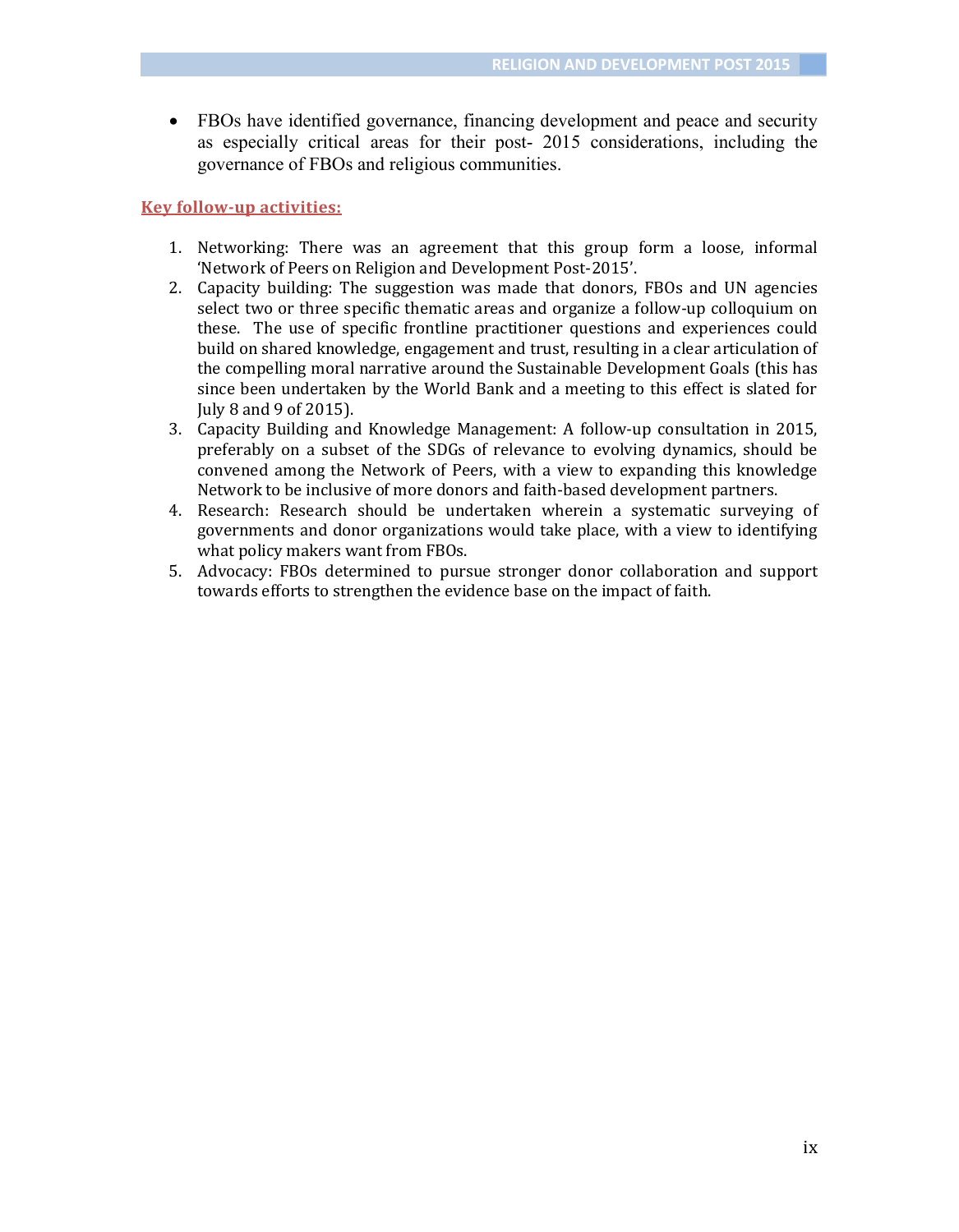- FBOs have identified governance, financing development and peace and security as especially critical areas for their post- 2015 considerations, including the governance of FBOs and religious communities.

**Key follow-up activities:**

1. Networking: There was an agreement that this group form a loose, informal 'Network of Peers on Religion and Development Post-2015'.
2. Capacity building: The suggestion was made that donors, FBOs and UN agencies select two or three specific thematic areas and organize a follow-up colloquium on these. The use of specific frontline practitioner questions and experiences could build on shared knowledge, engagement and trust, resulting in a clear articulation of the compelling moral narrative around the Sustainable Development Goals (this has since been undertaken by the World Bank and a meeting to this effect is slated for July 8 and 9 of 2015).
3. Capacity Building and Knowledge Management: A follow-up consultation in 2015, preferably on a subset of the SDGs of relevance to evolving dynamics, should be convened among the Network of Peers, with a view to expanding this knowledge Network to be inclusive of more donors and faith-based development partners.
4. Research: Research should be undertaken wherein a systematic surveying of governments and donor organizations would take place, with a view to identifying what policy makers want from FBOs.
5. Advocacy: FBOs determined to pursue stronger donor collaboration and support towards efforts to strengthen the evidence base on the impact of faith.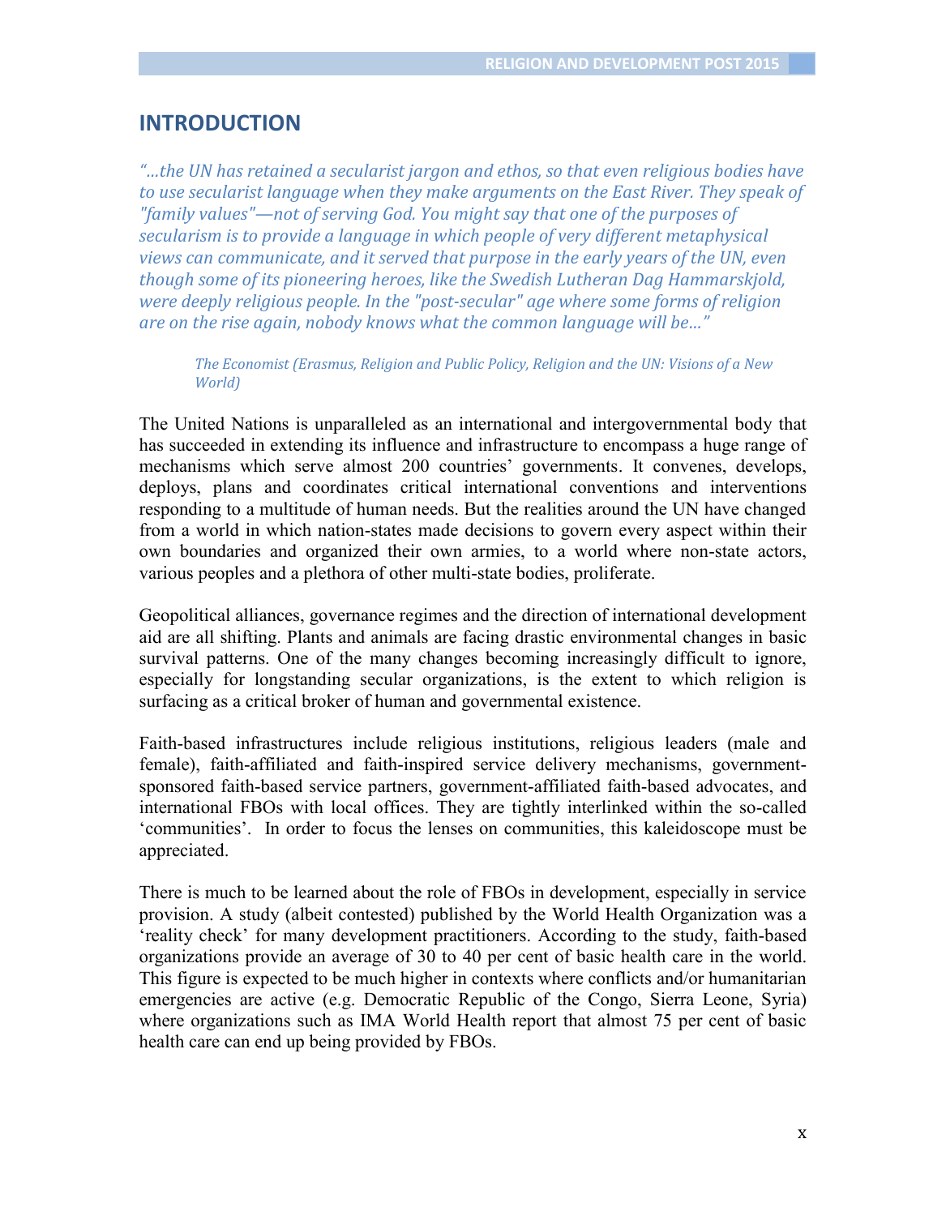# INTRODUCTION

*"…the UN has retained a secularist jargon and ethos, so that even religious bodies have to use secularist language when they make arguments on the East River. They speak of "family values"—not of serving God. You might say that one of the purposes of secularism is to provide a language in which people of very different metaphysical views can communicate, and it served that purpose in the early years of the UN, even though some of its pioneering heroes, like the Swedish Lutheran Dag Hammarskjold, were deeply religious people. In the "post-secular" age where some forms of religion are on the rise again, nobody knows what the common language will be…"*

> *The Economist (Erasmus, Religion and Public Policy, Religion and the UN: Visions of a New World)*

The United Nations is unparalleled as an international and intergovernmental body that has succeeded in extending its influence and infrastructure to encompass a huge range of mechanisms which serve almost 200 countries' governments. It convenes, develops, deploys, plans and coordinates critical international conventions and interventions responding to a multitude of human needs. But the realities around the UN have changed from a world in which nation-states made decisions to govern every aspect within their own boundaries and organized their own armies, to a world where non-state actors, various peoples and a plethora of other multi-state bodies, proliferate.

Geopolitical alliances, governance regimes and the direction of international development aid are all shifting. Plants and animals are facing drastic environmental changes in basic survival patterns. One of the many changes becoming increasingly difficult to ignore, especially for longstanding secular organizations, is the extent to which religion is surfacing as a critical broker of human and governmental existence.

Faith-based infrastructures include religious institutions, religious leaders (male and female), faith-affiliated and faith-inspired service delivery mechanisms, government-sponsored faith-based service partners, government-affiliated faith-based advocates, and international FBOs with local offices. They are tightly interlinked within the so-called 'communities'. In order to focus the lenses on communities, this kaleidoscope must be appreciated.

There is much to be learned about the role of FBOs in development, especially in service provision. A study (albeit contested) published by the World Health Organization was a 'reality check' for many development practitioners. According to the study, faith-based organizations provide an average of 30 to 40 per cent of basic health care in the world. This figure is expected to be much higher in contexts where conflicts and/or humanitarian emergencies are active (e.g. Democratic Republic of the Congo, Sierra Leone, Syria) where organizations such as IMA World Health report that almost 75 per cent of basic health care can end up being provided by FBOs.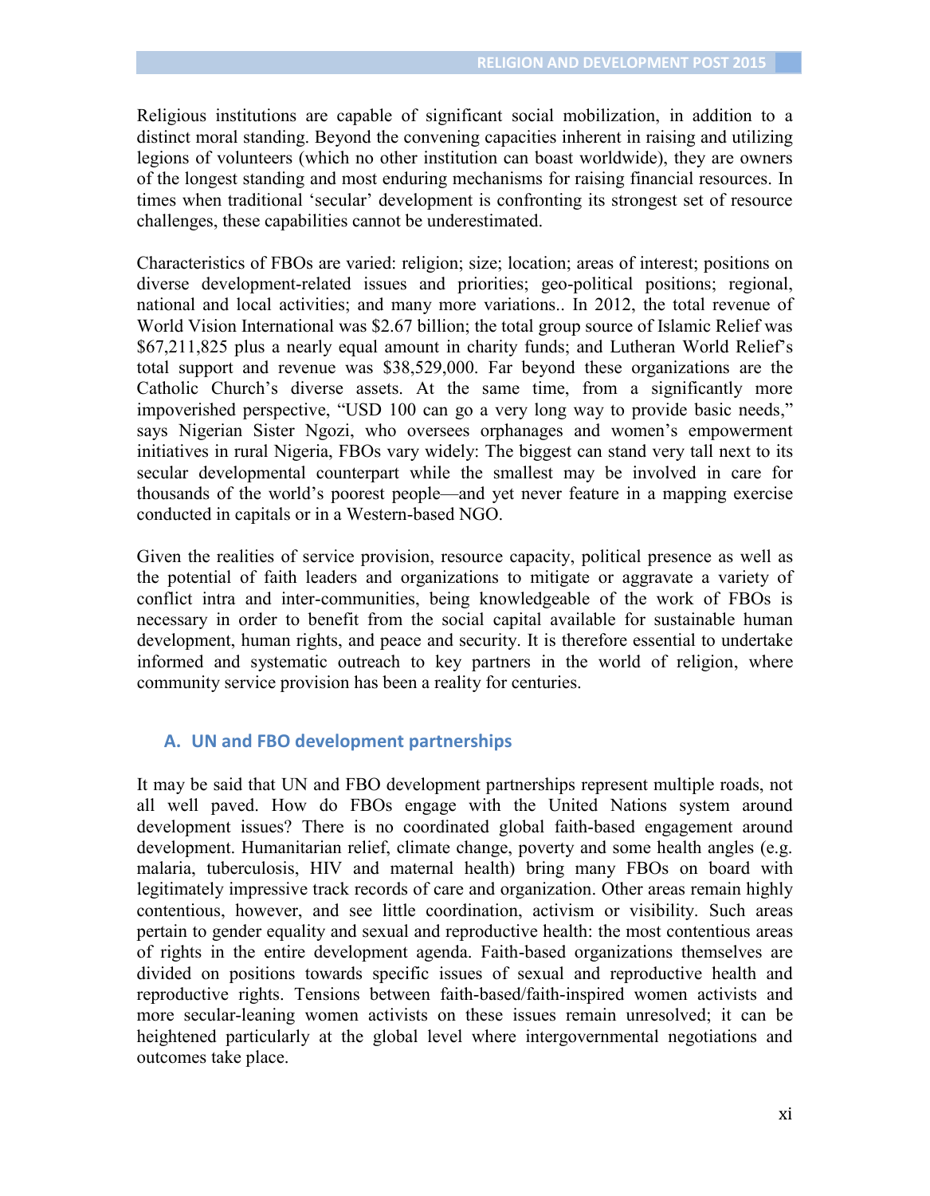Religious institutions are capable of significant social mobilization, in addition to a distinct moral standing. Beyond the convening capacities inherent in raising and utilizing legions of volunteers (which no other institution can boast worldwide), they are owners of the longest standing and most enduring mechanisms for raising financial resources. In times when traditional 'secular' development is confronting its strongest set of resource challenges, these capabilities cannot be underestimated.

Characteristics of FBOs are varied: religion; size; location; areas of interest; positions on diverse development-related issues and priorities; geo-political positions; regional, national and local activities; and many more variations.. In 2012, the total revenue of World Vision International was $2.67 billion; the total group source of Islamic Relief was $67,211,825 plus a nearly equal amount in charity funds; and Lutheran World Relief's total support and revenue was $38,529,000. Far beyond these organizations are the Catholic Church's diverse assets. At the same time, from a significantly more impoverished perspective, "USD 100 can go a very long way to provide basic needs," says Nigerian Sister Ngozi, who oversees orphanages and women's empowerment initiatives in rural Nigeria, FBOs vary widely: The biggest can stand very tall next to its secular developmental counterpart while the smallest may be involved in care for thousands of the world's poorest people—and yet never feature in a mapping exercise conducted in capitals or in a Western-based NGO.

Given the realities of service provision, resource capacity, political presence as well as the potential of faith leaders and organizations to mitigate or aggravate a variety of conflict intra and inter-communities, being knowledgeable of the work of FBOs is necessary in order to benefit from the social capital available for sustainable human development, human rights, and peace and security. It is therefore essential to undertake informed and systematic outreach to key partners in the world of religion, where community service provision has been a reality for centuries.

## A. UN and FBO development partnerships

It may be said that UN and FBO development partnerships represent multiple roads, not all well paved. How do FBOs engage with the United Nations system around development issues? There is no coordinated global faith-based engagement around development. Humanitarian relief, climate change, poverty and some health angles (e.g. malaria, tuberculosis, HIV and maternal health) bring many FBOs on board with legitimately impressive track records of care and organization. Other areas remain highly contentious, however, and see little coordination, activism or visibility. Such areas pertain to gender equality and sexual and reproductive health: the most contentious areas of rights in the entire development agenda. Faith-based organizations themselves are divided on positions towards specific issues of sexual and reproductive health and reproductive rights. Tensions between faith-based/faith-inspired women activists and more secular-leaning women activists on these issues remain unresolved; it can be heightened particularly at the global level where intergovernmental negotiations and outcomes take place.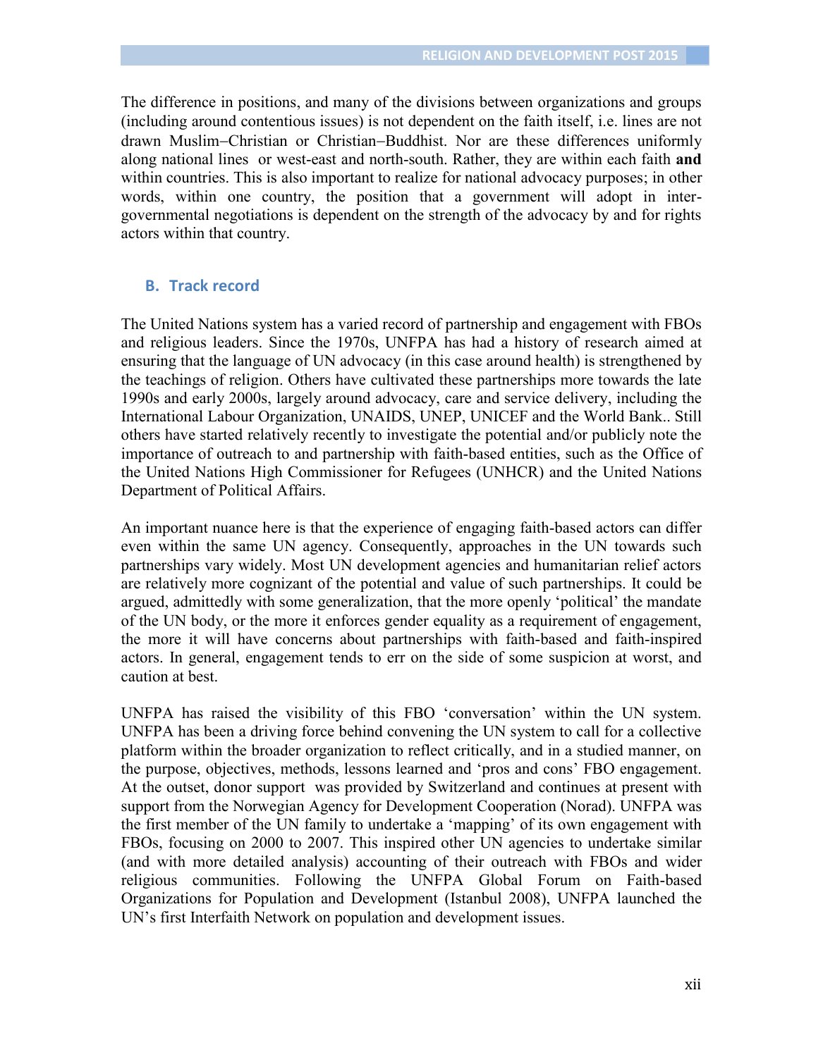The difference in positions, and many of the divisions between organizations and groups (including around contentious issues) is not dependent on the faith itself, i.e. lines are not drawn Muslim–Christian or Christian–Buddhist. Nor are these differences uniformly along national lines or west-east and north-south. Rather, they are within each faith **and** within countries. This is also important to realize for national advocacy purposes; in other words, within one country, the position that a government will adopt in inter-governmental negotiations is dependent on the strength of the advocacy by and for rights actors within that country.

## B. Track record

The United Nations system has a varied record of partnership and engagement with FBOs and religious leaders. Since the 1970s, UNFPA has had a history of research aimed at ensuring that the language of UN advocacy (in this case around health) is strengthened by the teachings of religion. Others have cultivated these partnerships more towards the late 1990s and early 2000s, largely around advocacy, care and service delivery, including the International Labour Organization, UNAIDS, UNEP, UNICEF and the World Bank.. Still others have started relatively recently to investigate the potential and/or publicly note the importance of outreach to and partnership with faith-based entities, such as the Office of the United Nations High Commissioner for Refugees (UNHCR) and the United Nations Department of Political Affairs.

An important nuance here is that the experience of engaging faith-based actors can differ even within the same UN agency. Consequently, approaches in the UN towards such partnerships vary widely. Most UN development agencies and humanitarian relief actors are relatively more cognizant of the potential and value of such partnerships. It could be argued, admittedly with some generalization, that the more openly 'political' the mandate of the UN body, or the more it enforces gender equality as a requirement of engagement, the more it will have concerns about partnerships with faith-based and faith-inspired actors. In general, engagement tends to err on the side of some suspicion at worst, and caution at best.

UNFPA has raised the visibility of this FBO 'conversation' within the UN system. UNFPA has been a driving force behind convening the UN system to call for a collective platform within the broader organization to reflect critically, and in a studied manner, on the purpose, objectives, methods, lessons learned and 'pros and cons' FBO engagement. At the outset, donor support was provided by Switzerland and continues at present with support from the Norwegian Agency for Development Cooperation (Norad). UNFPA was the first member of the UN family to undertake a 'mapping' of its own engagement with FBOs, focusing on 2000 to 2007. This inspired other UN agencies to undertake similar (and with more detailed analysis) accounting of their outreach with FBOs and wider religious communities. Following the UNFPA Global Forum on Faith-based Organizations for Population and Development (Istanbul 2008), UNFPA launched the UN's first Interfaith Network on population and development issues.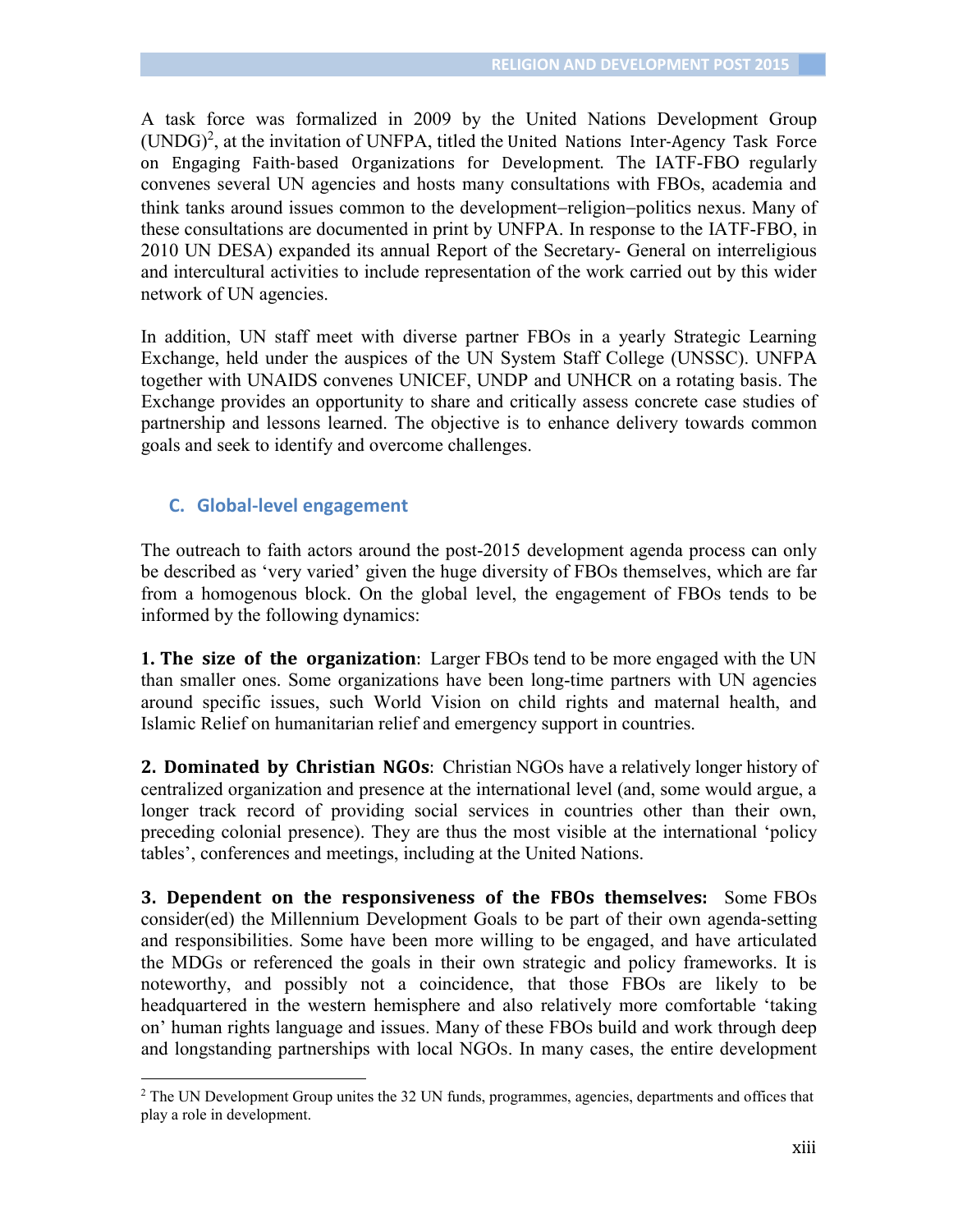A task force was formalized in 2009 by the United Nations Development Group (UNDG)[2], at the invitation of UNFPA, titled the United Nations Inter-Agency Task Force on Engaging Faith-based Organizations for Development. The IATF-FBO regularly convenes several UN agencies and hosts many consultations with FBOs, academia and think tanks around issues common to the development–religion–politics nexus. Many of these consultations are documented in print by UNFPA. In response to the IATF-FBO, in 2010 UN DESA) expanded its annual Report of the Secretary- General on interreligious and intercultural activities to include representation of the work carried out by this wider network of UN agencies.

In addition, UN staff meet with diverse partner FBOs in a yearly Strategic Learning Exchange, held under the auspices of the UN System Staff College (UNSSC). UNFPA together with UNAIDS convenes UNICEF, UNDP and UNHCR on a rotating basis. The Exchange provides an opportunity to share and critically assess concrete case studies of partnership and lessons learned. The objective is to enhance delivery towards common goals and seek to identify and overcome challenges.

## C. Global-level engagement

The outreach to faith actors around the post-2015 development agenda process can only be described as 'very varied' given the huge diversity of FBOs themselves, which are far from a homogenous block. On the global level, the engagement of FBOs tends to be informed by the following dynamics:

**1. The size of the organization**: Larger FBOs tend to be more engaged with the UN than smaller ones. Some organizations have been long-time partners with UN agencies around specific issues, such World Vision on child rights and maternal health, and Islamic Relief on humanitarian relief and emergency support in countries.

**2. Dominated by Christian NGOs**: Christian NGOs have a relatively longer history of centralized organization and presence at the international level (and, some would argue, a longer track record of providing social services in countries other than their own, preceding colonial presence). They are thus the most visible at the international 'policy tables', conferences and meetings, including at the United Nations.

**3. Dependent on the responsiveness of the FBOs themselves:** Some FBOs consider(ed) the Millennium Development Goals to be part of their own agenda-setting and responsibilities. Some have been more willing to be engaged, and have articulated the MDGs or referenced the goals in their own strategic and policy frameworks. It is noteworthy, and possibly not a coincidence, that those FBOs are likely to be headquartered in the western hemisphere and also relatively more comfortable 'taking on' human rights language and issues. Many of these FBOs build and work through deep and longstanding partnerships with local NGOs. In many cases, the entire development

[2] The UN Development Group unites the 32 UN funds, programmes, agencies, departments and offices that play a role in development.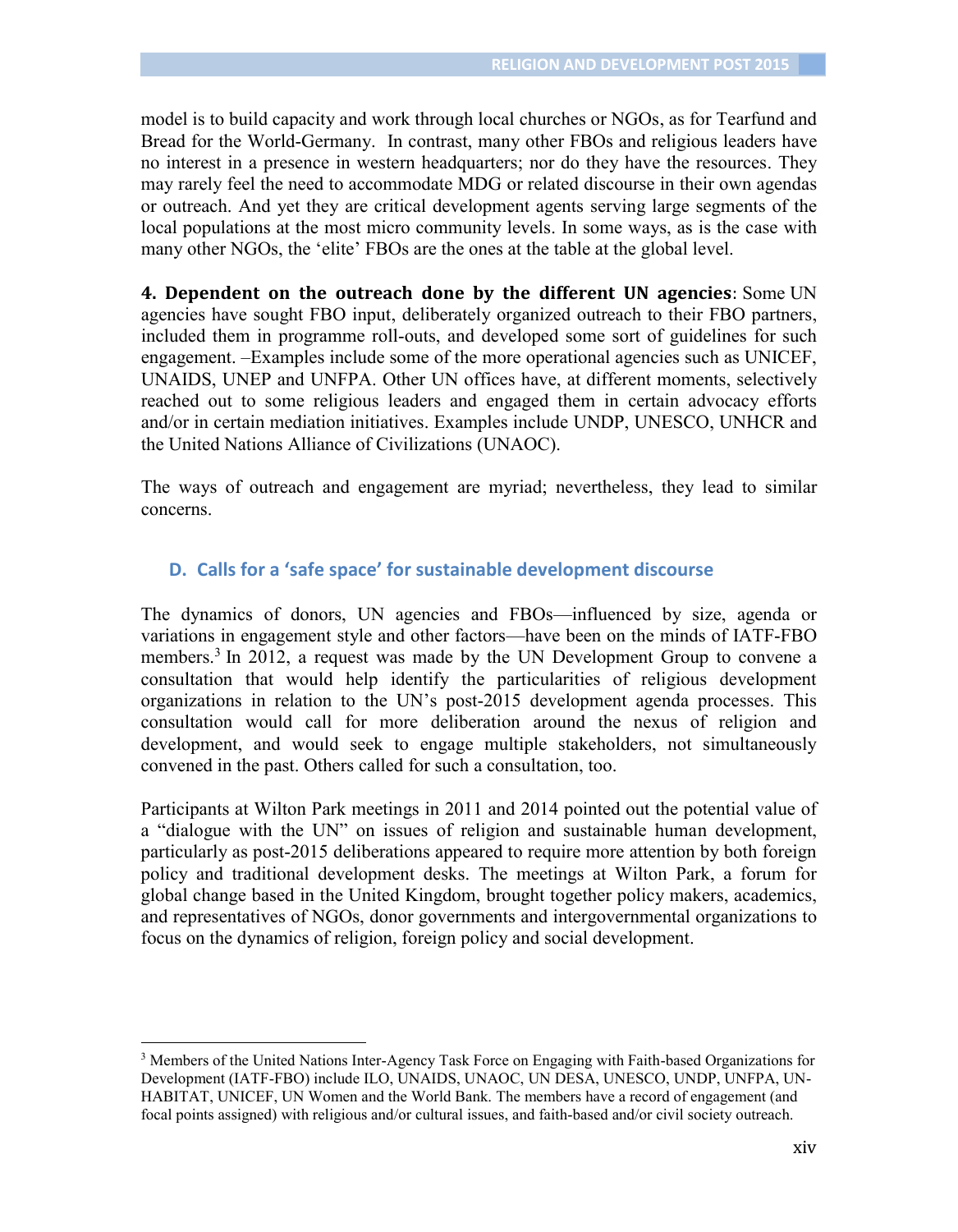model is to build capacity and work through local churches or NGOs, as for Tearfund and Bread for the World-Germany. In contrast, many other FBOs and religious leaders have no interest in a presence in western headquarters; nor do they have the resources. They may rarely feel the need to accommodate MDG or related discourse in their own agendas or outreach. And yet they are critical development agents serving large segments of the local populations at the most micro community levels. In some ways, as is the case with many other NGOs, the 'elite' FBOs are the ones at the table at the global level.

**4. Dependent on the outreach done by the different UN agencies**: Some UN agencies have sought FBO input, deliberately organized outreach to their FBO partners, included them in programme roll-outs, and developed some sort of guidelines for such engagement. –Examples include some of the more operational agencies such as UNICEF, UNAIDS, UNEP and UNFPA. Other UN offices have, at different moments, selectively reached out to some religious leaders and engaged them in certain advocacy efforts and/or in certain mediation initiatives. Examples include UNDP, UNESCO, UNHCR and the United Nations Alliance of Civilizations (UNAOC).

The ways of outreach and engagement are myriad; nevertheless, they lead to similar concerns.

## D. Calls for a 'safe space' for sustainable development discourse

The dynamics of donors, UN agencies and FBOs—influenced by size, agenda or variations in engagement style and other factors—have been on the minds of IATF-FBO members.[3] In 2012, a request was made by the UN Development Group to convene a consultation that would help identify the particularities of religious development organizations in relation to the UN's post-2015 development agenda processes. This consultation would call for more deliberation around the nexus of religion and development, and would seek to engage multiple stakeholders, not simultaneously convened in the past. Others called for such a consultation, too.

Participants at Wilton Park meetings in 2011 and 2014 pointed out the potential value of a "dialogue with the UN" on issues of religion and sustainable human development, particularly as post-2015 deliberations appeared to require more attention by both foreign policy and traditional development desks. The meetings at Wilton Park, a forum for global change based in the United Kingdom, brought together policy makers, academics, and representatives of NGOs, donor governments and intergovernmental organizations to focus on the dynamics of religion, foreign policy and social development.

---

[3] Members of the United Nations Inter-Agency Task Force on Engaging with Faith-based Organizations for Development (IATF-FBO) include ILO, UNAIDS, UNAOC, UN DESA, UNESCO, UNDP, UNFPA, UN-HABITAT, UNICEF, UN Women and the World Bank. The members have a record of engagement (and focal points assigned) with religious and/or cultural issues, and faith-based and/or civil society outreach.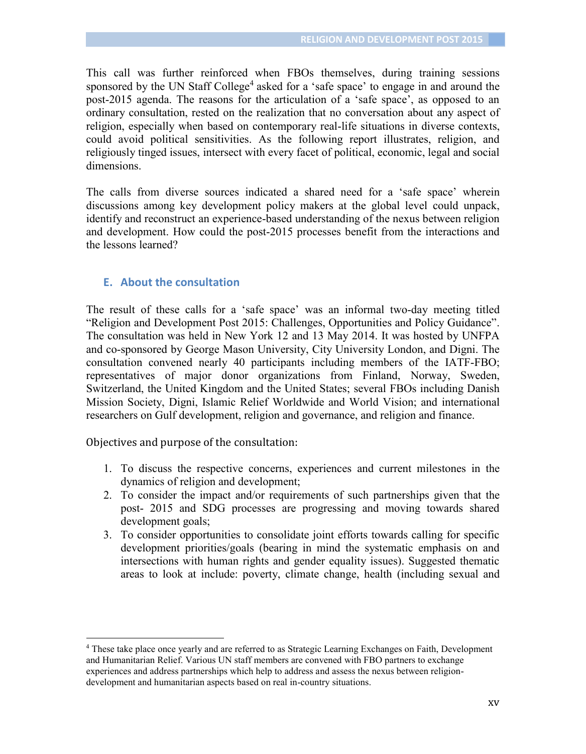This call was further reinforced when FBOs themselves, during training sessions sponsored by the UN Staff College[4] asked for a 'safe space' to engage in and around the post-2015 agenda. The reasons for the articulation of a 'safe space', as opposed to an ordinary consultation, rested on the realization that no conversation about any aspect of religion, especially when based on contemporary real-life situations in diverse contexts, could avoid political sensitivities. As the following report illustrates, religion, and religiously tinged issues, intersect with every facet of political, economic, legal and social dimensions.

The calls from diverse sources indicated a shared need for a 'safe space' wherein discussions among key development policy makers at the global level could unpack, identify and reconstruct an experience-based understanding of the nexus between religion and development. How could the post-2015 processes benefit from the interactions and the lessons learned?

## E. About the consultation

The result of these calls for a 'safe space' was an informal two-day meeting titled "Religion and Development Post 2015: Challenges, Opportunities and Policy Guidance". The consultation was held in New York 12 and 13 May 2014. It was hosted by UNFPA and co-sponsored by George Mason University, City University London, and Digni. The consultation convened nearly 40 participants including members of the IATF-FBO; representatives of major donor organizations from Finland, Norway, Sweden, Switzerland, the United Kingdom and the United States; several FBOs including Danish Mission Society, Digni, Islamic Relief Worldwide and World Vision; and international researchers on Gulf development, religion and governance, and religion and finance.

Objectives and purpose of the consultation:

1. To discuss the respective concerns, experiences and current milestones in the dynamics of religion and development;
2. To consider the impact and/or requirements of such partnerships given that the post- 2015 and SDG processes are progressing and moving towards shared development goals;
3. To consider opportunities to consolidate joint efforts towards calling for specific development priorities/goals (bearing in mind the systematic emphasis on and intersections with human rights and gender equality issues). Suggested thematic areas to look at include: poverty, climate change, health (including sexual and

[4] These take place once yearly and are referred to as Strategic Learning Exchanges on Faith, Development and Humanitarian Relief. Various UN staff members are convened with FBO partners to exchange experiences and address partnerships which help to address and assess the nexus between religion-development and humanitarian aspects based on real in-country situations.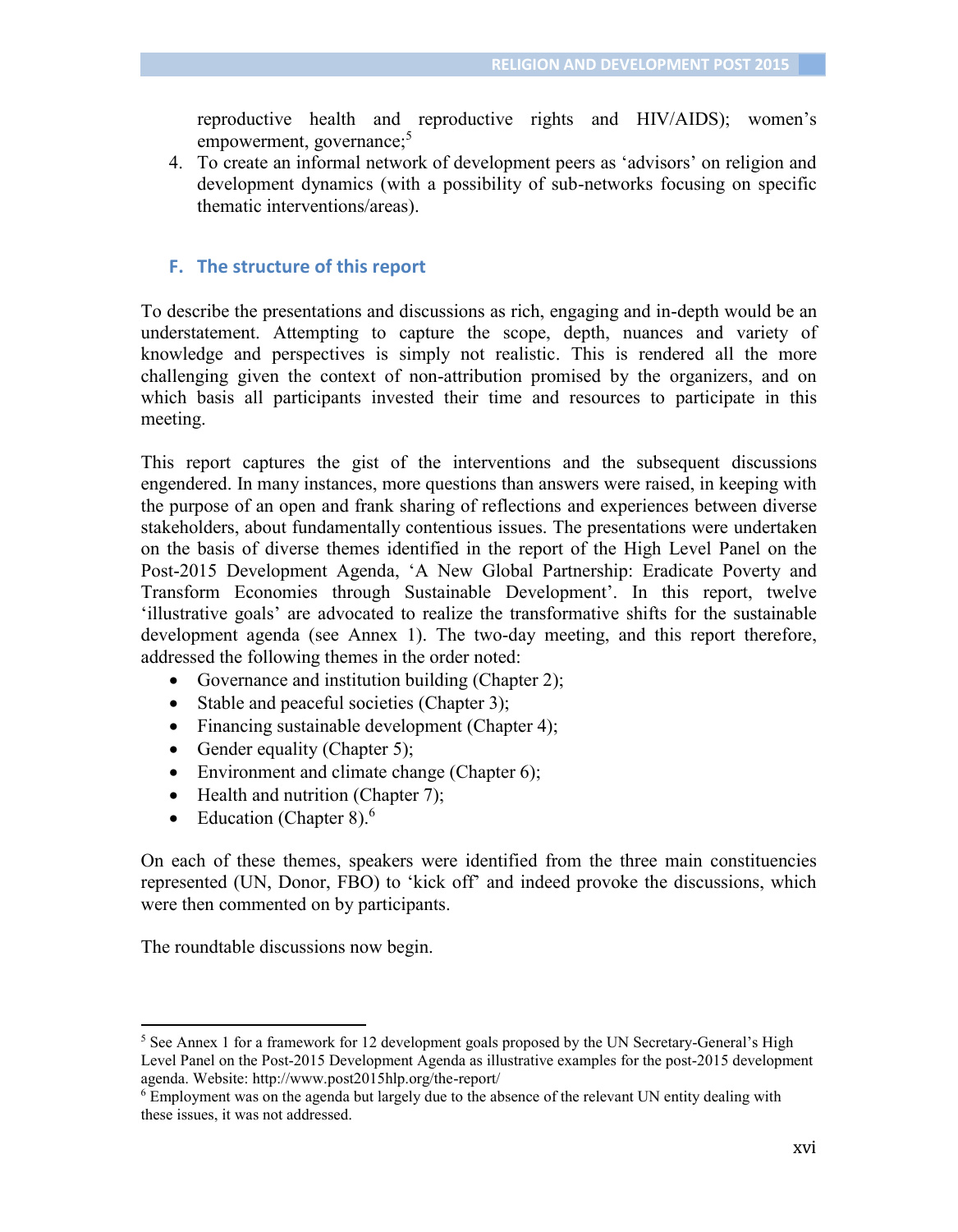reproductive health and reproductive rights and HIV/AIDS); women's empowerment, governance;[5]

4. To create an informal network of development peers as 'advisors' on religion and development dynamics (with a possibility of sub-networks focusing on specific thematic interventions/areas).

## F. The structure of this report

To describe the presentations and discussions as rich, engaging and in-depth would be an understatement. Attempting to capture the scope, depth, nuances and variety of knowledge and perspectives is simply not realistic. This is rendered all the more challenging given the context of non-attribution promised by the organizers, and on which basis all participants invested their time and resources to participate in this meeting.

This report captures the gist of the interventions and the subsequent discussions engendered. In many instances, more questions than answers were raised, in keeping with the purpose of an open and frank sharing of reflections and experiences between diverse stakeholders, about fundamentally contentious issues. The presentations were undertaken on the basis of diverse themes identified in the report of the High Level Panel on the Post-2015 Development Agenda, 'A New Global Partnership: Eradicate Poverty and Transform Economies through Sustainable Development'. In this report, twelve 'illustrative goals' are advocated to realize the transformative shifts for the sustainable development agenda (see Annex 1). The two-day meeting, and this report therefore, addressed the following themes in the order noted:

- Governance and institution building (Chapter 2);
- Stable and peaceful societies (Chapter 3);
- Financing sustainable development (Chapter 4);
- Gender equality (Chapter 5);
- Environment and climate change (Chapter 6);
- Health and nutrition (Chapter 7);
- Education (Chapter 8).[6]

On each of these themes, speakers were identified from the three main constituencies represented (UN, Donor, FBO) to 'kick off' and indeed provoke the discussions, which were then commented on by participants.

The roundtable discussions now begin.

---

[5] See Annex 1 for a framework for 12 development goals proposed by the UN Secretary-General's High Level Panel on the Post-2015 Development Agenda as illustrative examples for the post-2015 development agenda. Website: http://www.post2015hlp.org/the-report/

[6] Employment was on the agenda but largely due to the absence of the relevant UN entity dealing with these issues, it was not addressed.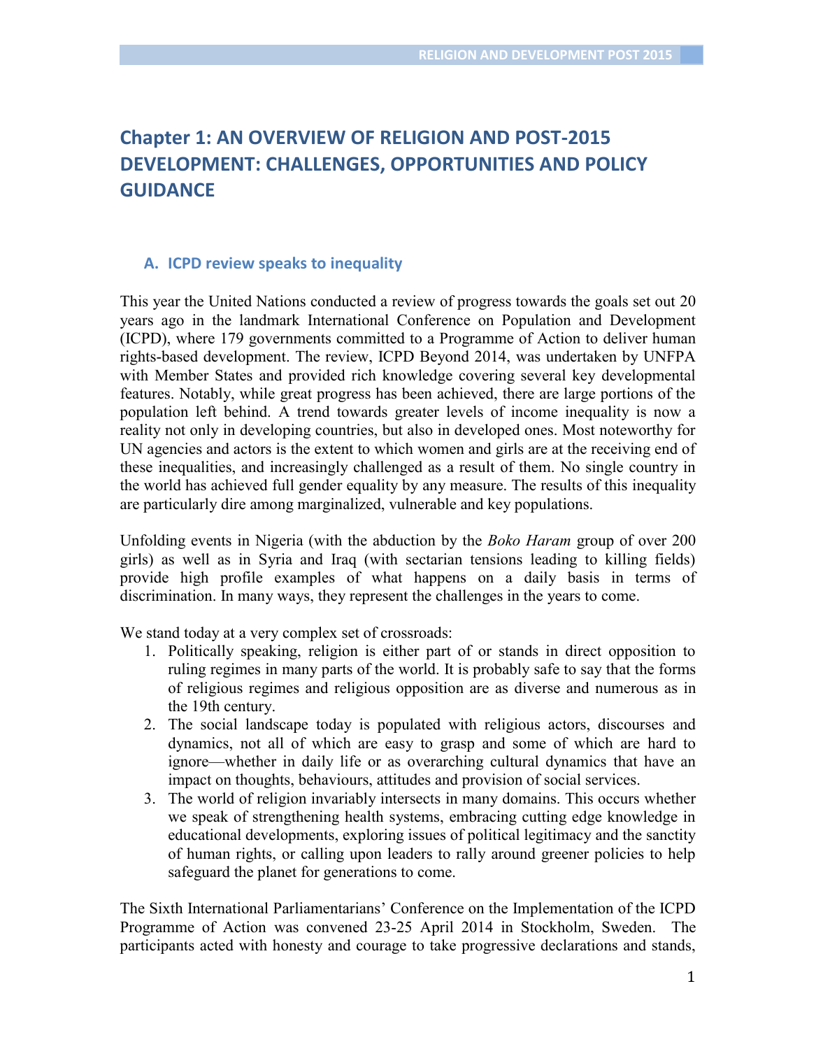# Chapter 1: AN OVERVIEW OF RELIGION AND POST-2015 DEVELOPMENT: CHALLENGES, OPPORTUNITIES AND POLICY GUIDANCE

## A. ICPD review speaks to inequality

This year the United Nations conducted a review of progress towards the goals set out 20 years ago in the landmark International Conference on Population and Development (ICPD), where 179 governments committed to a Programme of Action to deliver human rights-based development. The review, ICPD Beyond 2014, was undertaken by UNFPA with Member States and provided rich knowledge covering several key developmental features. Notably, while great progress has been achieved, there are large portions of the population left behind. A trend towards greater levels of income inequality is now a reality not only in developing countries, but also in developed ones. Most noteworthy for UN agencies and actors is the extent to which women and girls are at the receiving end of these inequalities, and increasingly challenged as a result of them. No single country in the world has achieved full gender equality by any measure. The results of this inequality are particularly dire among marginalized, vulnerable and key populations.

Unfolding events in Nigeria (with the abduction by the *Boko Haram* group of over 200 girls) as well as in Syria and Iraq (with sectarian tensions leading to killing fields) provide high profile examples of what happens on a daily basis in terms of discrimination. In many ways, they represent the challenges in the years to come.

We stand today at a very complex set of crossroads:

1. Politically speaking, religion is either part of or stands in direct opposition to ruling regimes in many parts of the world. It is probably safe to say that the forms of religious regimes and religious opposition are as diverse and numerous as in the 19th century.
2. The social landscape today is populated with religious actors, discourses and dynamics, not all of which are easy to grasp and some of which are hard to ignore—whether in daily life or as overarching cultural dynamics that have an impact on thoughts, behaviours, attitudes and provision of social services.
3. The world of religion invariably intersects in many domains. This occurs whether we speak of strengthening health systems, embracing cutting edge knowledge in educational developments, exploring issues of political legitimacy and the sanctity of human rights, or calling upon leaders to rally around greener policies to help safeguard the planet for generations to come.

The Sixth International Parliamentarians' Conference on the Implementation of the ICPD Programme of Action was convened 23-25 April 2014 in Stockholm, Sweden. The participants acted with honesty and courage to take progressive declarations and stands,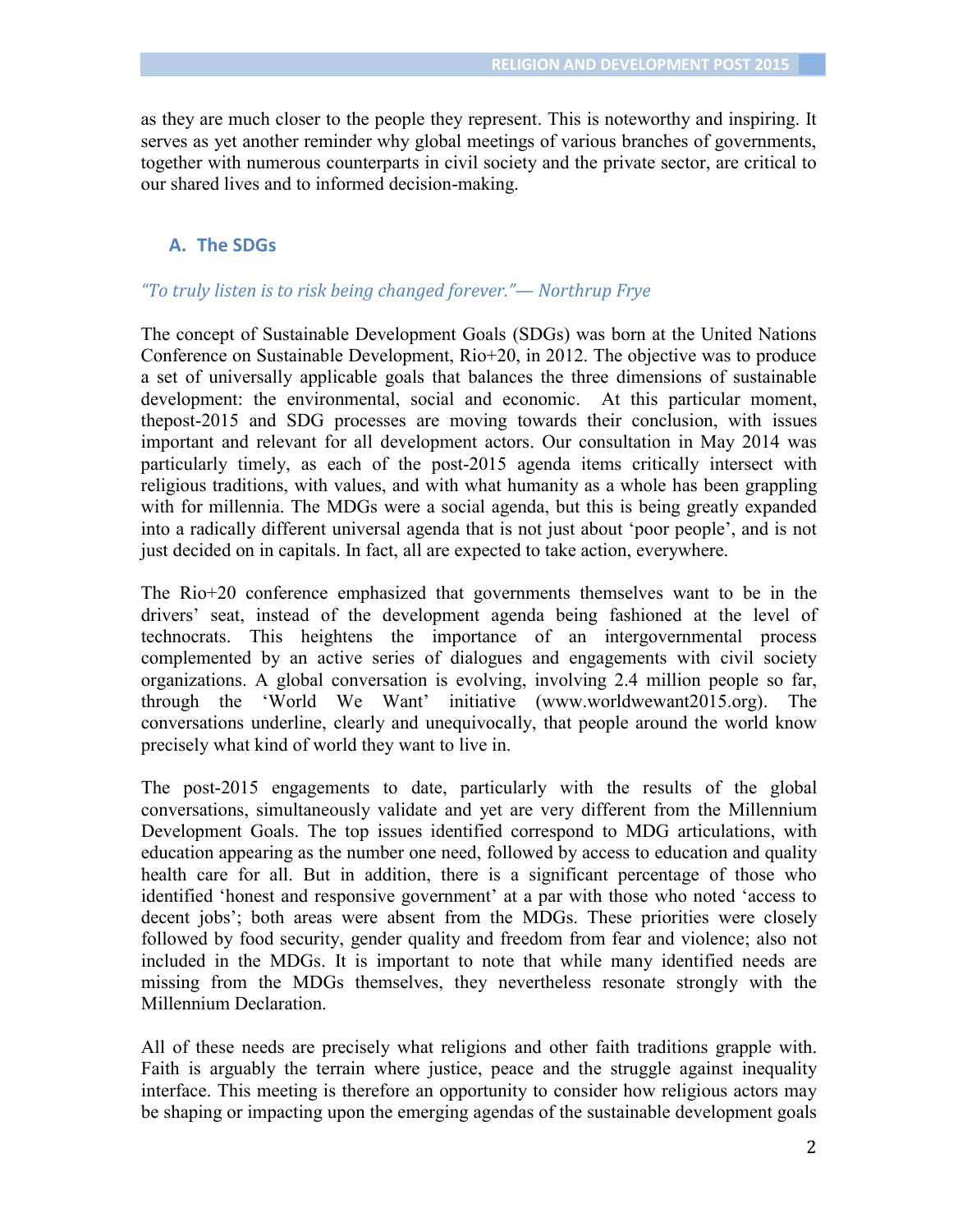as they are much closer to the people they represent. This is noteworthy and inspiring. It serves as yet another reminder why global meetings of various branches of governments, together with numerous counterparts in civil society and the private sector, are critical to our shared lives and to informed decision-making.

## A. The SDGs

*"To truly listen is to risk being changed forever."— Northrup Frye*

The concept of Sustainable Development Goals (SDGs) was born at the United Nations Conference on Sustainable Development, Rio+20, in 2012. The objective was to produce a set of universally applicable goals that balances the three dimensions of sustainable development: the environmental, social and economic. At this particular moment, thepost-2015 and SDG processes are moving towards their conclusion, with issues important and relevant for all development actors. Our consultation in May 2014 was particularly timely, as each of the post-2015 agenda items critically intersect with religious traditions, with values, and with what humanity as a whole has been grappling with for millennia. The MDGs were a social agenda, but this is being greatly expanded into a radically different universal agenda that is not just about 'poor people', and is not just decided on in capitals. In fact, all are expected to take action, everywhere.

The Rio+20 conference emphasized that governments themselves want to be in the drivers' seat, instead of the development agenda being fashioned at the level of technocrats. This heightens the importance of an intergovernmental process complemented by an active series of dialogues and engagements with civil society organizations. A global conversation is evolving, involving 2.4 million people so far, through the 'World We Want' initiative (www.worldwewant2015.org). The conversations underline, clearly and unequivocally, that people around the world know precisely what kind of world they want to live in.

The post-2015 engagements to date, particularly with the results of the global conversations, simultaneously validate and yet are very different from the Millennium Development Goals. The top issues identified correspond to MDG articulations, with education appearing as the number one need, followed by access to education and quality health care for all. But in addition, there is a significant percentage of those who identified 'honest and responsive government' at a par with those who noted 'access to decent jobs'; both areas were absent from the MDGs. These priorities were closely followed by food security, gender quality and freedom from fear and violence; also not included in the MDGs. It is important to note that while many identified needs are missing from the MDGs themselves, they nevertheless resonate strongly with the Millennium Declaration.

All of these needs are precisely what religions and other faith traditions grapple with. Faith is arguably the terrain where justice, peace and the struggle against inequality interface. This meeting is therefore an opportunity to consider how religious actors may be shaping or impacting upon the emerging agendas of the sustainable development goals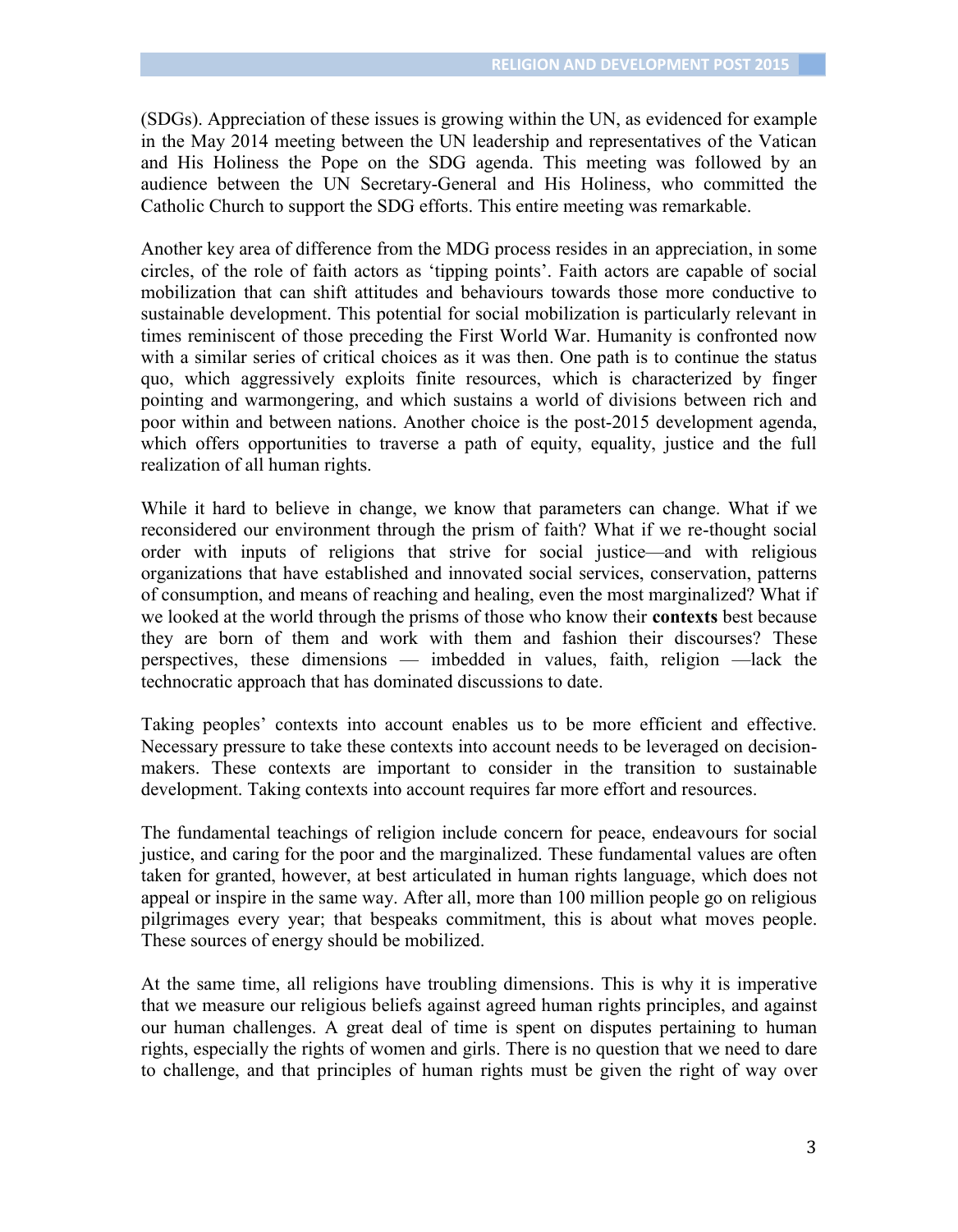(SDGs). Appreciation of these issues is growing within the UN, as evidenced for example in the May 2014 meeting between the UN leadership and representatives of the Vatican and His Holiness the Pope on the SDG agenda. This meeting was followed by an audience between the UN Secretary-General and His Holiness, who committed the Catholic Church to support the SDG efforts. This entire meeting was remarkable.

Another key area of difference from the MDG process resides in an appreciation, in some circles, of the role of faith actors as 'tipping points'. Faith actors are capable of social mobilization that can shift attitudes and behaviours towards those more conductive to sustainable development. This potential for social mobilization is particularly relevant in times reminiscent of those preceding the First World War. Humanity is confronted now with a similar series of critical choices as it was then. One path is to continue the status quo, which aggressively exploits finite resources, which is characterized by finger pointing and warmongering, and which sustains a world of divisions between rich and poor within and between nations. Another choice is the post-2015 development agenda, which offers opportunities to traverse a path of equity, equality, justice and the full realization of all human rights.

While it hard to believe in change, we know that parameters can change. What if we reconsidered our environment through the prism of faith? What if we re-thought social order with inputs of religions that strive for social justice—and with religious organizations that have established and innovated social services, conservation, patterns of consumption, and means of reaching and healing, even the most marginalized? What if we looked at the world through the prisms of those who know their **contexts** best because they are born of them and work with them and fashion their discourses? These perspectives, these dimensions — imbedded in values, faith, religion —lack the technocratic approach that has dominated discussions to date.

Taking peoples' contexts into account enables us to be more efficient and effective. Necessary pressure to take these contexts into account needs to be leveraged on decision-makers. These contexts are important to consider in the transition to sustainable development. Taking contexts into account requires far more effort and resources.

The fundamental teachings of religion include concern for peace, endeavours for social justice, and caring for the poor and the marginalized. These fundamental values are often taken for granted, however, at best articulated in human rights language, which does not appeal or inspire in the same way. After all, more than 100 million people go on religious pilgrimages every year; that bespeaks commitment, this is about what moves people. These sources of energy should be mobilized.

At the same time, all religions have troubling dimensions. This is why it is imperative that we measure our religious beliefs against agreed human rights principles, and against our human challenges. A great deal of time is spent on disputes pertaining to human rights, especially the rights of women and girls. There is no question that we need to dare to challenge, and that principles of human rights must be given the right of way over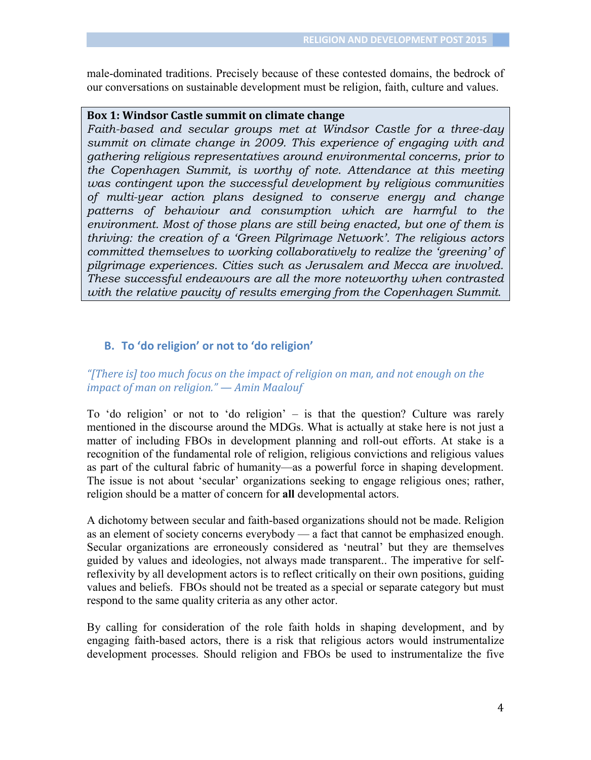male-dominated traditions. Precisely because of these contested domains, the bedrock of our conversations on sustainable development must be religion, faith, culture and values.

> **Box 1: Windsor Castle summit on climate change**
> *Faith-based and secular groups met at Windsor Castle for a three-day summit on climate change in 2009. This experience of engaging with and gathering religious representatives around environmental concerns, prior to the Copenhagen Summit, is worthy of note. Attendance at this meeting was contingent upon the successful development by religious communities of multi-year action plans designed to conserve energy and change patterns of behaviour and consumption which are harmful to the environment. Most of those plans are still being enacted, but one of them is thriving: the creation of a 'Green Pilgrimage Network'. The religious actors committed themselves to working collaboratively to realize the 'greening' of pilgrimage experiences. Cities such as Jerusalem and Mecca are involved. These successful endeavours are all the more noteworthy when contrasted with the relative paucity of results emerging from the Copenhagen Summit.*

## B. To 'do religion' or not to 'do religion'

*"[There is] too much focus on the impact of religion on man, and not enough on the impact of man on religion." — Amin Maalouf*

To 'do religion' or not to 'do religion' – is that the question? Culture was rarely mentioned in the discourse around the MDGs. What is actually at stake here is not just a matter of including FBOs in development planning and roll-out efforts. At stake is a recognition of the fundamental role of religion, religious convictions and religious values as part of the cultural fabric of humanity—as a powerful force in shaping development. The issue is not about 'secular' organizations seeking to engage religious ones; rather, religion should be a matter of concern for **all** developmental actors.

A dichotomy between secular and faith-based organizations should not be made. Religion as an element of society concerns everybody — a fact that cannot be emphasized enough. Secular organizations are erroneously considered as 'neutral' but they are themselves guided by values and ideologies, not always made transparent.. The imperative for self-reflexivity by all development actors is to reflect critically on their own positions, guiding values and beliefs. FBOs should not be treated as a special or separate category but must respond to the same quality criteria as any other actor.

By calling for consideration of the role faith holds in shaping development, and by engaging faith-based actors, there is a risk that religious actors would instrumentalize development processes. Should religion and FBOs be used to instrumentalize the five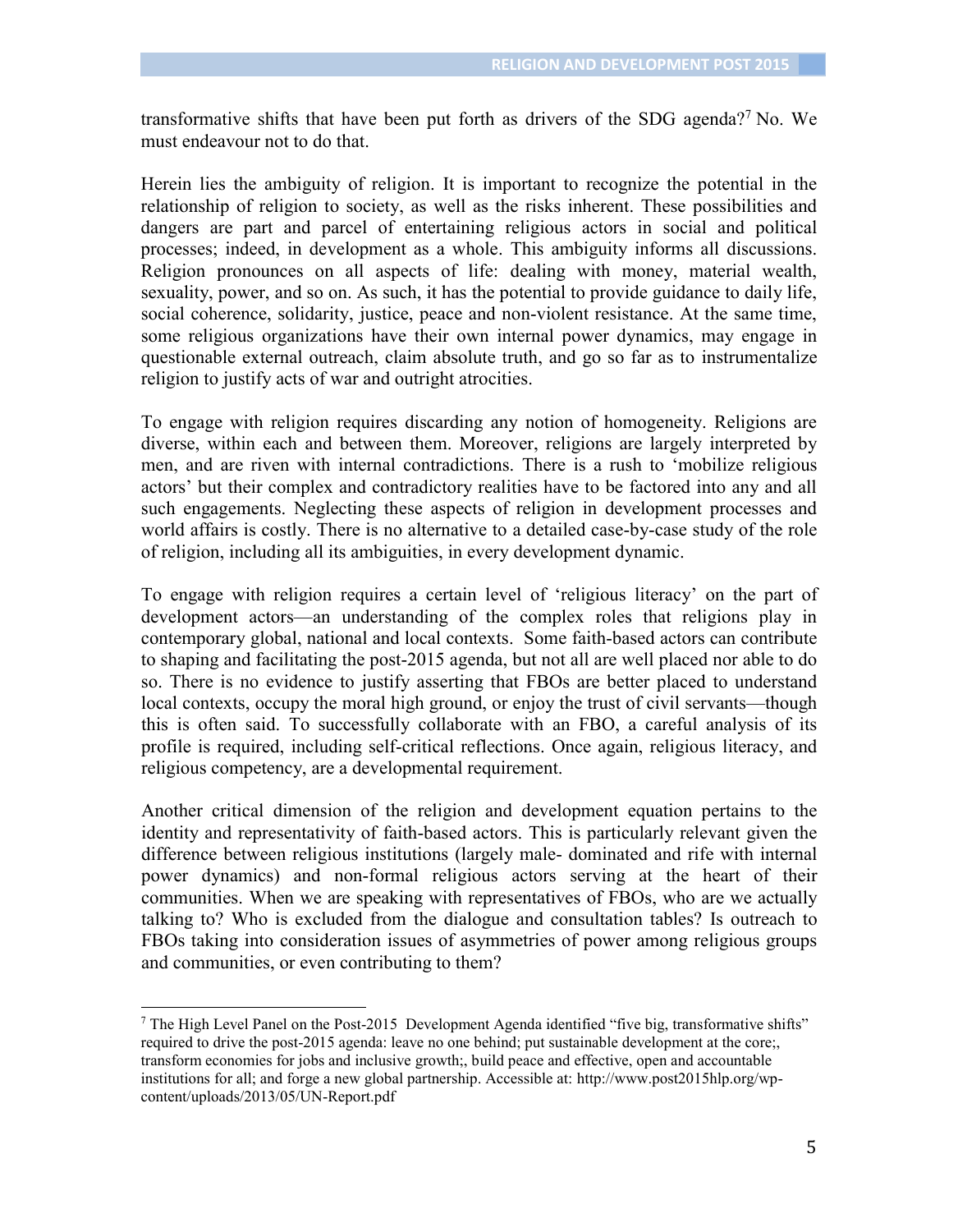transformative shifts that have been put forth as drivers of the SDG agenda?[7] No. We must endeavour not to do that.

Herein lies the ambiguity of religion. It is important to recognize the potential in the relationship of religion to society, as well as the risks inherent. These possibilities and dangers are part and parcel of entertaining religious actors in social and political processes; indeed, in development as a whole. This ambiguity informs all discussions. Religion pronounces on all aspects of life: dealing with money, material wealth, sexuality, power, and so on. As such, it has the potential to provide guidance to daily life, social coherence, solidarity, justice, peace and non-violent resistance. At the same time, some religious organizations have their own internal power dynamics, may engage in questionable external outreach, claim absolute truth, and go so far as to instrumentalize religion to justify acts of war and outright atrocities.

To engage with religion requires discarding any notion of homogeneity. Religions are diverse, within each and between them. Moreover, religions are largely interpreted by men, and are riven with internal contradictions. There is a rush to 'mobilize religious actors' but their complex and contradictory realities have to be factored into any and all such engagements. Neglecting these aspects of religion in development processes and world affairs is costly. There is no alternative to a detailed case-by-case study of the role of religion, including all its ambiguities, in every development dynamic.

To engage with religion requires a certain level of 'religious literacy' on the part of development actors—an understanding of the complex roles that religions play in contemporary global, national and local contexts. Some faith-based actors can contribute to shaping and facilitating the post-2015 agenda, but not all are well placed nor able to do so. There is no evidence to justify asserting that FBOs are better placed to understand local contexts, occupy the moral high ground, or enjoy the trust of civil servants—though this is often said. To successfully collaborate with an FBO, a careful analysis of its profile is required, including self-critical reflections. Once again, religious literacy, and religious competency, are a developmental requirement.

Another critical dimension of the religion and development equation pertains to the identity and representativity of faith-based actors. This is particularly relevant given the difference between religious institutions (largely male- dominated and rife with internal power dynamics) and non-formal religious actors serving at the heart of their communities. When we are speaking with representatives of FBOs, who are we actually talking to? Who is excluded from the dialogue and consultation tables? Is outreach to FBOs taking into consideration issues of asymmetries of power among religious groups and communities, or even contributing to them?

[7] The High Level Panel on the Post-2015 Development Agenda identified "five big, transformative shifts" required to drive the post-2015 agenda: leave no one behind; put sustainable development at the core;, transform economies for jobs and inclusive growth;, build peace and effective, open and accountable institutions for all; and forge a new global partnership. Accessible at: http://www.post2015hlp.org/wp-content/uploads/2013/05/UN-Report.pdf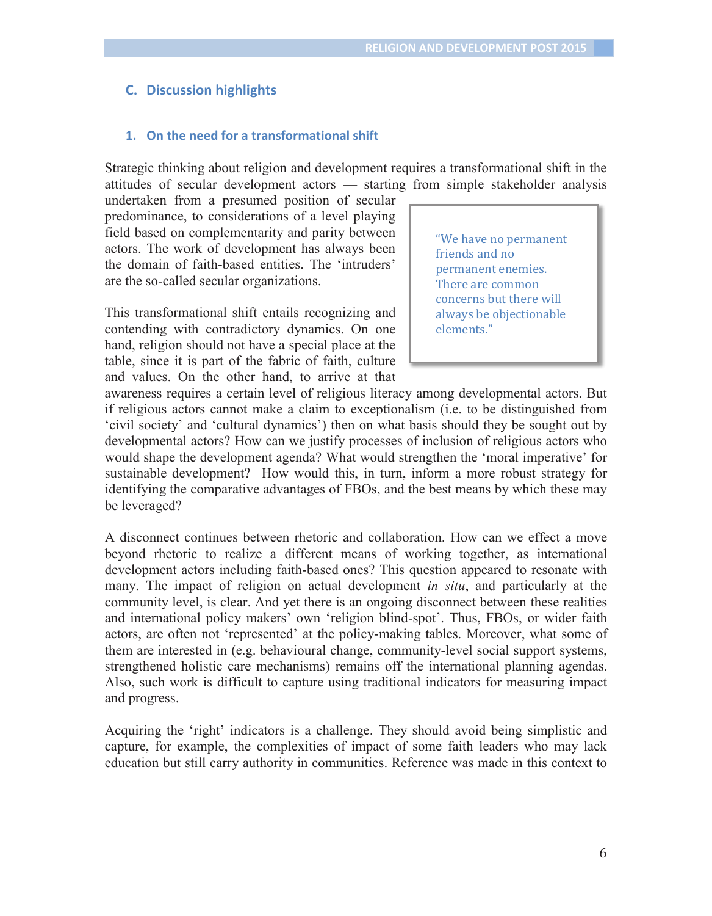## C. Discussion highlights

### 1. On the need for a transformational shift

Strategic thinking about religion and development requires a transformational shift in the attitudes of secular development actors — starting from simple stakeholder analysis undertaken from a presumed position of secular predominance, to considerations of a level playing field based on complementarity and parity between actors. The work of development has always been the domain of faith-based entities. The 'intruders' are the so-called secular organizations.

> "We have no permanent friends and no permanent enemies. There are common concerns but there will always be objectionable elements."

This transformational shift entails recognizing and contending with contradictory dynamics. On one hand, religion should not have a special place at the table, since it is part of the fabric of faith, culture and values. On the other hand, to arrive at that awareness requires a certain level of religious literacy among developmental actors. But if religious actors cannot make a claim to exceptionalism (i.e. to be distinguished from 'civil society' and 'cultural dynamics') then on what basis should they be sought out by developmental actors? How can we justify processes of inclusion of religious actors who would shape the development agenda? What would strengthen the 'moral imperative' for sustainable development? How would this, in turn, inform a more robust strategy for identifying the comparative advantages of FBOs, and the best means by which these may be leveraged?

A disconnect continues between rhetoric and collaboration. How can we effect a move beyond rhetoric to realize a different means of working together, as international development actors including faith-based ones? This question appeared to resonate with many. The impact of religion on actual development *in situ*, and particularly at the community level, is clear. And yet there is an ongoing disconnect between these realities and international policy makers' own 'religion blind-spot'. Thus, FBOs, or wider faith actors, are often not 'represented' at the policy-making tables. Moreover, what some of them are interested in (e.g. behavioural change, community-level social support systems, strengthened holistic care mechanisms) remains off the international planning agendas. Also, such work is difficult to capture using traditional indicators for measuring impact and progress.

Acquiring the 'right' indicators is a challenge. They should avoid being simplistic and capture, for example, the complexities of impact of some faith leaders who may lack education but still carry authority in communities. Reference was made in this context to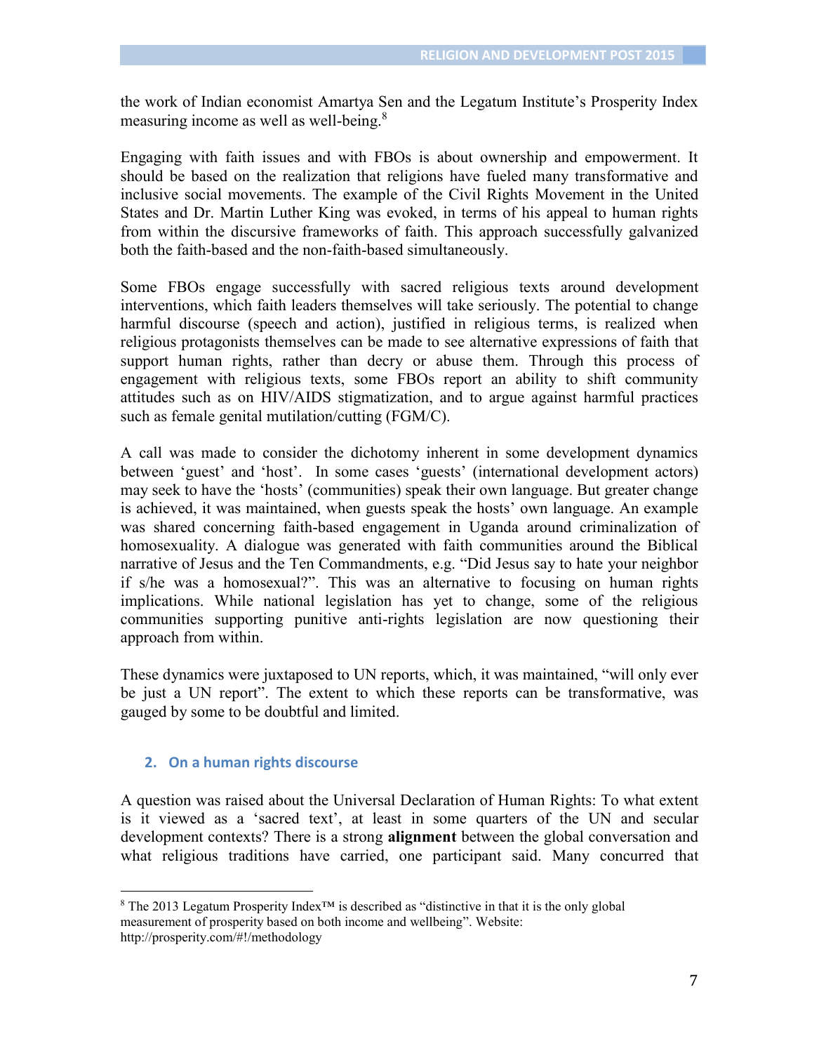the work of Indian economist Amartya Sen and the Legatum Institute's Prosperity Index measuring income as well as well-being.[8]

Engaging with faith issues and with FBOs is about ownership and empowerment. It should be based on the realization that religions have fueled many transformative and inclusive social movements. The example of the Civil Rights Movement in the United States and Dr. Martin Luther King was evoked, in terms of his appeal to human rights from within the discursive frameworks of faith. This approach successfully galvanized both the faith-based and the non-faith-based simultaneously.

Some FBOs engage successfully with sacred religious texts around development interventions, which faith leaders themselves will take seriously. The potential to change harmful discourse (speech and action), justified in religious terms, is realized when religious protagonists themselves can be made to see alternative expressions of faith that support human rights, rather than decry or abuse them. Through this process of engagement with religious texts, some FBOs report an ability to shift community attitudes such as on HIV/AIDS stigmatization, and to argue against harmful practices such as female genital mutilation/cutting (FGM/C).

A call was made to consider the dichotomy inherent in some development dynamics between 'guest' and 'host'. In some cases 'guests' (international development actors) may seek to have the 'hosts' (communities) speak their own language. But greater change is achieved, it was maintained, when guests speak the hosts' own language. An example was shared concerning faith-based engagement in Uganda around criminalization of homosexuality. A dialogue was generated with faith communities around the Biblical narrative of Jesus and the Ten Commandments, e.g. "Did Jesus say to hate your neighbor if s/he was a homosexual?". This was an alternative to focusing on human rights implications. While national legislation has yet to change, some of the religious communities supporting punitive anti-rights legislation are now questioning their approach from within.

These dynamics were juxtaposed to UN reports, which, it was maintained, "will only ever be just a UN report". The extent to which these reports can be transformative, was gauged by some to be doubtful and limited.

## 2. On a human rights discourse

A question was raised about the Universal Declaration of Human Rights: To what extent is it viewed as a 'sacred text', at least in some quarters of the UN and secular development contexts? There is a strong **alignment** between the global conversation and what religious traditions have carried, one participant said. Many concurred that

[8] The 2013 Legatum Prosperity Index™ is described as "distinctive in that it is the only global measurement of prosperity based on both income and wellbeing". Website: http://prosperity.com/#!/methodology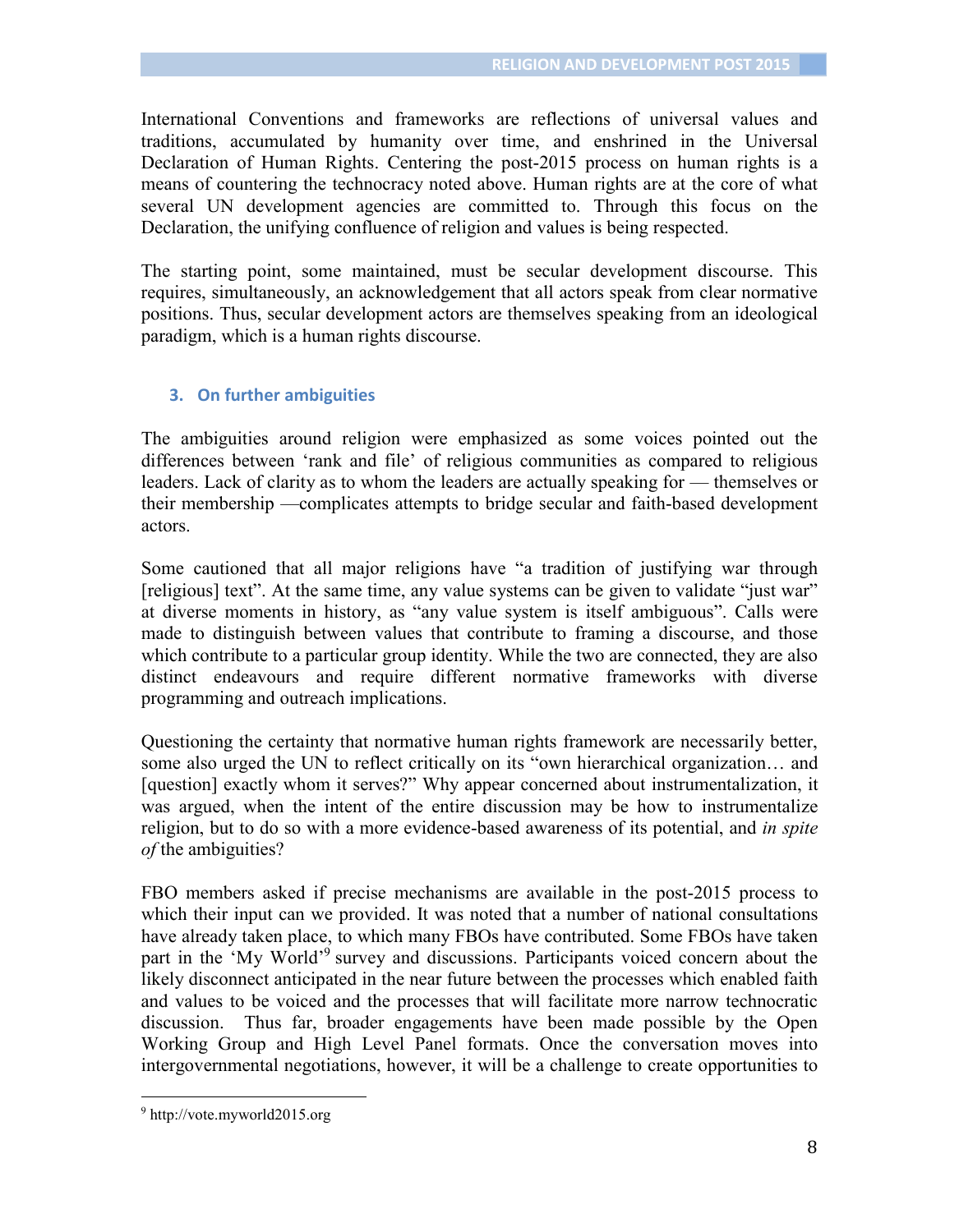International Conventions and frameworks are reflections of universal values and traditions, accumulated by humanity over time, and enshrined in the Universal Declaration of Human Rights. Centering the post-2015 process on human rights is a means of countering the technocracy noted above. Human rights are at the core of what several UN development agencies are committed to. Through this focus on the Declaration, the unifying confluence of religion and values is being respected.

The starting point, some maintained, must be secular development discourse. This requires, simultaneously, an acknowledgement that all actors speak from clear normative positions. Thus, secular development actors are themselves speaking from an ideological paradigm, which is a human rights discourse.

### 3. On further ambiguities

The ambiguities around religion were emphasized as some voices pointed out the differences between 'rank and file' of religious communities as compared to religious leaders. Lack of clarity as to whom the leaders are actually speaking for — themselves or their membership —complicates attempts to bridge secular and faith-based development actors.

Some cautioned that all major religions have "a tradition of justifying war through [religious] text". At the same time, any value systems can be given to validate "just war" at diverse moments in history, as "any value system is itself ambiguous". Calls were made to distinguish between values that contribute to framing a discourse, and those which contribute to a particular group identity. While the two are connected, they are also distinct endeavours and require different normative frameworks with diverse programming and outreach implications.

Questioning the certainty that normative human rights framework are necessarily better, some also urged the UN to reflect critically on its "own hierarchical organization… and [question] exactly whom it serves?" Why appear concerned about instrumentalization, it was argued, when the intent of the entire discussion may be how to instrumentalize religion, but to do so with a more evidence-based awareness of its potential, and *in spite of* the ambiguities?

FBO members asked if precise mechanisms are available in the post-2015 process to which their input can we provided. It was noted that a number of national consultations have already taken place, to which many FBOs have contributed. Some FBOs have taken part in the 'My World'[9] survey and discussions. Participants voiced concern about the likely disconnect anticipated in the near future between the processes which enabled faith and values to be voiced and the processes that will facilitate more narrow technocratic discussion. Thus far, broader engagements have been made possible by the Open Working Group and High Level Panel formats. Once the conversation moves into intergovernmental negotiations, however, it will be a challenge to create opportunities to

[9] http://vote.myworld2015.org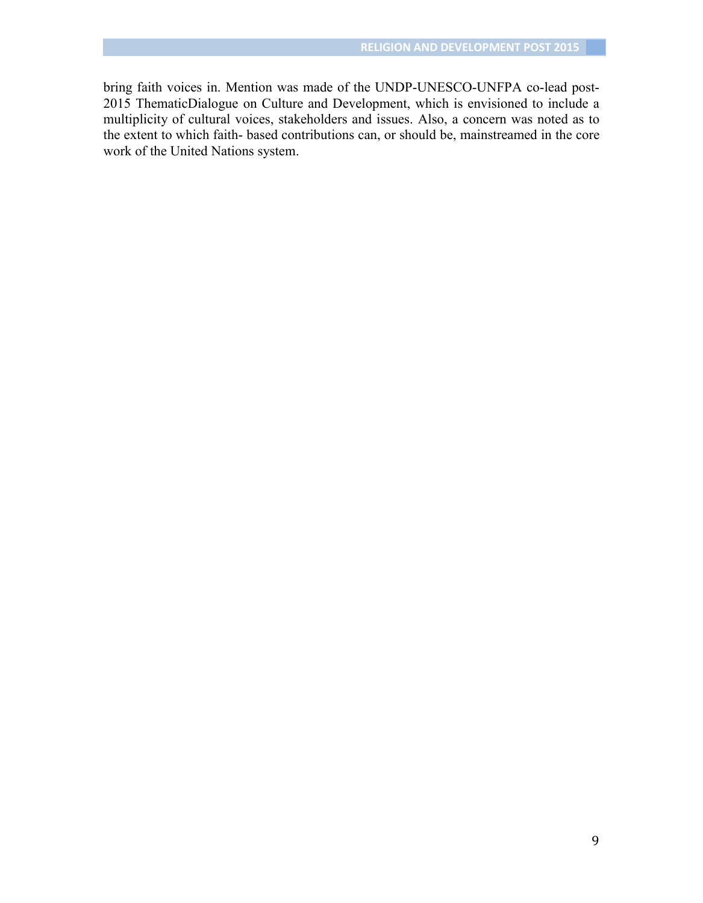bring faith voices in. Mention was made of the UNDP-UNESCO-UNFPA co-lead post-2015 ThematicDialogue on Culture and Development, which is envisioned to include a multiplicity of cultural voices, stakeholders and issues. Also, a concern was noted as to the extent to which faith- based contributions can, or should be, mainstreamed in the core work of the United Nations system.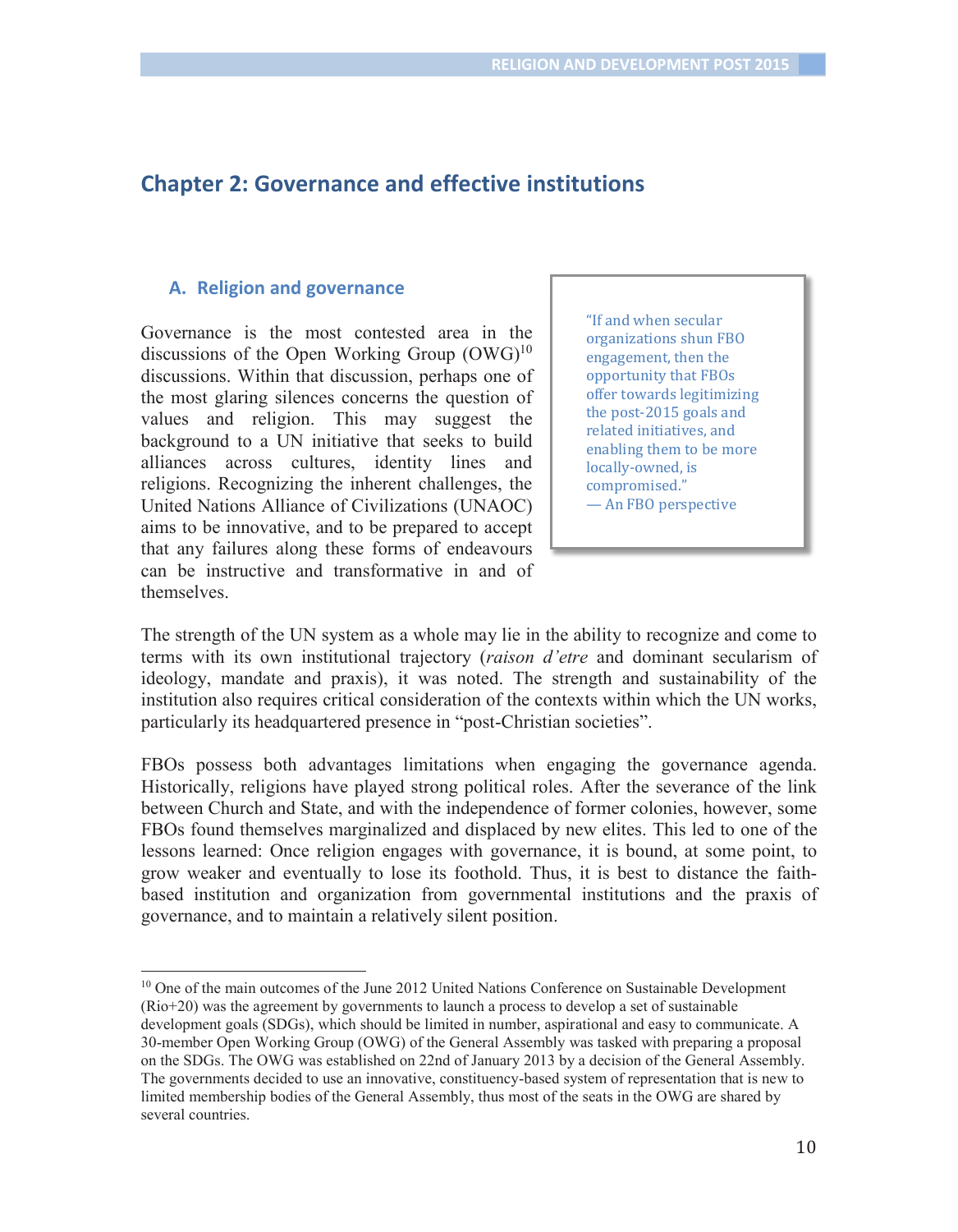## Chapter 2: Governance and effective institutions

### A. Religion and governance

Governance is the most contested area in the discussions of the Open Working Group (OWG)[10] discussions. Within that discussion, perhaps one of the most glaring silences concerns the question of values and religion. This may suggest the background to a UN initiative that seeks to build alliances across cultures, identity lines and religions. Recognizing the inherent challenges, the United Nations Alliance of Civilizations (UNAOC) aims to be innovative, and to be prepared to accept that any failures along these forms of endeavours can be instructive and transformative in and of themselves.

> "If and when secular organizations shun FBO engagement, then the opportunity that FBOs offer towards legitimizing the post-2015 goals and related initiatives, and enabling them to be more locally-owned, is compromised."
> — An FBO perspective

The strength of the UN system as a whole may lie in the ability to recognize and come to terms with its own institutional trajectory (*raison d'etre* and dominant secularism of ideology, mandate and praxis), it was noted. The strength and sustainability of the institution also requires critical consideration of the contexts within which the UN works, particularly its headquartered presence in "post-Christian societies".

FBOs possess both advantages limitations when engaging the governance agenda. Historically, religions have played strong political roles. After the severance of the link between Church and State, and with the independence of former colonies, however, some FBOs found themselves marginalized and displaced by new elites. This led to one of the lessons learned: Once religion engages with governance, it is bound, at some point, to grow weaker and eventually to lose its foothold. Thus, it is best to distance the faith-based institution and organization from governmental institutions and the praxis of governance, and to maintain a relatively silent position.

---

[10] One of the main outcomes of the June 2012 United Nations Conference on Sustainable Development (Rio+20) was the agreement by governments to launch a process to develop a set of sustainable development goals (SDGs), which should be limited in number, aspirational and easy to communicate. A 30-member Open Working Group (OWG) of the General Assembly was tasked with preparing a proposal on the SDGs. The OWG was established on 22nd of January 2013 by a decision of the General Assembly. The governments decided to use an innovative, constituency-based system of representation that is new to limited membership bodies of the General Assembly, thus most of the seats in the OWG are shared by several countries.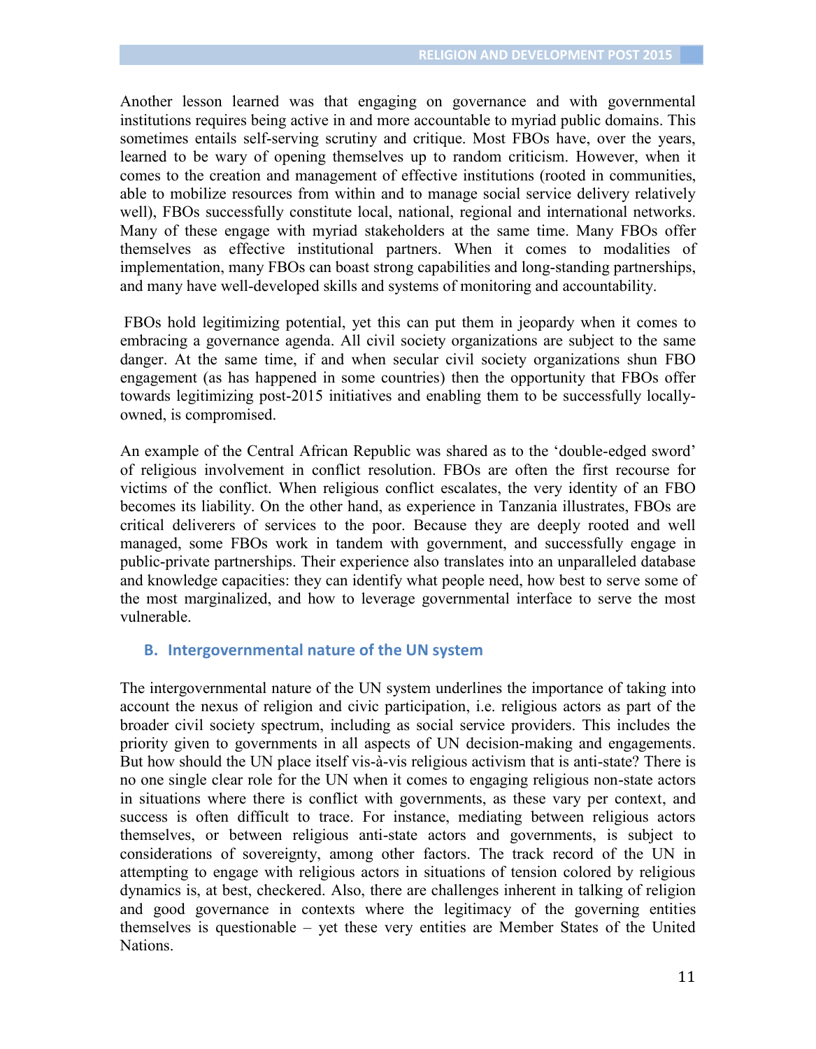Another lesson learned was that engaging on governance and with governmental institutions requires being active in and more accountable to myriad public domains. This sometimes entails self-serving scrutiny and critique. Most FBOs have, over the years, learned to be wary of opening themselves up to random criticism. However, when it comes to the creation and management of effective institutions (rooted in communities, able to mobilize resources from within and to manage social service delivery relatively well), FBOs successfully constitute local, national, regional and international networks. Many of these engage with myriad stakeholders at the same time. Many FBOs offer themselves as effective institutional partners. When it comes to modalities of implementation, many FBOs can boast strong capabilities and long-standing partnerships, and many have well-developed skills and systems of monitoring and accountability.

FBOs hold legitimizing potential, yet this can put them in jeopardy when it comes to embracing a governance agenda. All civil society organizations are subject to the same danger. At the same time, if and when secular civil society organizations shun FBO engagement (as has happened in some countries) then the opportunity that FBOs offer towards legitimizing post-2015 initiatives and enabling them to be successfully locally-owned, is compromised.

An example of the Central African Republic was shared as to the 'double-edged sword' of religious involvement in conflict resolution. FBOs are often the first recourse for victims of the conflict. When religious conflict escalates, the very identity of an FBO becomes its liability. On the other hand, as experience in Tanzania illustrates, FBOs are critical deliverers of services to the poor. Because they are deeply rooted and well managed, some FBOs work in tandem with government, and successfully engage in public-private partnerships. Their experience also translates into an unparalleled database and knowledge capacities: they can identify what people need, how best to serve some of the most marginalized, and how to leverage governmental interface to serve the most vulnerable.

### B. Intergovernmental nature of the UN system

The intergovernmental nature of the UN system underlines the importance of taking into account the nexus of religion and civic participation, i.e. religious actors as part of the broader civil society spectrum, including as social service providers. This includes the priority given to governments in all aspects of UN decision-making and engagements. But how should the UN place itself vis-à-vis religious activism that is anti-state? There is no one single clear role for the UN when it comes to engaging religious non-state actors in situations where there is conflict with governments, as these vary per context, and success is often difficult to trace. For instance, mediating between religious actors themselves, or between religious anti-state actors and governments, is subject to considerations of sovereignty, among other factors. The track record of the UN in attempting to engage with religious actors in situations of tension colored by religious dynamics is, at best, checkered. Also, there are challenges inherent in talking of religion and good governance in contexts where the legitimacy of the governing entities themselves is questionable – yet these very entities are Member States of the United Nations.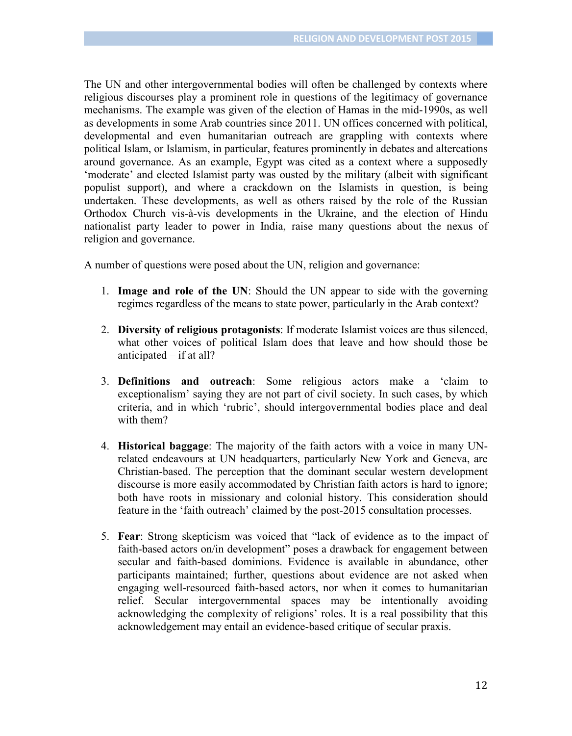The UN and other intergovernmental bodies will often be challenged by contexts where religious discourses play a prominent role in questions of the legitimacy of governance mechanisms. The example was given of the election of Hamas in the mid-1990s, as well as developments in some Arab countries since 2011. UN offices concerned with political, developmental and even humanitarian outreach are grappling with contexts where political Islam, or Islamism, in particular, features prominently in debates and altercations around governance. As an example, Egypt was cited as a context where a supposedly 'moderate' and elected Islamist party was ousted by the military (albeit with significant populist support), and where a crackdown on the Islamists in question, is being undertaken. These developments, as well as others raised by the role of the Russian Orthodox Church vis-à-vis developments in the Ukraine, and the election of Hindu nationalist party leader to power in India, raise many questions about the nexus of religion and governance.

A number of questions were posed about the UN, religion and governance:

1. **Image and role of the UN**: Should the UN appear to side with the governing regimes regardless of the means to state power, particularly in the Arab context?

2. **Diversity of religious protagonists**: If moderate Islamist voices are thus silenced, what other voices of political Islam does that leave and how should those be anticipated – if at all?

3. **Definitions and outreach**: Some religious actors make a 'claim to exceptionalism' saying they are not part of civil society. In such cases, by which criteria, and in which 'rubric', should intergovernmental bodies place and deal with them?

4. **Historical baggage**: The majority of the faith actors with a voice in many UN-related endeavours at UN headquarters, particularly New York and Geneva, are Christian-based. The perception that the dominant secular western development discourse is more easily accommodated by Christian faith actors is hard to ignore; both have roots in missionary and colonial history. This consideration should feature in the 'faith outreach' claimed by the post-2015 consultation processes.

5. **Fear**: Strong skepticism was voiced that "lack of evidence as to the impact of faith-based actors on/in development" poses a drawback for engagement between secular and faith-based dominions. Evidence is available in abundance, other participants maintained; further, questions about evidence are not asked when engaging well-resourced faith-based actors, nor when it comes to humanitarian relief. Secular intergovernmental spaces may be intentionally avoiding acknowledging the complexity of religions' roles. It is a real possibility that this acknowledgement may entail an evidence-based critique of secular praxis.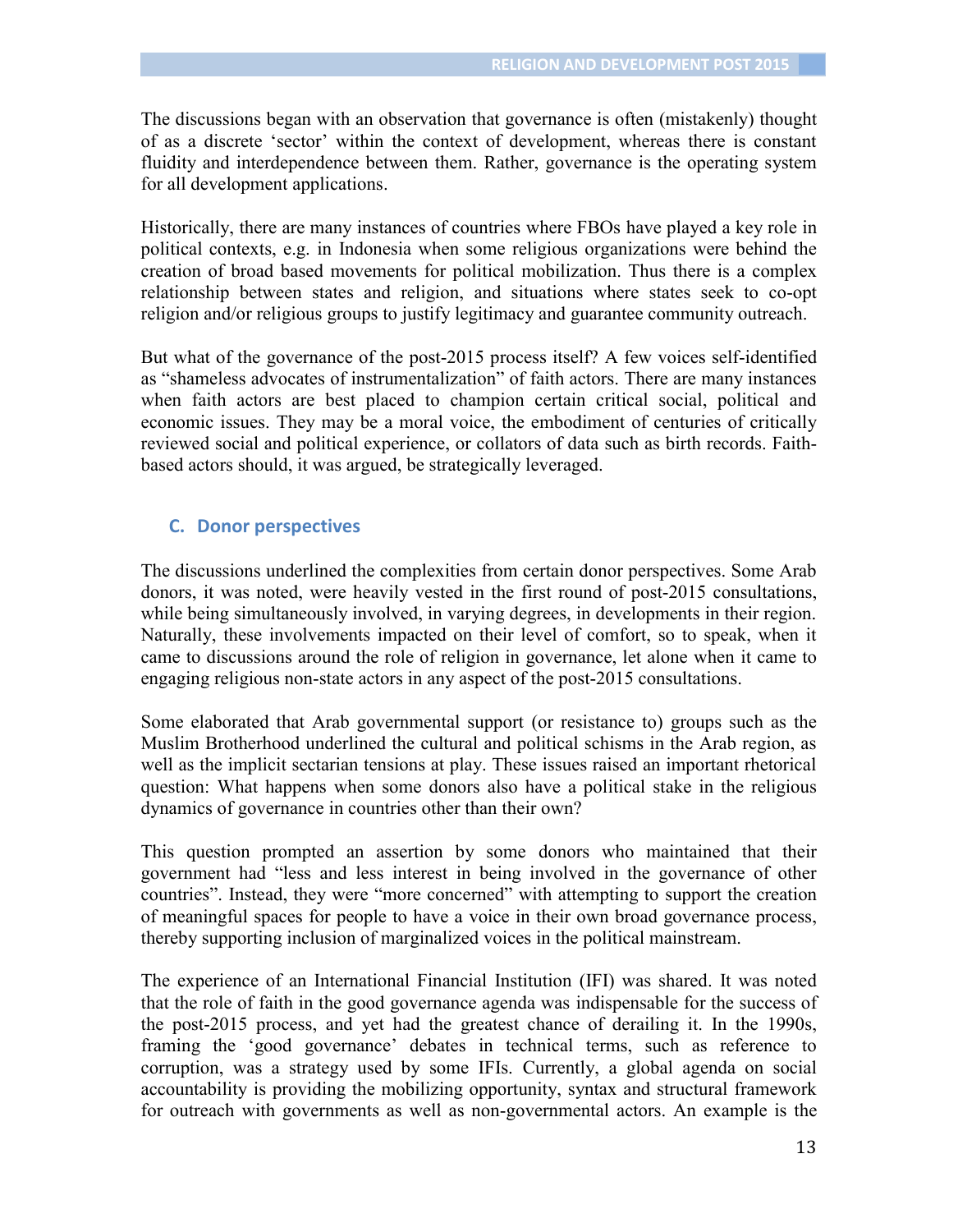The discussions began with an observation that governance is often (mistakenly) thought of as a discrete 'sector' within the context of development, whereas there is constant fluidity and interdependence between them. Rather, governance is the operating system for all development applications.

Historically, there are many instances of countries where FBOs have played a key role in political contexts, e.g. in Indonesia when some religious organizations were behind the creation of broad based movements for political mobilization. Thus there is a complex relationship between states and religion, and situations where states seek to co-opt religion and/or religious groups to justify legitimacy and guarantee community outreach.

But what of the governance of the post-2015 process itself? A few voices self-identified as "shameless advocates of instrumentalization" of faith actors. There are many instances when faith actors are best placed to champion certain critical social, political and economic issues. They may be a moral voice, the embodiment of centuries of critically reviewed social and political experience, or collators of data such as birth records. Faith-based actors should, it was argued, be strategically leveraged.

### C. Donor perspectives

The discussions underlined the complexities from certain donor perspectives. Some Arab donors, it was noted, were heavily vested in the first round of post-2015 consultations, while being simultaneously involved, in varying degrees, in developments in their region. Naturally, these involvements impacted on their level of comfort, so to speak, when it came to discussions around the role of religion in governance, let alone when it came to engaging religious non-state actors in any aspect of the post-2015 consultations.

Some elaborated that Arab governmental support (or resistance to) groups such as the Muslim Brotherhood underlined the cultural and political schisms in the Arab region, as well as the implicit sectarian tensions at play. These issues raised an important rhetorical question: What happens when some donors also have a political stake in the religious dynamics of governance in countries other than their own?

This question prompted an assertion by some donors who maintained that their government had "less and less interest in being involved in the governance of other countries". Instead, they were "more concerned" with attempting to support the creation of meaningful spaces for people to have a voice in their own broad governance process, thereby supporting inclusion of marginalized voices in the political mainstream.

The experience of an International Financial Institution (IFI) was shared. It was noted that the role of faith in the good governance agenda was indispensable for the success of the post-2015 process, and yet had the greatest chance of derailing it. In the 1990s, framing the 'good governance' debates in technical terms, such as reference to corruption, was a strategy used by some IFIs. Currently, a global agenda on social accountability is providing the mobilizing opportunity, syntax and structural framework for outreach with governments as well as non-governmental actors. An example is the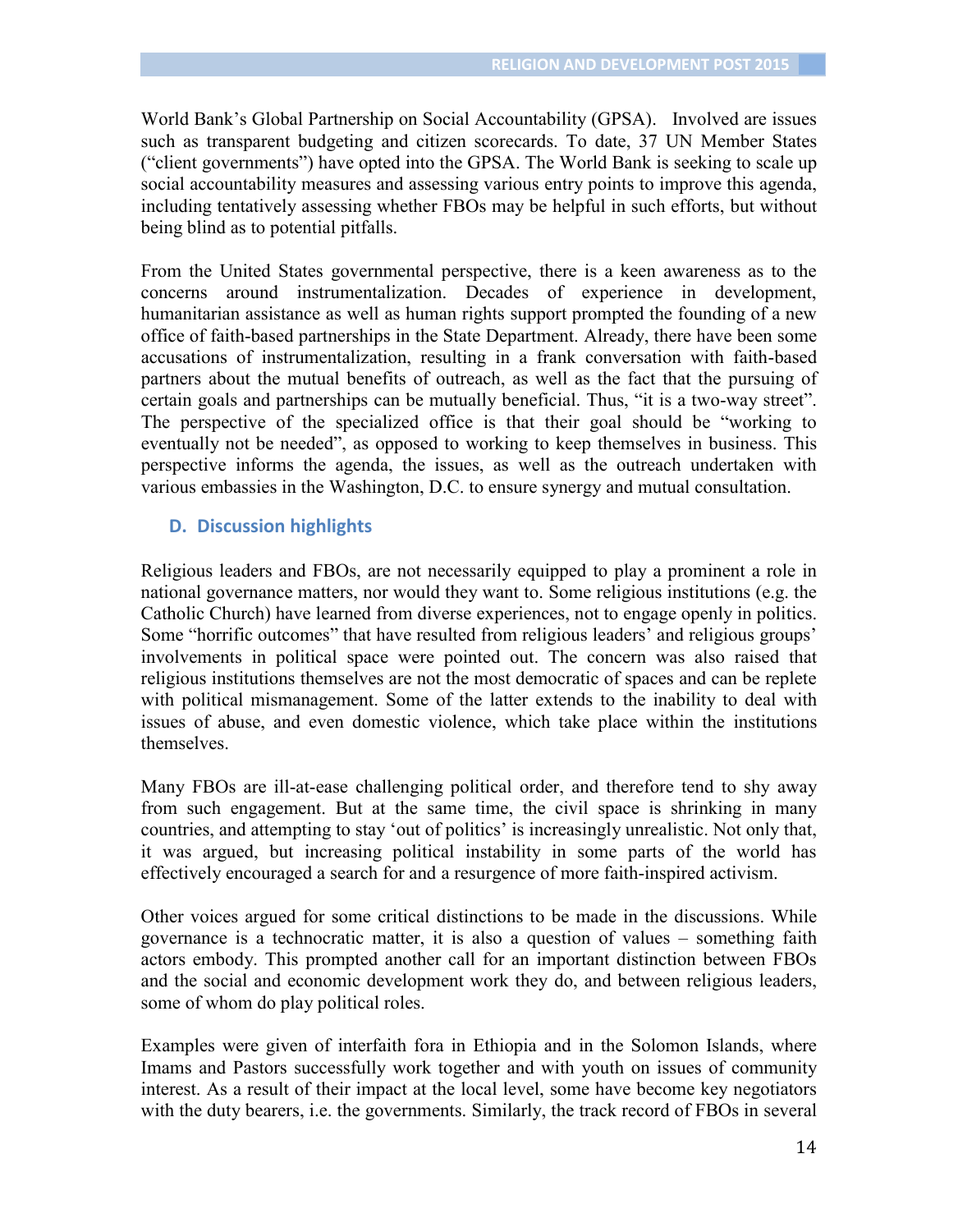World Bank's Global Partnership on Social Accountability (GPSA). Involved are issues such as transparent budgeting and citizen scorecards. To date, 37 UN Member States ("client governments") have opted into the GPSA. The World Bank is seeking to scale up social accountability measures and assessing various entry points to improve this agenda, including tentatively assessing whether FBOs may be helpful in such efforts, but without being blind as to potential pitfalls.

From the United States governmental perspective, there is a keen awareness as to the concerns around instrumentalization. Decades of experience in development, humanitarian assistance as well as human rights support prompted the founding of a new office of faith-based partnerships in the State Department. Already, there have been some accusations of instrumentalization, resulting in a frank conversation with faith-based partners about the mutual benefits of outreach, as well as the fact that the pursuing of certain goals and partnerships can be mutually beneficial. Thus, "it is a two-way street". The perspective of the specialized office is that their goal should be "working to eventually not be needed", as opposed to working to keep themselves in business. This perspective informs the agenda, the issues, as well as the outreach undertaken with various embassies in the Washington, D.C. to ensure synergy and mutual consultation.

## D. Discussion highlights

Religious leaders and FBOs, are not necessarily equipped to play a prominent a role in national governance matters, nor would they want to. Some religious institutions (e.g. the Catholic Church) have learned from diverse experiences, not to engage openly in politics. Some "horrific outcomes" that have resulted from religious leaders' and religious groups' involvements in political space were pointed out. The concern was also raised that religious institutions themselves are not the most democratic of spaces and can be replete with political mismanagement. Some of the latter extends to the inability to deal with issues of abuse, and even domestic violence, which take place within the institutions themselves.

Many FBOs are ill-at-ease challenging political order, and therefore tend to shy away from such engagement. But at the same time, the civil space is shrinking in many countries, and attempting to stay 'out of politics' is increasingly unrealistic. Not only that, it was argued, but increasing political instability in some parts of the world has effectively encouraged a search for and a resurgence of more faith-inspired activism.

Other voices argued for some critical distinctions to be made in the discussions. While governance is a technocratic matter, it is also a question of values – something faith actors embody. This prompted another call for an important distinction between FBOs and the social and economic development work they do, and between religious leaders, some of whom do play political roles.

Examples were given of interfaith fora in Ethiopia and in the Solomon Islands, where Imams and Pastors successfully work together and with youth on issues of community interest. As a result of their impact at the local level, some have become key negotiators with the duty bearers, i.e. the governments. Similarly, the track record of FBOs in several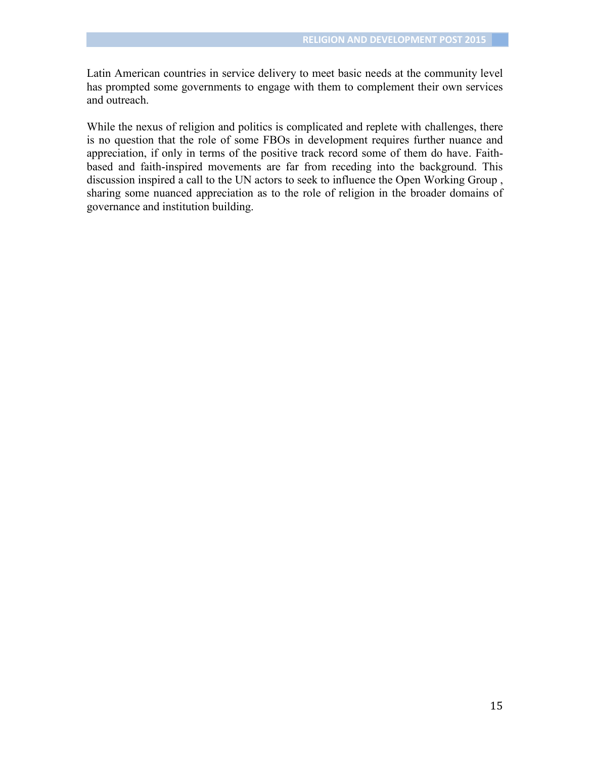Latin American countries in service delivery to meet basic needs at the community level has prompted some governments to engage with them to complement their own services and outreach.

While the nexus of religion and politics is complicated and replete with challenges, there is no question that the role of some FBOs in development requires further nuance and appreciation, if only in terms of the positive track record some of them do have. Faith-based and faith-inspired movements are far from receding into the background. This discussion inspired a call to the UN actors to seek to influence the Open Working Group , sharing some nuanced appreciation as to the role of religion in the broader domains of governance and institution building.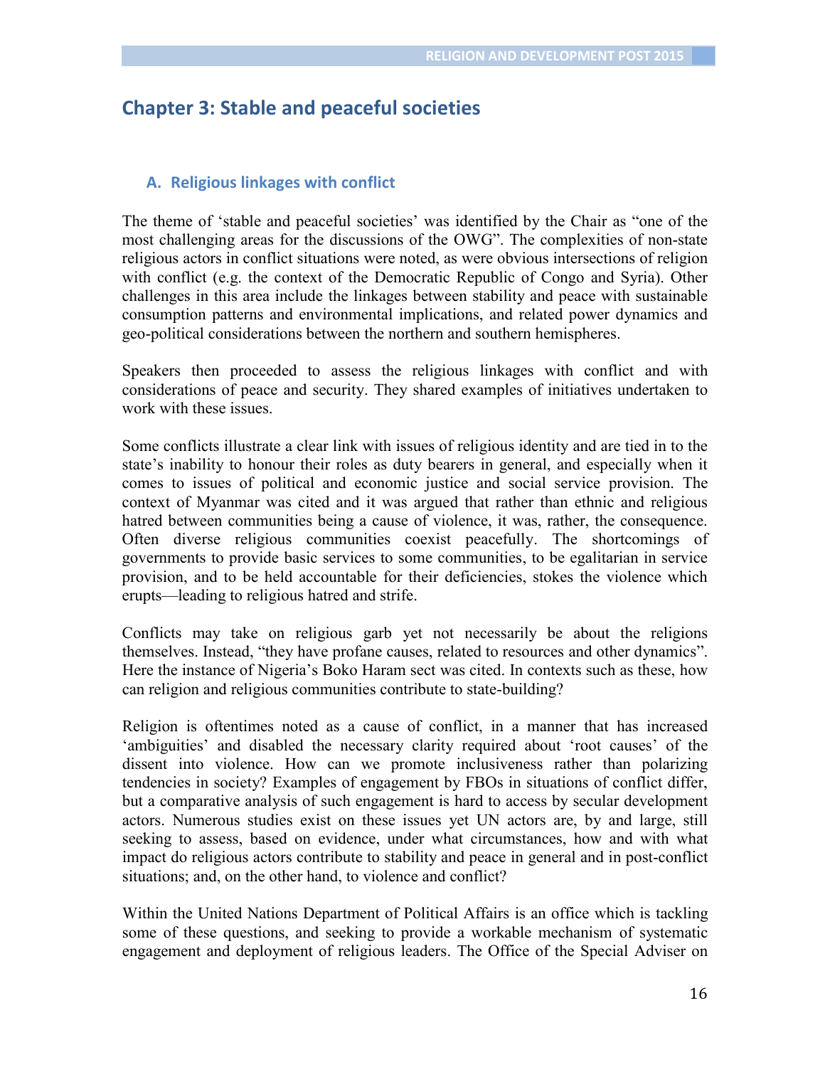# Chapter 3: Stable and peaceful societies

## A. Religious linkages with conflict

The theme of 'stable and peaceful societies' was identified by the Chair as "one of the most challenging areas for the discussions of the OWG". The complexities of non-state religious actors in conflict situations were noted, as were obvious intersections of religion with conflict (e.g. the context of the Democratic Republic of Congo and Syria). Other challenges in this area include the linkages between stability and peace with sustainable consumption patterns and environmental implications, and related power dynamics and geo-political considerations between the northern and southern hemispheres.

Speakers then proceeded to assess the religious linkages with conflict and with considerations of peace and security. They shared examples of initiatives undertaken to work with these issues.

Some conflicts illustrate a clear link with issues of religious identity and are tied in to the state's inability to honour their roles as duty bearers in general, and especially when it comes to issues of political and economic justice and social service provision. The context of Myanmar was cited and it was argued that rather than ethnic and religious hatred between communities being a cause of violence, it was, rather, the consequence. Often diverse religious communities coexist peacefully. The shortcomings of governments to provide basic services to some communities, to be egalitarian in service provision, and to be held accountable for their deficiencies, stokes the violence which erupts—leading to religious hatred and strife.

Conflicts may take on religious garb yet not necessarily be about the religions themselves. Instead, "they have profane causes, related to resources and other dynamics". Here the instance of Nigeria's Boko Haram sect was cited. In contexts such as these, how can religion and religious communities contribute to state-building?

Religion is oftentimes noted as a cause of conflict, in a manner that has increased 'ambiguities' and disabled the necessary clarity required about 'root causes' of the dissent into violence. How can we promote inclusiveness rather than polarizing tendencies in society? Examples of engagement by FBOs in situations of conflict differ, but a comparative analysis of such engagement is hard to access by secular development actors. Numerous studies exist on these issues yet UN actors are, by and large, still seeking to assess, based on evidence, under what circumstances, how and with what impact do religious actors contribute to stability and peace in general and in post-conflict situations; and, on the other hand, to violence and conflict?

Within the United Nations Department of Political Affairs is an office which is tackling some of these questions, and seeking to provide a workable mechanism of systematic engagement and deployment of religious leaders. The Office of the Special Adviser on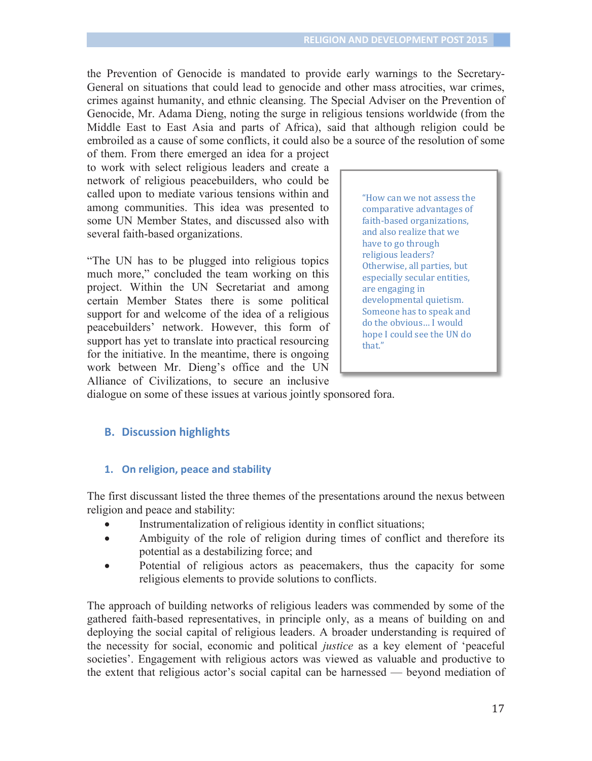the Prevention of Genocide is mandated to provide early warnings to the Secretary-General on situations that could lead to genocide and other mass atrocities, war crimes, crimes against humanity, and ethnic cleansing. The Special Adviser on the Prevention of Genocide, Mr. Adama Dieng, noting the surge in religious tensions worldwide (from the Middle East to East Asia and parts of Africa), said that although religion could be embroiled as a cause of some conflicts, it could also be a source of the resolution of some of them. From there emerged an idea for a project to work with select religious leaders and create a network of religious peacebuilders, who could be called upon to mediate various tensions within and among communities. This idea was presented to some UN Member States, and discussed also with several faith-based organizations.

"The UN has to be plugged into religious topics much more," concluded the team working on this project. Within the UN Secretariat and among certain Member States there is some political support for and welcome of the idea of a religious peacebuilders' network. However, this form of support has yet to translate into practical resourcing for the initiative. In the meantime, there is ongoing work between Mr. Dieng's office and the UN Alliance of Civilizations, to secure an inclusive dialogue on some of these issues at various jointly sponsored fora.

> "How can we not assess the comparative advantages of faith-based organizations, and also realize that we have to go through religious leaders? Otherwise, all parties, but especially secular entities, are engaging in developmental quietism. Someone has to speak and do the obvious… I would hope I could see the UN do that."

## B. Discussion highlights

### 1. On religion, peace and stability

The first discussant listed the three themes of the presentations around the nexus between religion and peace and stability:

- Instrumentalization of religious identity in conflict situations;
- Ambiguity of the role of religion during times of conflict and therefore its potential as a destabilizing force; and
- Potential of religious actors as peacemakers, thus the capacity for some religious elements to provide solutions to conflicts.

The approach of building networks of religious leaders was commended by some of the gathered faith-based representatives, in principle only, as a means of building on and deploying the social capital of religious leaders. A broader understanding is required of the necessity for social, economic and political *justice* as a key element of 'peaceful societies'. Engagement with religious actors was viewed as valuable and productive to the extent that religious actor's social capital can be harnessed — beyond mediation of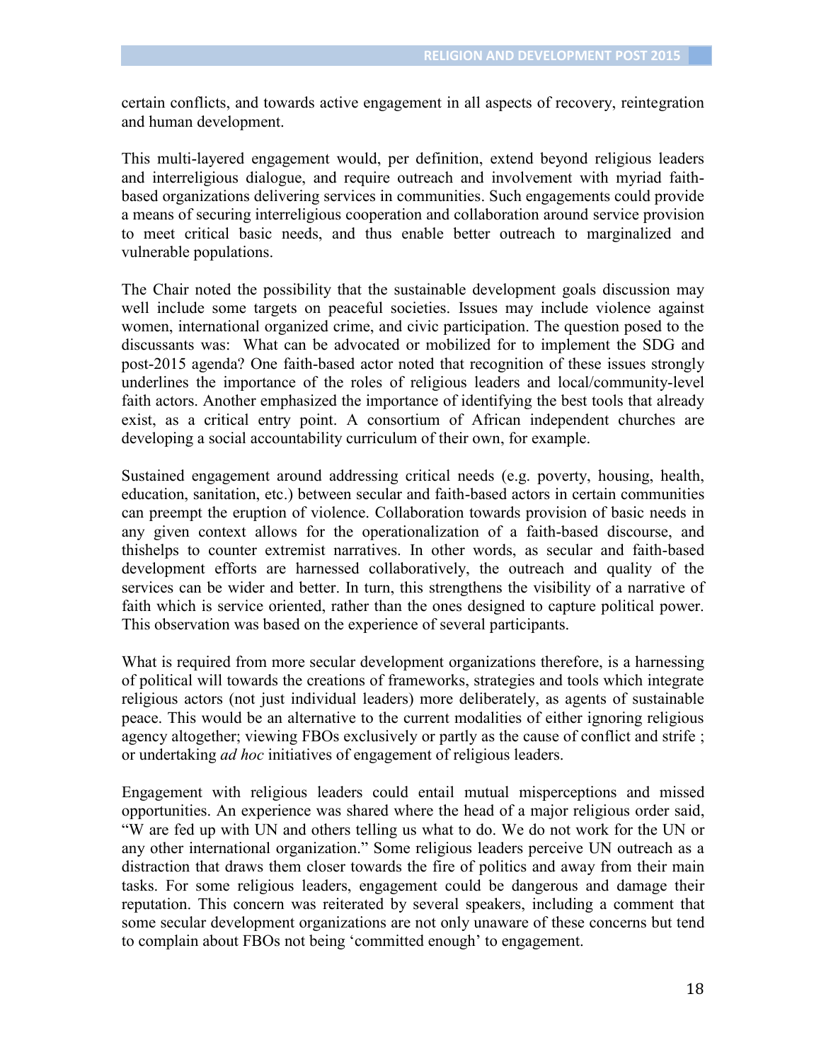certain conflicts, and towards active engagement in all aspects of recovery, reintegration and human development.

This multi-layered engagement would, per definition, extend beyond religious leaders and interreligious dialogue, and require outreach and involvement with myriad faith-based organizations delivering services in communities. Such engagements could provide a means of securing interreligious cooperation and collaboration around service provision to meet critical basic needs, and thus enable better outreach to marginalized and vulnerable populations.

The Chair noted the possibility that the sustainable development goals discussion may well include some targets on peaceful societies. Issues may include violence against women, international organized crime, and civic participation. The question posed to the discussants was: What can be advocated or mobilized for to implement the SDG and post-2015 agenda? One faith-based actor noted that recognition of these issues strongly underlines the importance of the roles of religious leaders and local/community-level faith actors. Another emphasized the importance of identifying the best tools that already exist, as a critical entry point. A consortium of African independent churches are developing a social accountability curriculum of their own, for example.

Sustained engagement around addressing critical needs (e.g. poverty, housing, health, education, sanitation, etc.) between secular and faith-based actors in certain communities can preempt the eruption of violence. Collaboration towards provision of basic needs in any given context allows for the operationalization of a faith-based discourse, and thishelps to counter extremist narratives. In other words, as secular and faith-based development efforts are harnessed collaboratively, the outreach and quality of the services can be wider and better. In turn, this strengthens the visibility of a narrative of faith which is service oriented, rather than the ones designed to capture political power. This observation was based on the experience of several participants.

What is required from more secular development organizations therefore, is a harnessing of political will towards the creations of frameworks, strategies and tools which integrate religious actors (not just individual leaders) more deliberately, as agents of sustainable peace. This would be an alternative to the current modalities of either ignoring religious agency altogether; viewing FBOs exclusively or partly as the cause of conflict and strife ; or undertaking *ad hoc* initiatives of engagement of religious leaders.

Engagement with religious leaders could entail mutual misperceptions and missed opportunities. An experience was shared where the head of a major religious order said, "W are fed up with UN and others telling us what to do. We do not work for the UN or any other international organization." Some religious leaders perceive UN outreach as a distraction that draws them closer towards the fire of politics and away from their main tasks. For some religious leaders, engagement could be dangerous and damage their reputation. This concern was reiterated by several speakers, including a comment that some secular development organizations are not only unaware of these concerns but tend to complain about FBOs not being 'committed enough' to engagement.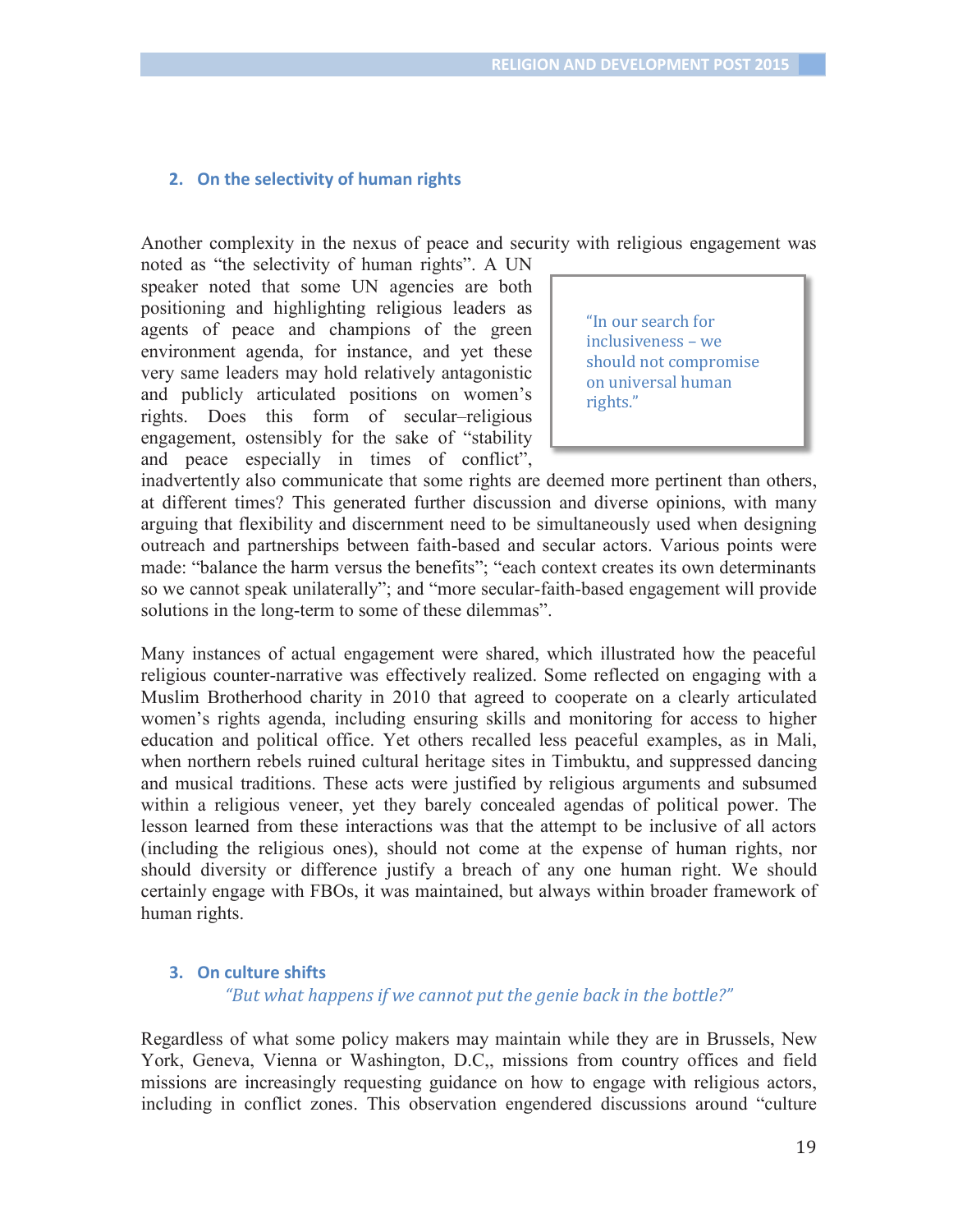## 2. On the selectivity of human rights

Another complexity in the nexus of peace and security with religious engagement was noted as "the selectivity of human rights". A UN speaker noted that some UN agencies are both positioning and highlighting religious leaders as agents of peace and champions of the green environment agenda, for instance, and yet these very same leaders may hold relatively antagonistic and publicly articulated positions on women's rights. Does this form of secular–religious engagement, ostensibly for the sake of "stability and peace especially in times of conflict", inadvertently also communicate that some rights are deemed more pertinent than others, at different times? This generated further discussion and diverse opinions, with many arguing that flexibility and discernment need to be simultaneously used when designing outreach and partnerships between faith-based and secular actors. Various points were made: "balance the harm versus the benefits"; "each context creates its own determinants so we cannot speak unilaterally"; and "more secular-faith-based engagement will provide solutions in the long-term to some of these dilemmas".

> "In our search for inclusiveness – we should not compromise on universal human rights."

Many instances of actual engagement were shared, which illustrated how the peaceful religious counter-narrative was effectively realized. Some reflected on engaging with a Muslim Brotherhood charity in 2010 that agreed to cooperate on a clearly articulated women's rights agenda, including ensuring skills and monitoring for access to higher education and political office. Yet others recalled less peaceful examples, as in Mali, when northern rebels ruined cultural heritage sites in Timbuktu, and suppressed dancing and musical traditions. These acts were justified by religious arguments and subsumed within a religious veneer, yet they barely concealed agendas of political power. The lesson learned from these interactions was that the attempt to be inclusive of all actors (including the religious ones), should not come at the expense of human rights, nor should diversity or difference justify a breach of any one human right. We should certainly engage with FBOs, it was maintained, but always within broader framework of human rights.

## 3. On culture shifts

*"But what happens if we cannot put the genie back in the bottle?"*

Regardless of what some policy makers may maintain while they are in Brussels, New York, Geneva, Vienna or Washington, D.C,, missions from country offices and field missions are increasingly requesting guidance on how to engage with religious actors, including in conflict zones. This observation engendered discussions around "culture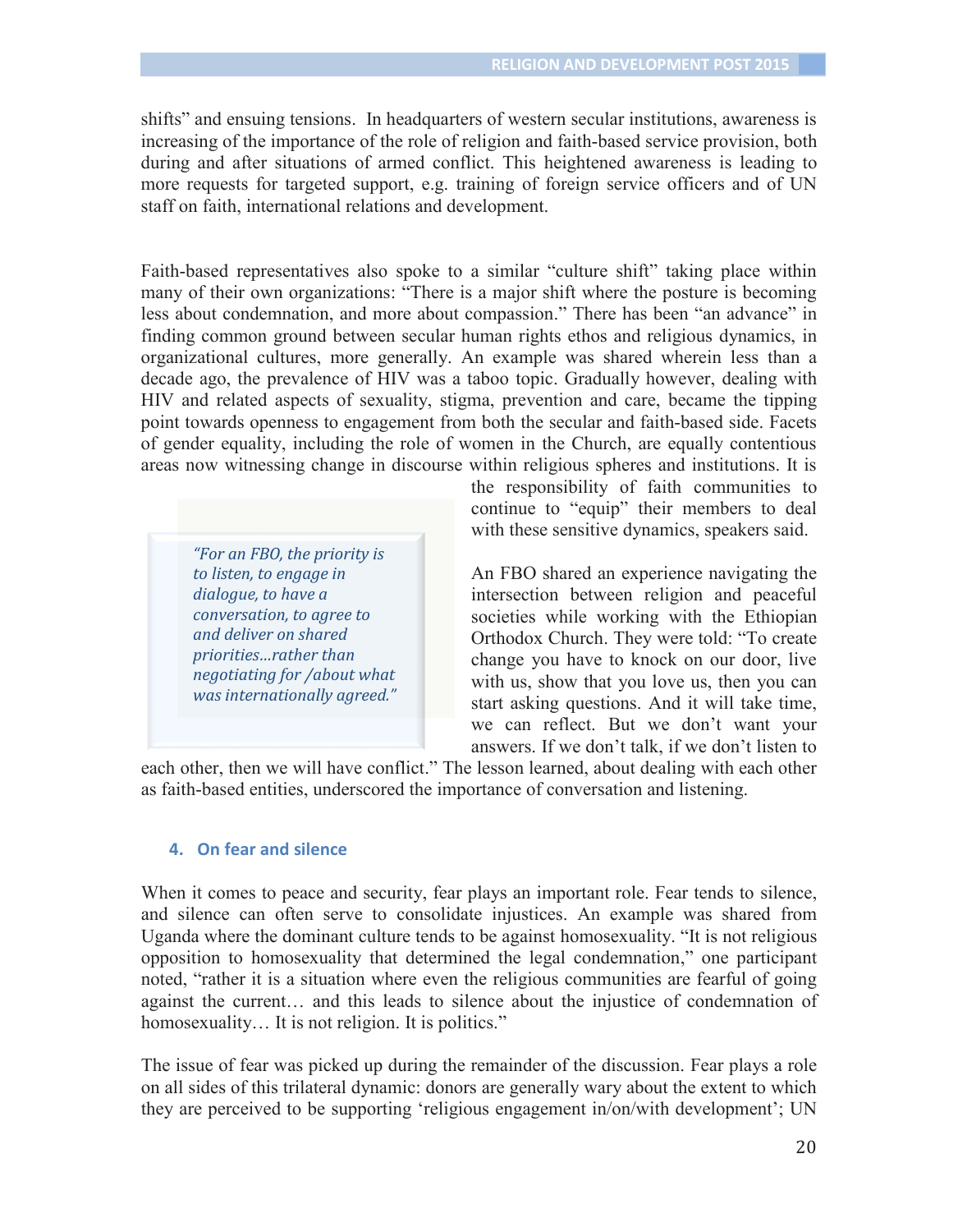shifts" and ensuing tensions. In headquarters of western secular institutions, awareness is increasing of the importance of the role of religion and faith-based service provision, both during and after situations of armed conflict. This heightened awareness is leading to more requests for targeted support, e.g. training of foreign service officers and of UN staff on faith, international relations and development.

Faith-based representatives also spoke to a similar "culture shift" taking place within many of their own organizations: "There is a major shift where the posture is becoming less about condemnation, and more about compassion." There has been "an advance" in finding common ground between secular human rights ethos and religious dynamics, in organizational cultures, more generally. An example was shared wherein less than a decade ago, the prevalence of HIV was a taboo topic. Gradually however, dealing with HIV and related aspects of sexuality, stigma, prevention and care, became the tipping point towards openness to engagement from both the secular and faith-based side. Facets of gender equality, including the role of women in the Church, are equally contentious areas now witnessing change in discourse within religious spheres and institutions. It is the responsibility of faith communities to continue to "equip" their members to deal with these sensitive dynamics, speakers said.

> *"For an FBO, the priority is to listen, to engage in dialogue, to have a conversation, to agree to and deliver on shared priorities…rather than negotiating for /about what was internationally agreed."*

An FBO shared an experience navigating the intersection between religion and peaceful societies while working with the Ethiopian Orthodox Church. They were told: "To create change you have to knock on our door, live with us, show that you love us, then you can start asking questions. And it will take time, we can reflect. But we don't want your answers. If we don't talk, if we don't listen to each other, then we will have conflict." The lesson learned, about dealing with each other as faith-based entities, underscored the importance of conversation and listening.

## 4. On fear and silence

When it comes to peace and security, fear plays an important role. Fear tends to silence, and silence can often serve to consolidate injustices. An example was shared from Uganda where the dominant culture tends to be against homosexuality. "It is not religious opposition to homosexuality that determined the legal condemnation," one participant noted, "rather it is a situation where even the religious communities are fearful of going against the current… and this leads to silence about the injustice of condemnation of homosexuality… It is not religion. It is politics."

The issue of fear was picked up during the remainder of the discussion. Fear plays a role on all sides of this trilateral dynamic: donors are generally wary about the extent to which they are perceived to be supporting 'religious engagement in/on/with development'; UN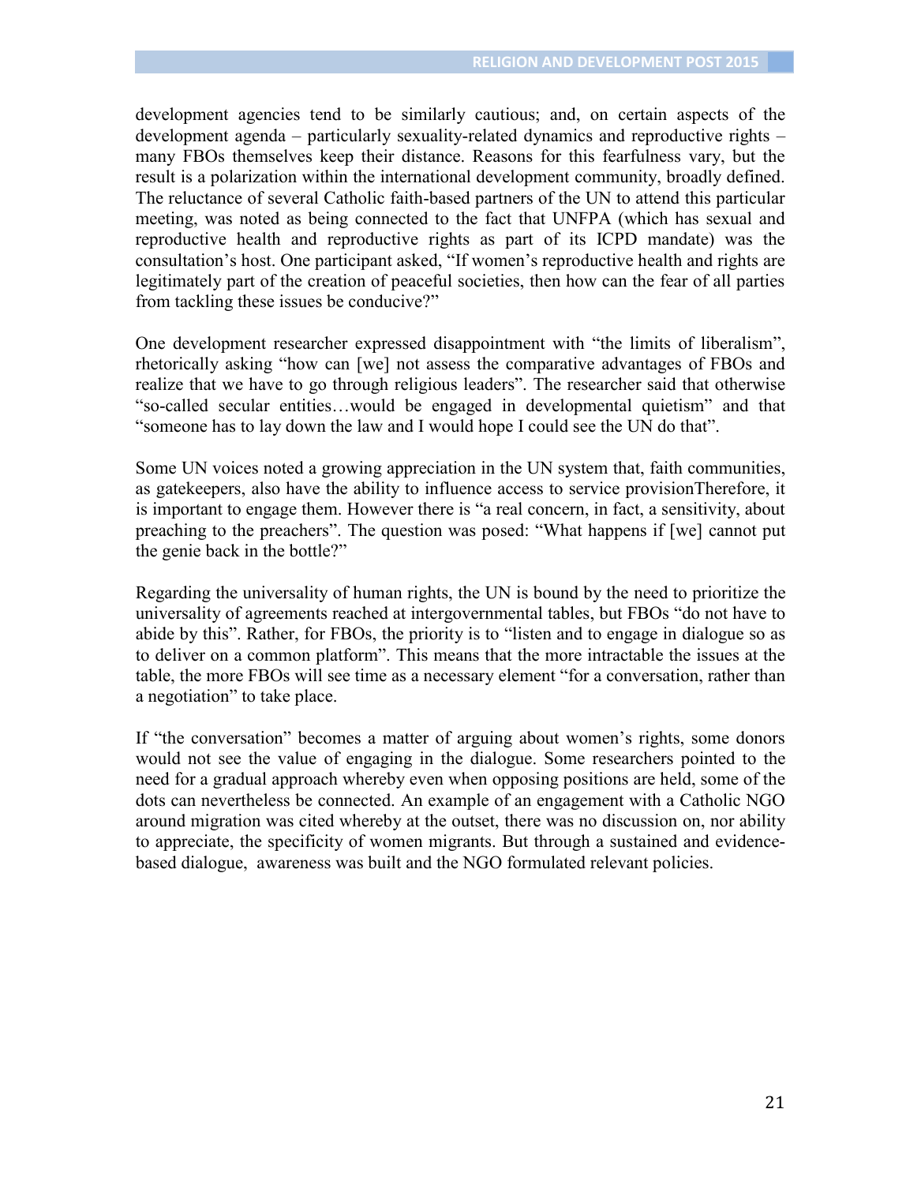development agencies tend to be similarly cautious; and, on certain aspects of the development agenda – particularly sexuality-related dynamics and reproductive rights – many FBOs themselves keep their distance. Reasons for this fearfulness vary, but the result is a polarization within the international development community, broadly defined. The reluctance of several Catholic faith-based partners of the UN to attend this particular meeting, was noted as being connected to the fact that UNFPA (which has sexual and reproductive health and reproductive rights as part of its ICPD mandate) was the consultation's host. One participant asked, "If women's reproductive health and rights are legitimately part of the creation of peaceful societies, then how can the fear of all parties from tackling these issues be conducive?"

One development researcher expressed disappointment with "the limits of liberalism", rhetorically asking "how can [we] not assess the comparative advantages of FBOs and realize that we have to go through religious leaders". The researcher said that otherwise "so-called secular entities…would be engaged in developmental quietism" and that "someone has to lay down the law and I would hope I could see the UN do that".

Some UN voices noted a growing appreciation in the UN system that, faith communities, as gatekeepers, also have the ability to influence access to service provisionTherefore, it is important to engage them. However there is "a real concern, in fact, a sensitivity, about preaching to the preachers". The question was posed: "What happens if [we] cannot put the genie back in the bottle?"

Regarding the universality of human rights, the UN is bound by the need to prioritize the universality of agreements reached at intergovernmental tables, but FBOs "do not have to abide by this". Rather, for FBOs, the priority is to "listen and to engage in dialogue so as to deliver on a common platform". This means that the more intractable the issues at the table, the more FBOs will see time as a necessary element "for a conversation, rather than a negotiation" to take place.

If "the conversation" becomes a matter of arguing about women's rights, some donors would not see the value of engaging in the dialogue. Some researchers pointed to the need for a gradual approach whereby even when opposing positions are held, some of the dots can nevertheless be connected. An example of an engagement with a Catholic NGO around migration was cited whereby at the outset, there was no discussion on, nor ability to appreciate, the specificity of women migrants. But through a sustained and evidence-based dialogue, awareness was built and the NGO formulated relevant policies.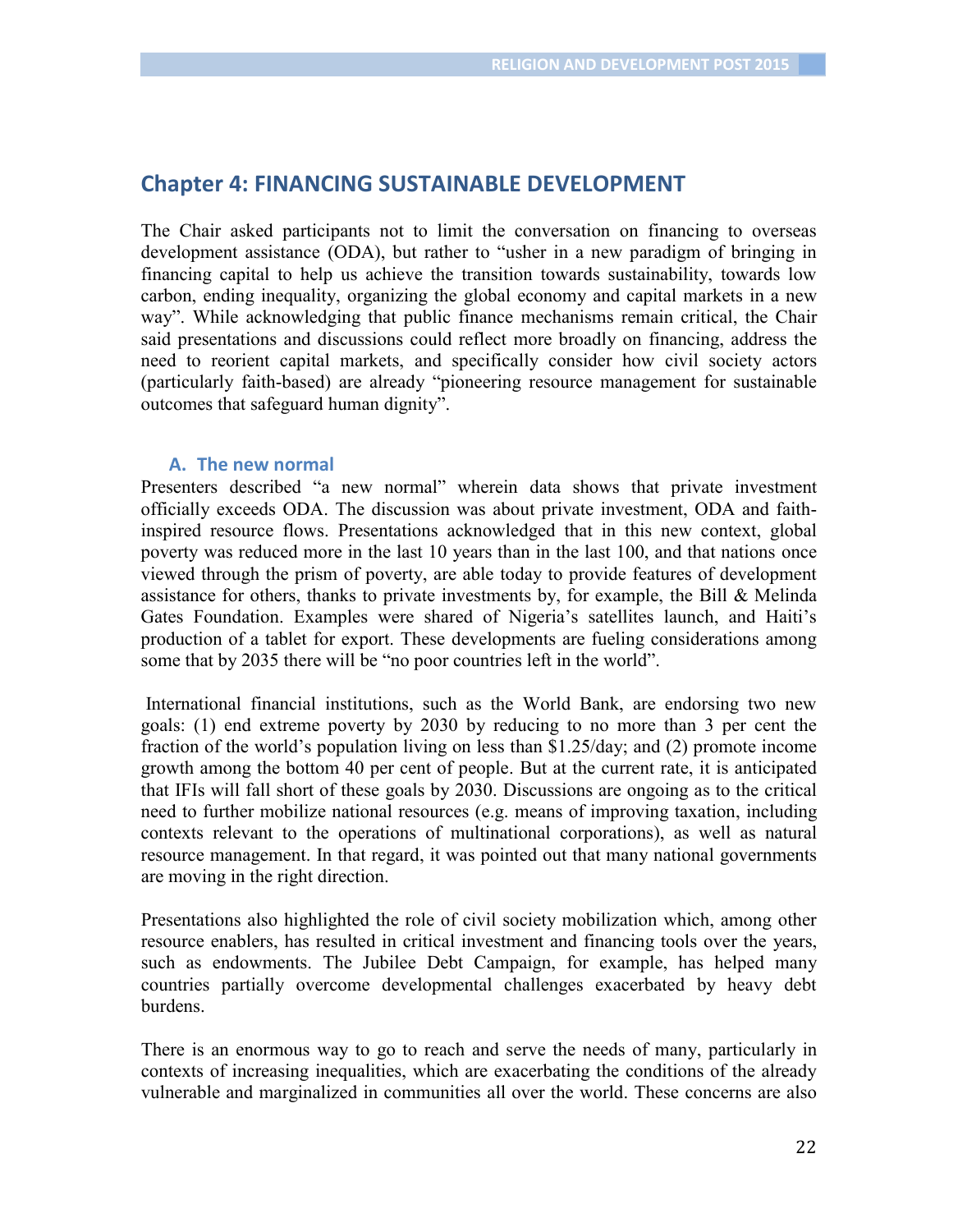## Chapter 4: FINANCING SUSTAINABLE DEVELOPMENT

The Chair asked participants not to limit the conversation on financing to overseas development assistance (ODA), but rather to "usher in a new paradigm of bringing in financing capital to help us achieve the transition towards sustainability, towards low carbon, ending inequality, organizing the global economy and capital markets in a new way". While acknowledging that public finance mechanisms remain critical, the Chair said presentations and discussions could reflect more broadly on financing, address the need to reorient capital markets, and specifically consider how civil society actors (particularly faith-based) are already "pioneering resource management for sustainable outcomes that safeguard human dignity".

### A. The new normal

Presenters described "a new normal" wherein data shows that private investment officially exceeds ODA. The discussion was about private investment, ODA and faith-inspired resource flows. Presentations acknowledged that in this new context, global poverty was reduced more in the last 10 years than in the last 100, and that nations once viewed through the prism of poverty, are able today to provide features of development assistance for others, thanks to private investments by, for example, the Bill & Melinda Gates Foundation. Examples were shared of Nigeria's satellites launch, and Haiti's production of a tablet for export. These developments are fueling considerations among some that by 2035 there will be "no poor countries left in the world".

International financial institutions, such as the World Bank, are endorsing two new goals: (1) end extreme poverty by 2030 by reducing to no more than 3 per cent the fraction of the world's population living on less than $1.25/day; and (2) promote income growth among the bottom 40 per cent of people. But at the current rate, it is anticipated that IFIs will fall short of these goals by 2030. Discussions are ongoing as to the critical need to further mobilize national resources (e.g. means of improving taxation, including contexts relevant to the operations of multinational corporations), as well as natural resource management. In that regard, it was pointed out that many national governments are moving in the right direction.

Presentations also highlighted the role of civil society mobilization which, among other resource enablers, has resulted in critical investment and financing tools over the years, such as endowments. The Jubilee Debt Campaign, for example, has helped many countries partially overcome developmental challenges exacerbated by heavy debt burdens.

There is an enormous way to go to reach and serve the needs of many, particularly in contexts of increasing inequalities, which are exacerbating the conditions of the already vulnerable and marginalized in communities all over the world. These concerns are also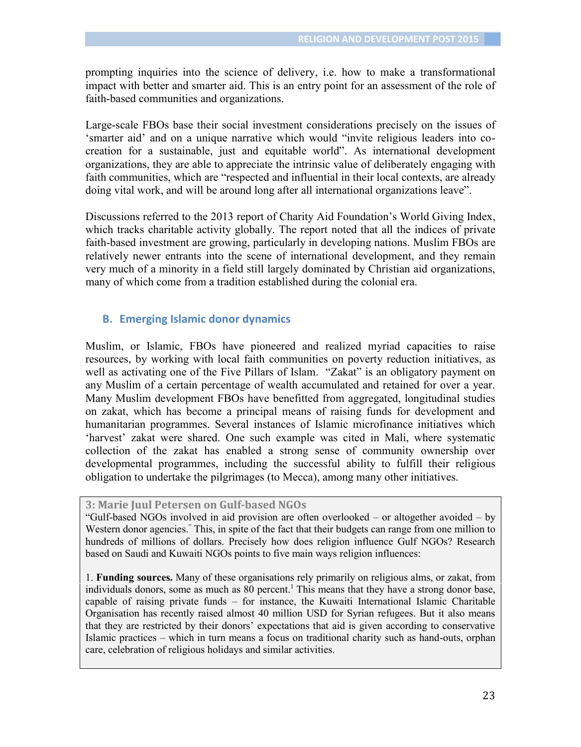prompting inquiries into the science of delivery, i.e. how to make a transformational impact with better and smarter aid. This is an entry point for an assessment of the role of faith-based communities and organizations.

Large-scale FBOs base their social investment considerations precisely on the issues of 'smarter aid' and on a unique narrative which would "invite religious leaders into co-creation for a sustainable, just and equitable world". As international development organizations, they are able to appreciate the intrinsic value of deliberately engaging with faith communities, which are "respected and influential in their local contexts, are already doing vital work, and will be around long after all international organizations leave".

Discussions referred to the 2013 report of Charity Aid Foundation's World Giving Index, which tracks charitable activity globally. The report noted that all the indices of private faith-based investment are growing, particularly in developing nations. Muslim FBOs are relatively newer entrants into the scene of international development, and they remain very much of a minority in a field still largely dominated by Christian aid organizations, many of which come from a tradition established during the colonial era.

## B. Emerging Islamic donor dynamics

Muslim, or Islamic, FBOs have pioneered and realized myriad capacities to raise resources, by working with local faith communities on poverty reduction initiatives, as well as activating one of the Five Pillars of Islam. "Zakat" is an obligatory payment on any Muslim of a certain percentage of wealth accumulated and retained for over a year. Many Muslim development FBOs have benefitted from aggregated, longitudinal studies on zakat, which has become a principal means of raising funds for development and humanitarian programmes. Several instances of Islamic microfinance initiatives which 'harvest' zakat were shared. One such example was cited in Mali, where systematic collection of the zakat has enabled a strong sense of community ownership over developmental programmes, including the successful ability to fulfill their religious obligation to undertake the pilgrimages (to Mecca), among many other initiatives.

**3: Marie Juul Petersen on Gulf-based NGOs**

"Gulf-based NGOs involved in aid provision are often overlooked – or altogether avoided – by Western donor agencies." This, in spite of the fact that their budgets can range from one million to hundreds of millions of dollars. Precisely how does religion influence Gulf NGOs? Research based on Saudi and Kuwaiti NGOs points to five main ways religion influences:

1. **Funding sources.** Many of these organisations rely primarily on religious alms, or zakat, from individuals donors, some as much as 80 percent.[1] This means that they have a strong donor base, capable of raising private funds – for instance, the Kuwaiti International Islamic Charitable Organisation has recently raised almost 40 million USD for Syrian refugees. But it also means that they are restricted by their donors' expectations that aid is given according to conservative Islamic practices – which in turn means a focus on traditional charity such as hand-outs, orphan care, celebration of religious holidays and similar activities.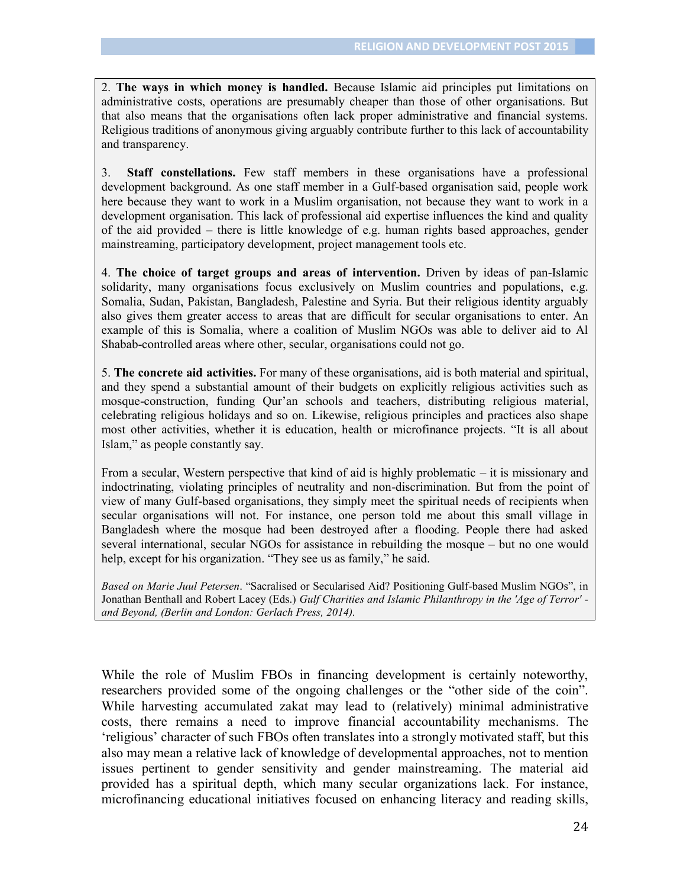2. **The ways in which money is handled.** Because Islamic aid principles put limitations on administrative costs, operations are presumably cheaper than those of other organisations. But that also means that the organisations often lack proper administrative and financial systems. Religious traditions of anonymous giving arguably contribute further to this lack of accountability and transparency.

3. **Staff constellations.** Few staff members in these organisations have a professional development background. As one staff member in a Gulf-based organisation said, people work here because they want to work in a Muslim organisation, not because they want to work in a development organisation. This lack of professional aid expertise influences the kind and quality of the aid provided – there is little knowledge of e.g. human rights based approaches, gender mainstreaming, participatory development, project management tools etc.

4. **The choice of target groups and areas of intervention.** Driven by ideas of pan-Islamic solidarity, many organisations focus exclusively on Muslim countries and populations, e.g. Somalia, Sudan, Pakistan, Bangladesh, Palestine and Syria. But their religious identity arguably also gives them greater access to areas that are difficult for secular organisations to enter. An example of this is Somalia, where a coalition of Muslim NGOs was able to deliver aid to Al Shabab-controlled areas where other, secular, organisations could not go.

5. **The concrete aid activities.** For many of these organisations, aid is both material and spiritual, and they spend a substantial amount of their budgets on explicitly religious activities such as mosque-construction, funding Qur'an schools and teachers, distributing religious material, celebrating religious holidays and so on. Likewise, religious principles and practices also shape most other activities, whether it is education, health or microfinance projects. "It is all about Islam," as people constantly say.

From a secular, Western perspective that kind of aid is highly problematic – it is missionary and indoctrinating, violating principles of neutrality and non-discrimination. But from the point of view of many Gulf-based organisations, they simply meet the spiritual needs of recipients when secular organisations will not. For instance, one person told me about this small village in Bangladesh where the mosque had been destroyed after a flooding. People there had asked several international, secular NGOs for assistance in rebuilding the mosque – but no one would help, except for his organization. "They see us as family," he said.

*Based on Marie Juul Petersen*. "Sacralised or Secularised Aid? Positioning Gulf-based Muslim NGOs", in Jonathan Benthall and Robert Lacey (Eds.) *Gulf Charities and Islamic Philanthropy in the 'Age of Terror' - and Beyond, (Berlin and London: Gerlach Press, 2014).*

While the role of Muslim FBOs in financing development is certainly noteworthy, researchers provided some of the ongoing challenges or the "other side of the coin". While harvesting accumulated zakat may lead to (relatively) minimal administrative costs, there remains a need to improve financial accountability mechanisms. The 'religious' character of such FBOs often translates into a strongly motivated staff, but this also may mean a relative lack of knowledge of developmental approaches, not to mention issues pertinent to gender sensitivity and gender mainstreaming. The material aid provided has a spiritual depth, which many secular organizations lack. For instance, microfinancing educational initiatives focused on enhancing literacy and reading skills,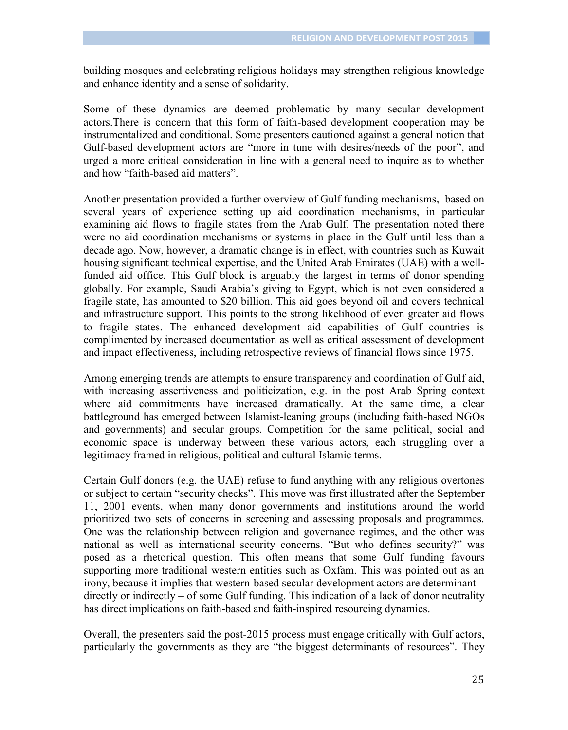building mosques and celebrating religious holidays may strengthen religious knowledge and enhance identity and a sense of solidarity.

Some of these dynamics are deemed problematic by many secular development actors.There is concern that this form of faith-based development cooperation may be instrumentalized and conditional. Some presenters cautioned against a general notion that Gulf-based development actors are "more in tune with desires/needs of the poor", and urged a more critical consideration in line with a general need to inquire as to whether and how "faith-based aid matters".

Another presentation provided a further overview of Gulf funding mechanisms, based on several years of experience setting up aid coordination mechanisms, in particular examining aid flows to fragile states from the Arab Gulf. The presentation noted there were no aid coordination mechanisms or systems in place in the Gulf until less than a decade ago. Now, however, a dramatic change is in effect, with countries such as Kuwait housing significant technical expertise, and the United Arab Emirates (UAE) with a well-funded aid office. This Gulf block is arguably the largest in terms of donor spending globally. For example, Saudi Arabia's giving to Egypt, which is not even considered a fragile state, has amounted to $20 billion. This aid goes beyond oil and covers technical and infrastructure support. This points to the strong likelihood of even greater aid flows to fragile states. The enhanced development aid capabilities of Gulf countries is complimented by increased documentation as well as critical assessment of development and impact effectiveness, including retrospective reviews of financial flows since 1975.

Among emerging trends are attempts to ensure transparency and coordination of Gulf aid, with increasing assertiveness and politicization, e.g. in the post Arab Spring context where aid commitments have increased dramatically. At the same time, a clear battleground has emerged between Islamist-leaning groups (including faith-based NGOs and governments) and secular groups. Competition for the same political, social and economic space is underway between these various actors, each struggling over a legitimacy framed in religious, political and cultural Islamic terms.

Certain Gulf donors (e.g. the UAE) refuse to fund anything with any religious overtones or subject to certain "security checks". This move was first illustrated after the September 11, 2001 events, when many donor governments and institutions around the world prioritized two sets of concerns in screening and assessing proposals and programmes. One was the relationship between religion and governance regimes, and the other was national as well as international security concerns. "But who defines security?" was posed as a rhetorical question. This often means that some Gulf funding favours supporting more traditional western entities such as Oxfam. This was pointed out as an irony, because it implies that western-based secular development actors are determinant – directly or indirectly – of some Gulf funding. This indication of a lack of donor neutrality has direct implications on faith-based and faith-inspired resourcing dynamics.

Overall, the presenters said the post-2015 process must engage critically with Gulf actors, particularly the governments as they are "the biggest determinants of resources". They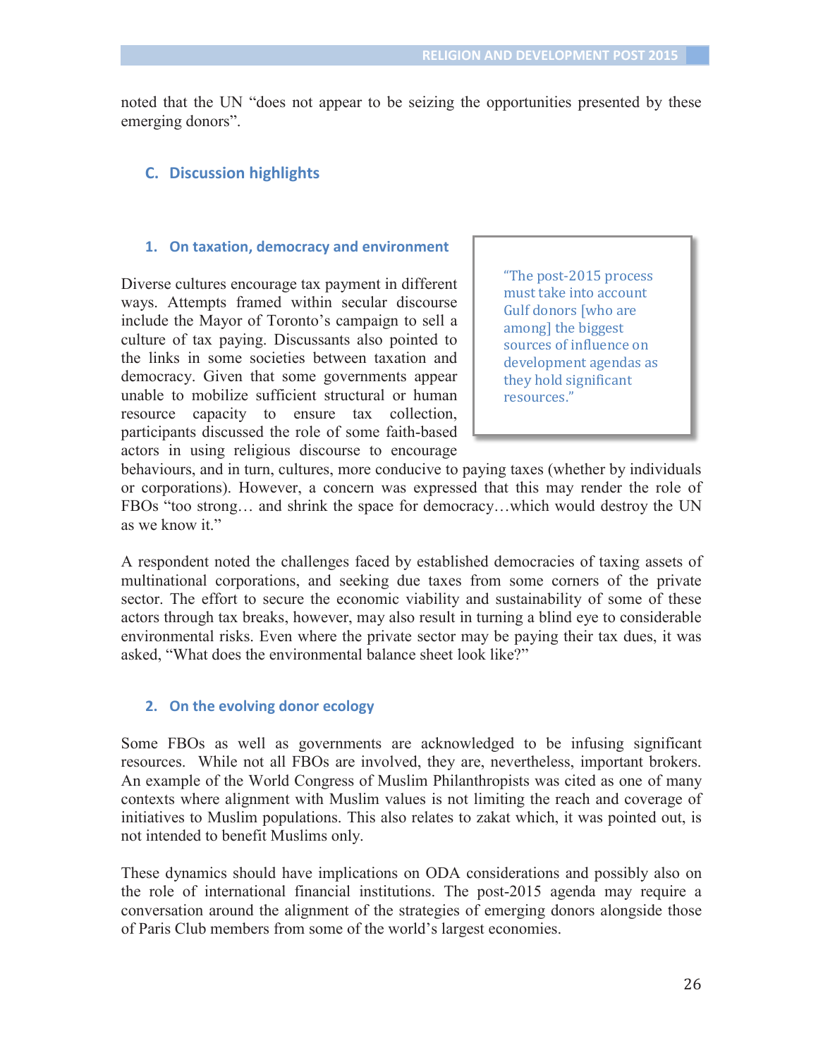noted that the UN “does not appear to be seizing the opportunities presented by these emerging donors”.

## C. Discussion highlights

### 1. On taxation, democracy and environment

> “The post-2015 process must take into account Gulf donors [who are among] the biggest sources of influence on development agendas as they hold significant resources.”

Diverse cultures encourage tax payment in different ways. Attempts framed within secular discourse include the Mayor of Toronto’s campaign to sell a culture of tax paying. Discussants also pointed to the links in some societies between taxation and democracy. Given that some governments appear unable to mobilize sufficient structural or human resource capacity to ensure tax collection, participants discussed the role of some faith-based actors in using religious discourse to encourage behaviours, and in turn, cultures, more conducive to paying taxes (whether by individuals or corporations). However, a concern was expressed that this may render the role of FBOs “too strong… and shrink the space for democracy…which would destroy the UN as we know it.”

A respondent noted the challenges faced by established democracies of taxing assets of multinational corporations, and seeking due taxes from some corners of the private sector. The effort to secure the economic viability and sustainability of some of these actors through tax breaks, however, may also result in turning a blind eye to considerable environmental risks. Even where the private sector may be paying their tax dues, it was asked, “What does the environmental balance sheet look like?”

### 2. On the evolving donor ecology

Some FBOs as well as governments are acknowledged to be infusing significant resources. While not all FBOs are involved, they are, nevertheless, important brokers. An example of the World Congress of Muslim Philanthropists was cited as one of many contexts where alignment with Muslim values is not limiting the reach and coverage of initiatives to Muslim populations. This also relates to zakat which, it was pointed out, is not intended to benefit Muslims only.

These dynamics should have implications on ODA considerations and possibly also on the role of international financial institutions. The post-2015 agenda may require a conversation around the alignment of the strategies of emerging donors alongside those of Paris Club members from some of the world’s largest economies.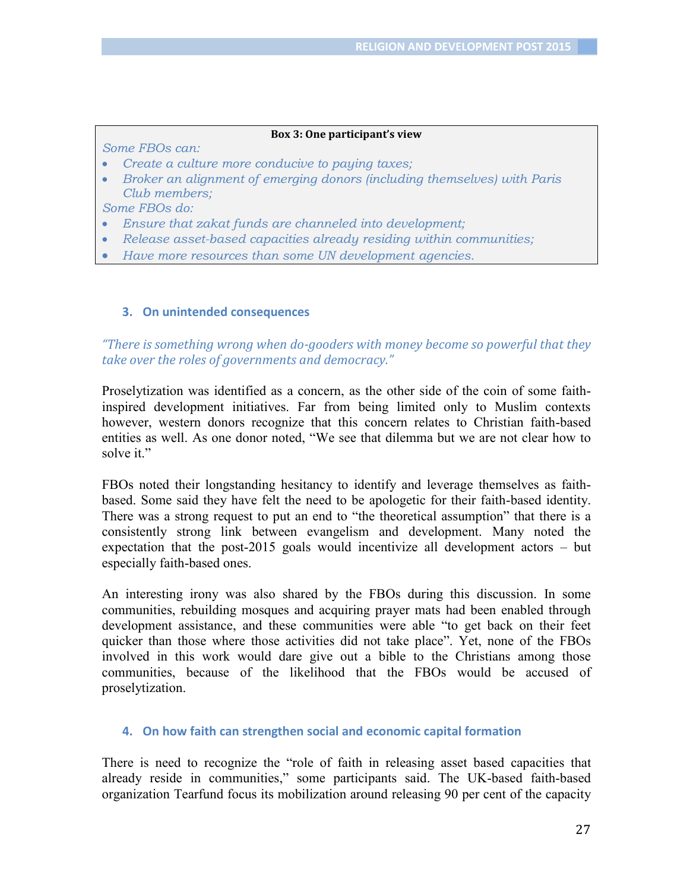**Box 3: One participant's view**

*Some FBOs can:*

- *Create a culture more conducive to paying taxes;*
- *Broker an alignment of emerging donors (including themselves) with Paris Club members;*

*Some FBOs do:*

- *Ensure that zakat funds are channeled into development;*
- *Release asset-based capacities already residing within communities;*
- *Have more resources than some UN development agencies.*

### 3. On unintended consequences

*"There is something wrong when do-gooders with money become so powerful that they take over the roles of governments and democracy."*

Proselytization was identified as a concern, as the other side of the coin of some faith-inspired development initiatives. Far from being limited only to Muslim contexts however, western donors recognize that this concern relates to Christian faith-based entities as well. As one donor noted, "We see that dilemma but we are not clear how to solve it."

FBOs noted their longstanding hesitancy to identify and leverage themselves as faith-based. Some said they have felt the need to be apologetic for their faith-based identity. There was a strong request to put an end to "the theoretical assumption" that there is a consistently strong link between evangelism and development. Many noted the expectation that the post-2015 goals would incentivize all development actors – but especially faith-based ones.

An interesting irony was also shared by the FBOs during this discussion. In some communities, rebuilding mosques and acquiring prayer mats had been enabled through development assistance, and these communities were able "to get back on their feet quicker than those where those activities did not take place". Yet, none of the FBOs involved in this work would dare give out a bible to the Christians among those communities, because of the likelihood that the FBOs would be accused of proselytization.

### 4. On how faith can strengthen social and economic capital formation

There is need to recognize the "role of faith in releasing asset based capacities that already reside in communities," some participants said. The UK-based faith-based organization Tearfund focus its mobilization around releasing 90 per cent of the capacity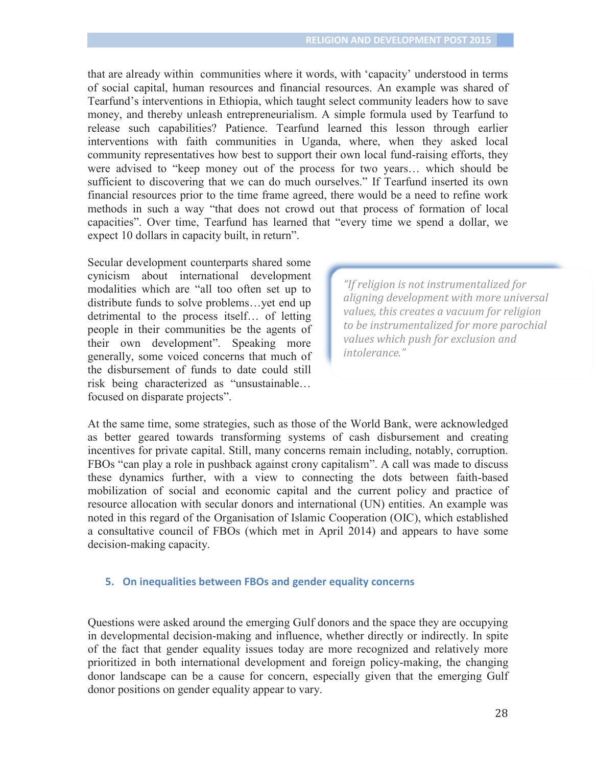that are already within  communities where it words, with 'capacity' understood in terms of social capital, human resources and financial resources. An example was shared of Tearfund's interventions in Ethiopia, which taught select community leaders how to save money, and thereby unleash entrepreneurialism. A simple formula used by Tearfund to release such capabilities? Patience. Tearfund learned this lesson through earlier interventions with faith communities in Uganda, where, when they asked local community representatives how best to support their own local fund-raising efforts, they were advised to "keep money out of the process for two years… which should be sufficient to discovering that we can do much ourselves." If Tearfund inserted its own financial resources prior to the time frame agreed, there would be a need to refine work methods in such a way "that does not crowd out that process of formation of local capacities". Over time, Tearfund has learned that "every time we spend a dollar, we expect 10 dollars in capacity built, in return".

Secular development counterparts shared some cynicism about international development modalities which are "all too often set up to distribute funds to solve problems…yet end up detrimental to the process itself… of letting people in their communities be the agents of their own development". Speaking more generally, some voiced concerns that much of the disbursement of funds to date could still risk being characterized as "unsustainable… focused on disparate projects".

> *"If religion is not instrumentalized for aligning development with more universal values, this creates a vacuum for religion to be instrumentalized for more parochial values which push for exclusion and intolerance."*

At the same time, some strategies, such as those of the World Bank, were acknowledged as better geared towards transforming systems of cash disbursement and creating incentives for private capital. Still, many concerns remain including, notably, corruption. FBOs "can play a role in pushback against crony capitalism". A call was made to discuss these dynamics further, with a view to connecting the dots between faith-based mobilization of social and economic capital and the current policy and practice of resource allocation with secular donors and international (UN) entities. An example was noted in this regard of the Organisation of Islamic Cooperation (OIC), which established a consultative council of FBOs (which met in April 2014) and appears to have some decision-making capacity.

### 5. On inequalities between FBOs and gender equality concerns

Questions were asked around the emerging Gulf donors and the space they are occupying in developmental decision-making and influence, whether directly or indirectly. In spite of the fact that gender equality issues today are more recognized and relatively more prioritized in both international development and foreign policy-making, the changing donor landscape can be a cause for concern, especially given that the emerging Gulf donor positions on gender equality appear to vary.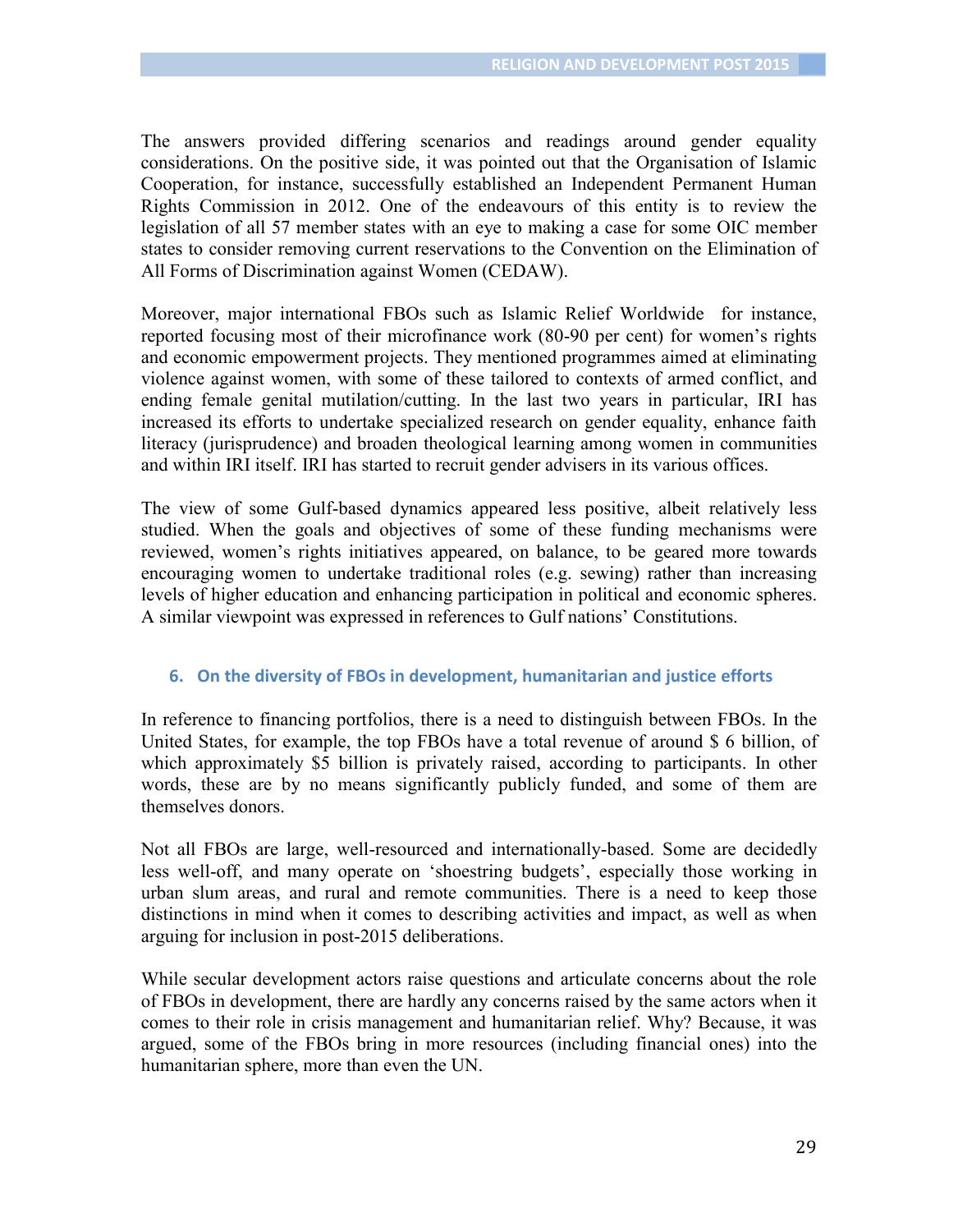The answers provided differing scenarios and readings around gender equality considerations. On the positive side, it was pointed out that the Organisation of Islamic Cooperation, for instance, successfully established an Independent Permanent Human Rights Commission in 2012. One of the endeavours of this entity is to review the legislation of all 57 member states with an eye to making a case for some OIC member states to consider removing current reservations to the Convention on the Elimination of All Forms of Discrimination against Women (CEDAW).

Moreover, major international FBOs such as Islamic Relief Worldwide for instance, reported focusing most of their microfinance work (80-90 per cent) for women's rights and economic empowerment projects. They mentioned programmes aimed at eliminating violence against women, with some of these tailored to contexts of armed conflict, and ending female genital mutilation/cutting. In the last two years in particular, IRI has increased its efforts to undertake specialized research on gender equality, enhance faith literacy (jurisprudence) and broaden theological learning among women in communities and within IRI itself. IRI has started to recruit gender advisers in its various offices.

The view of some Gulf-based dynamics appeared less positive, albeit relatively less studied. When the goals and objectives of some of these funding mechanisms were reviewed, women's rights initiatives appeared, on balance, to be geared more towards encouraging women to undertake traditional roles (e.g. sewing) rather than increasing levels of higher education and enhancing participation in political and economic spheres. A similar viewpoint was expressed in references to Gulf nations' Constitutions.

## 6. On the diversity of FBOs in development, humanitarian and justice efforts

In reference to financing portfolios, there is a need to distinguish between FBOs. In the United States, for example, the top FBOs have a total revenue of around $ 6 billion, of which approximately $5 billion is privately raised, according to participants. In other words, these are by no means significantly publicly funded, and some of them are themselves donors.

Not all FBOs are large, well-resourced and internationally-based. Some are decidedly less well-off, and many operate on 'shoestring budgets', especially those working in urban slum areas, and rural and remote communities. There is a need to keep those distinctions in mind when it comes to describing activities and impact, as well as when arguing for inclusion in post-2015 deliberations.

While secular development actors raise questions and articulate concerns about the role of FBOs in development, there are hardly any concerns raised by the same actors when it comes to their role in crisis management and humanitarian relief. Why? Because, it was argued, some of the FBOs bring in more resources (including financial ones) into the humanitarian sphere, more than even the UN.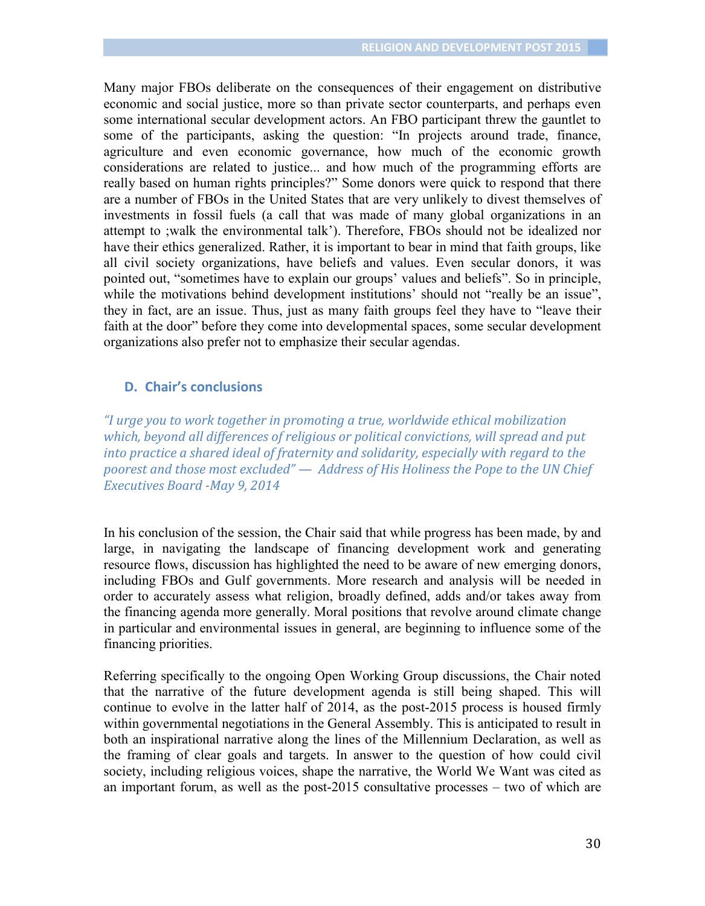Many major FBOs deliberate on the consequences of their engagement on distributive economic and social justice, more so than private sector counterparts, and perhaps even some international secular development actors. An FBO participant threw the gauntlet to some of the participants, asking the question: "In projects around trade, finance, agriculture and even economic governance, how much of the economic growth considerations are related to justice... and how much of the programming efforts are really based on human rights principles?" Some donors were quick to respond that there are a number of FBOs in the United States that are very unlikely to divest themselves of investments in fossil fuels (a call that was made of many global organizations in an attempt to ;walk the environmental talk'). Therefore, FBOs should not be idealized nor have their ethics generalized. Rather, it is important to bear in mind that faith groups, like all civil society organizations, have beliefs and values. Even secular donors, it was pointed out, "sometimes have to explain our groups' values and beliefs". So in principle, while the motivations behind development institutions' should not "really be an issue", they in fact, are an issue. Thus, just as many faith groups feel they have to "leave their faith at the door" before they come into developmental spaces, some secular development organizations also prefer not to emphasize their secular agendas.

## D. Chair's conclusions

*"I urge you to work together in promoting a true, worldwide ethical mobilization which, beyond all differences of religious or political convictions, will spread and put into practice a shared ideal of fraternity and solidarity, especially with regard to the poorest and those most excluded" — Address of His Holiness the Pope to the UN Chief Executives Board -May 9, 2014*

In his conclusion of the session, the Chair said that while progress has been made, by and large, in navigating the landscape of financing development work and generating resource flows, discussion has highlighted the need to be aware of new emerging donors, including FBOs and Gulf governments. More research and analysis will be needed in order to accurately assess what religion, broadly defined, adds and/or takes away from the financing agenda more generally. Moral positions that revolve around climate change in particular and environmental issues in general, are beginning to influence some of the financing priorities.

Referring specifically to the ongoing Open Working Group discussions, the Chair noted that the narrative of the future development agenda is still being shaped. This will continue to evolve in the latter half of 2014, as the post-2015 process is housed firmly within governmental negotiations in the General Assembly. This is anticipated to result in both an inspirational narrative along the lines of the Millennium Declaration, as well as the framing of clear goals and targets. In answer to the question of how could civil society, including religious voices, shape the narrative, the World We Want was cited as an important forum, as well as the post-2015 consultative processes – two of which are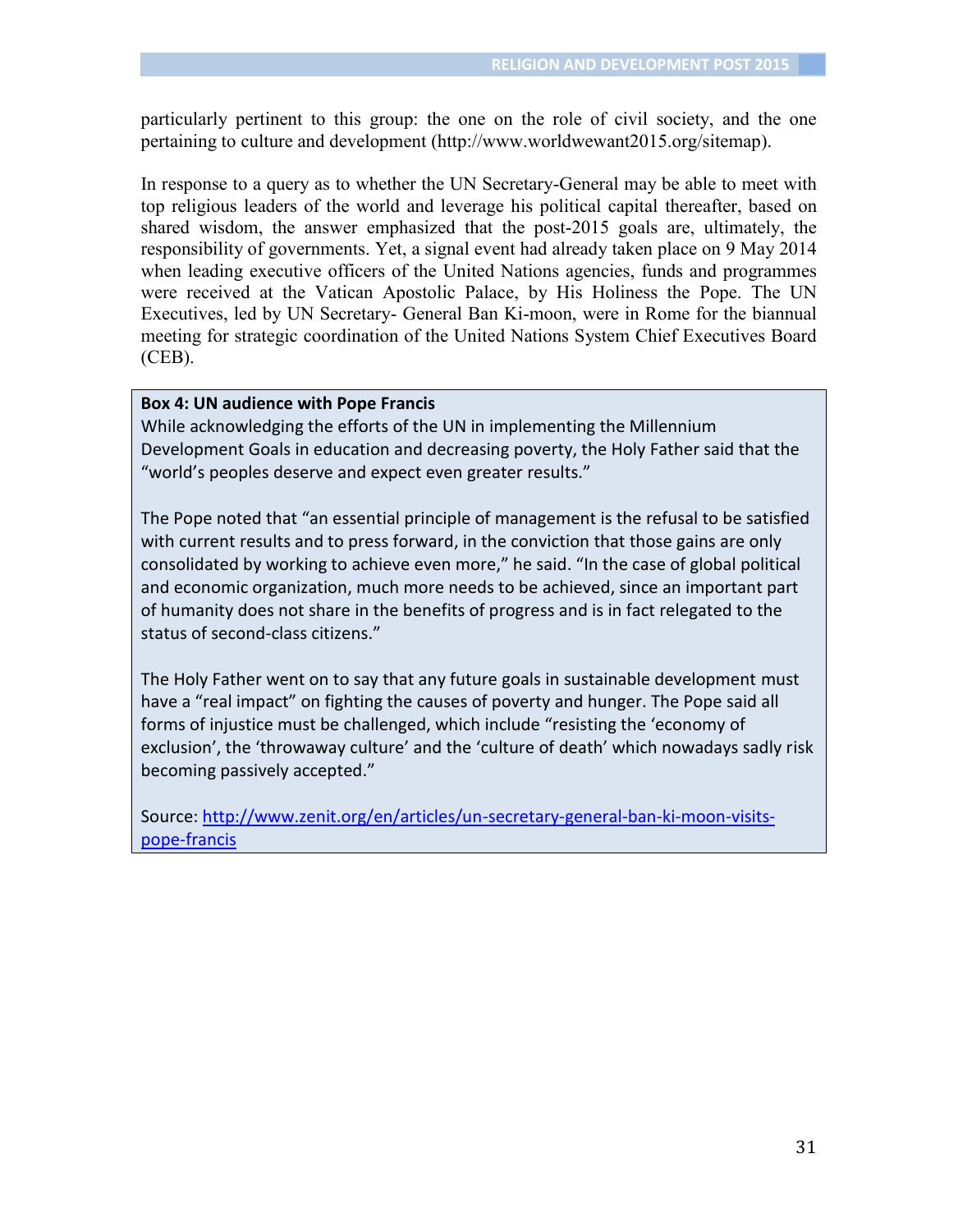particularly pertinent to this group: the one on the role of civil society, and the one pertaining to culture and development (http://www.worldwewant2015.org/sitemap).

In response to a query as to whether the UN Secretary-General may be able to meet with top religious leaders of the world and leverage his political capital thereafter, based on shared wisdom, the answer emphasized that the post-2015 goals are, ultimately, the responsibility of governments. Yet, a signal event had already taken place on 9 May 2014 when leading executive officers of the United Nations agencies, funds and programmes were received at the Vatican Apostolic Palace, by His Holiness the Pope. The UN Executives, led by UN Secretary- General Ban Ki-moon, were in Rome for the biannual meeting for strategic coordination of the United Nations System Chief Executives Board (CEB).

**Box 4: UN audience with Pope Francis**

While acknowledging the efforts of the UN in implementing the Millennium Development Goals in education and decreasing poverty, the Holy Father said that the "world's peoples deserve and expect even greater results."

The Pope noted that "an essential principle of management is the refusal to be satisfied with current results and to press forward, in the conviction that those gains are only consolidated by working to achieve even more," he said. "In the case of global political and economic organization, much more needs to be achieved, since an important part of humanity does not share in the benefits of progress and is in fact relegated to the status of second-class citizens."

The Holy Father went on to say that any future goals in sustainable development must have a "real impact" on fighting the causes of poverty and hunger. The Pope said all forms of injustice must be challenged, which include "resisting the 'economy of exclusion', the 'throwaway culture' and the 'culture of death' which nowadays sadly risk becoming passively accepted."

Source: http://www.zenit.org/en/articles/un-secretary-general-ban-ki-moon-visits-pope-francis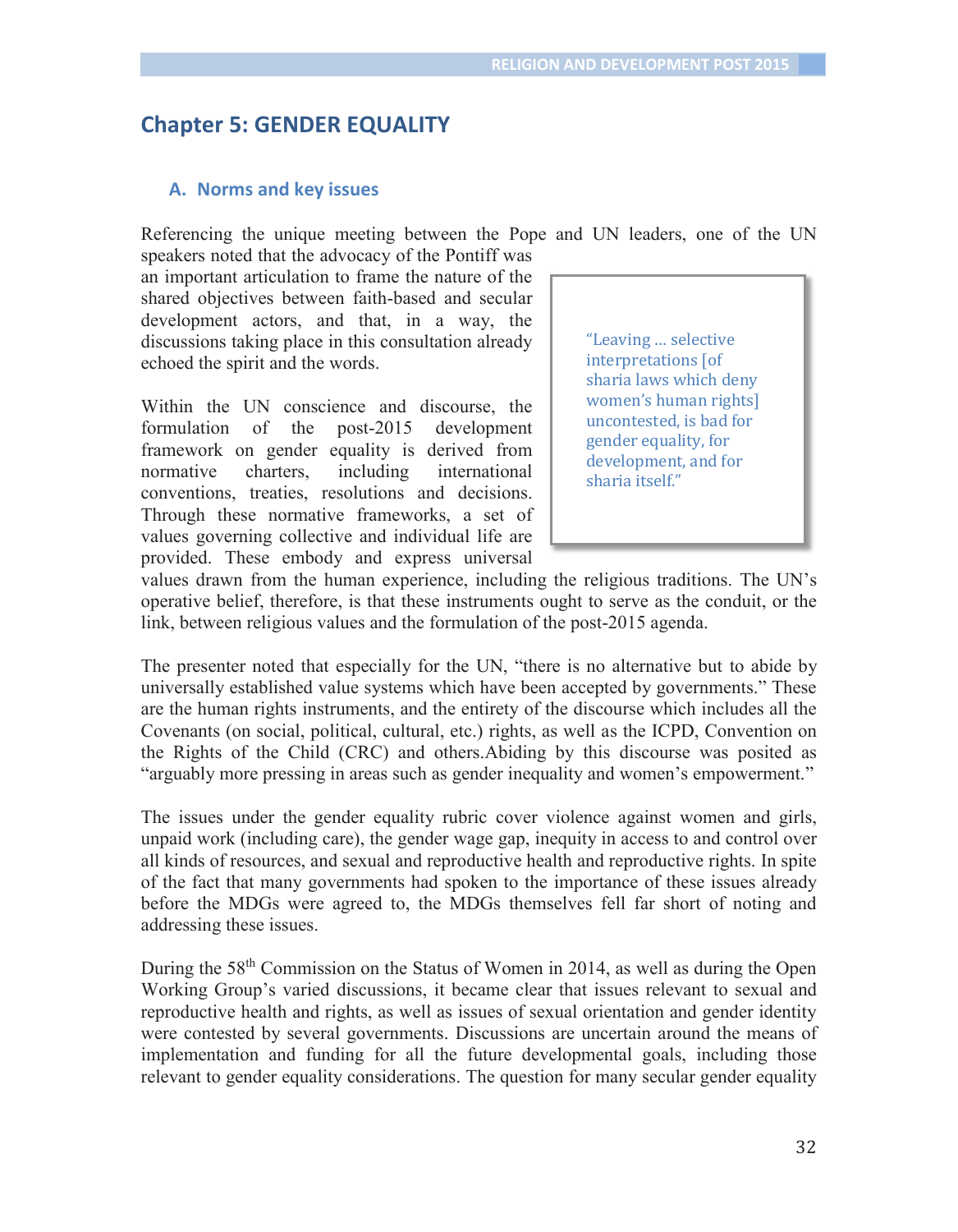# Chapter 5: GENDER EQUALITY

## A. Norms and key issues

Referencing the unique meeting between the Pope and UN leaders, one of the UN speakers noted that the advocacy of the Pontiff was an important articulation to frame the nature of the shared objectives between faith-based and secular development actors, and that, in a way, the discussions taking place in this consultation already echoed the spirit and the words.

> "Leaving ... selective interpretations [of sharia laws which deny women's human rights] uncontested, is bad for gender equality, for development, and for sharia itself."

Within the UN conscience and discourse, the formulation of the post-2015 development framework on gender equality is derived from normative charters, including international conventions, treaties, resolutions and decisions. Through these normative frameworks, a set of values governing collective and individual life are provided. These embody and express universal values drawn from the human experience, including the religious traditions. The UN's operative belief, therefore, is that these instruments ought to serve as the conduit, or the link, between religious values and the formulation of the post-2015 agenda.

The presenter noted that especially for the UN, "there is no alternative but to abide by universally established value systems which have been accepted by governments." These are the human rights instruments, and the entirety of the discourse which includes all the Covenants (on social, political, cultural, etc.) rights, as well as the ICPD, Convention on the Rights of the Child (CRC) and others.Abiding by this discourse was posited as "arguably more pressing in areas such as gender inequality and women's empowerment."

The issues under the gender equality rubric cover violence against women and girls, unpaid work (including care), the gender wage gap, inequity in access to and control over all kinds of resources, and sexual and reproductive health and reproductive rights. In spite of the fact that many governments had spoken to the importance of these issues already before the MDGs were agreed to, the MDGs themselves fell far short of noting and addressing these issues.

During the 58th Commission on the Status of Women in 2014, as well as during the Open Working Group's varied discussions, it became clear that issues relevant to sexual and reproductive health and rights, as well as issues of sexual orientation and gender identity were contested by several governments. Discussions are uncertain around the means of implementation and funding for all the future developmental goals, including those relevant to gender equality considerations. The question for many secular gender equality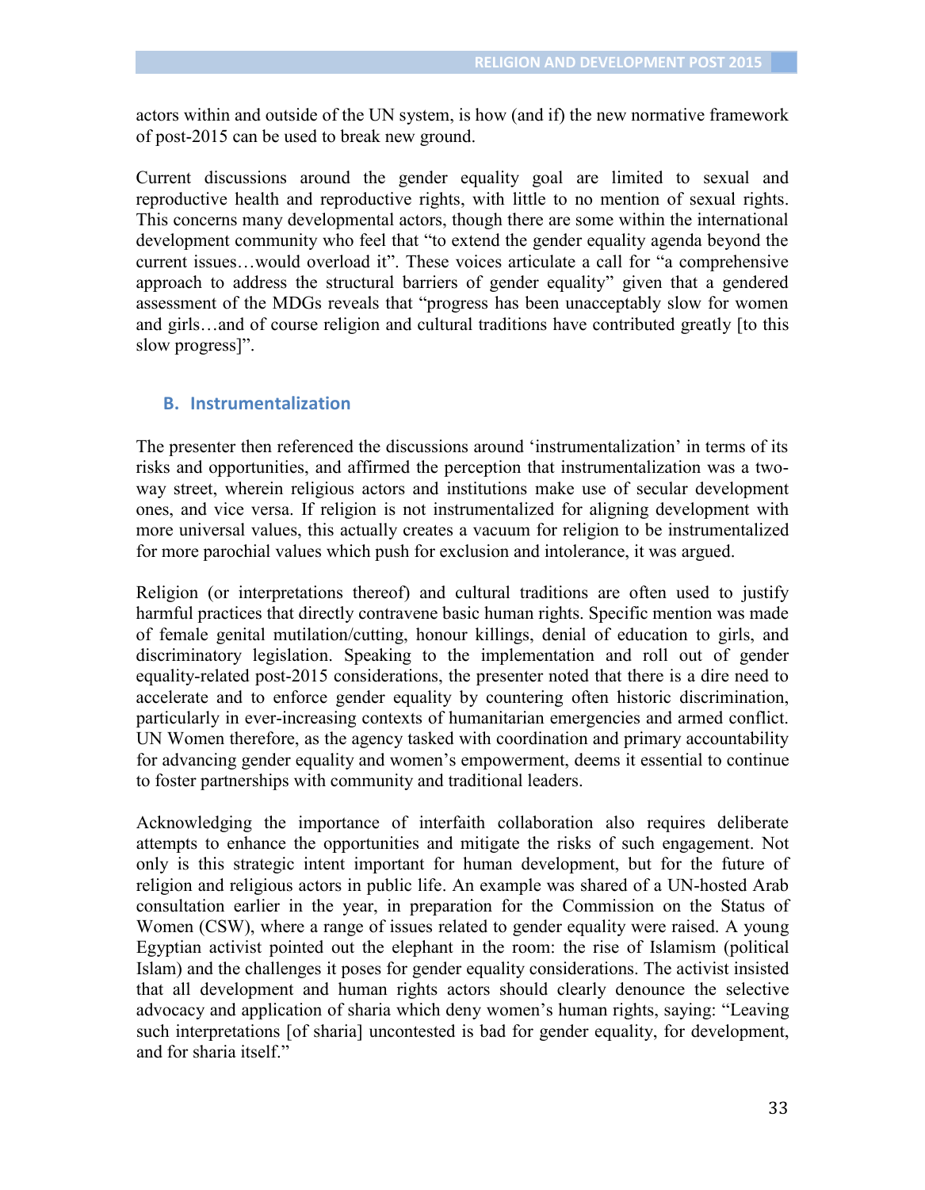actors within and outside of the UN system, is how (and if) the new normative framework of post-2015 can be used to break new ground.

Current discussions around the gender equality goal are limited to sexual and reproductive health and reproductive rights, with little to no mention of sexual rights. This concerns many developmental actors, though there are some within the international development community who feel that "to extend the gender equality agenda beyond the current issues…would overload it". These voices articulate a call for "a comprehensive approach to address the structural barriers of gender equality" given that a gendered assessment of the MDGs reveals that "progress has been unacceptably slow for women and girls…and of course religion and cultural traditions have contributed greatly [to this slow progress]".

### B. Instrumentalization

The presenter then referenced the discussions around 'instrumentalization' in terms of its risks and opportunities, and affirmed the perception that instrumentalization was a two-way street, wherein religious actors and institutions make use of secular development ones, and vice versa. If religion is not instrumentalized for aligning development with more universal values, this actually creates a vacuum for religion to be instrumentalized for more parochial values which push for exclusion and intolerance, it was argued.

Religion (or interpretations thereof) and cultural traditions are often used to justify harmful practices that directly contravene basic human rights. Specific mention was made of female genital mutilation/cutting, honour killings, denial of education to girls, and discriminatory legislation. Speaking to the implementation and roll out of gender equality-related post-2015 considerations, the presenter noted that there is a dire need to accelerate and to enforce gender equality by countering often historic discrimination, particularly in ever-increasing contexts of humanitarian emergencies and armed conflict. UN Women therefore, as the agency tasked with coordination and primary accountability for advancing gender equality and women's empowerment, deems it essential to continue to foster partnerships with community and traditional leaders.

Acknowledging the importance of interfaith collaboration also requires deliberate attempts to enhance the opportunities and mitigate the risks of such engagement. Not only is this strategic intent important for human development, but for the future of religion and religious actors in public life. An example was shared of a UN-hosted Arab consultation earlier in the year, in preparation for the Commission on the Status of Women (CSW), where a range of issues related to gender equality were raised. A young Egyptian activist pointed out the elephant in the room: the rise of Islamism (political Islam) and the challenges it poses for gender equality considerations. The activist insisted that all development and human rights actors should clearly denounce the selective advocacy and application of sharia which deny women's human rights, saying: "Leaving such interpretations [of sharia] uncontested is bad for gender equality, for development, and for sharia itself."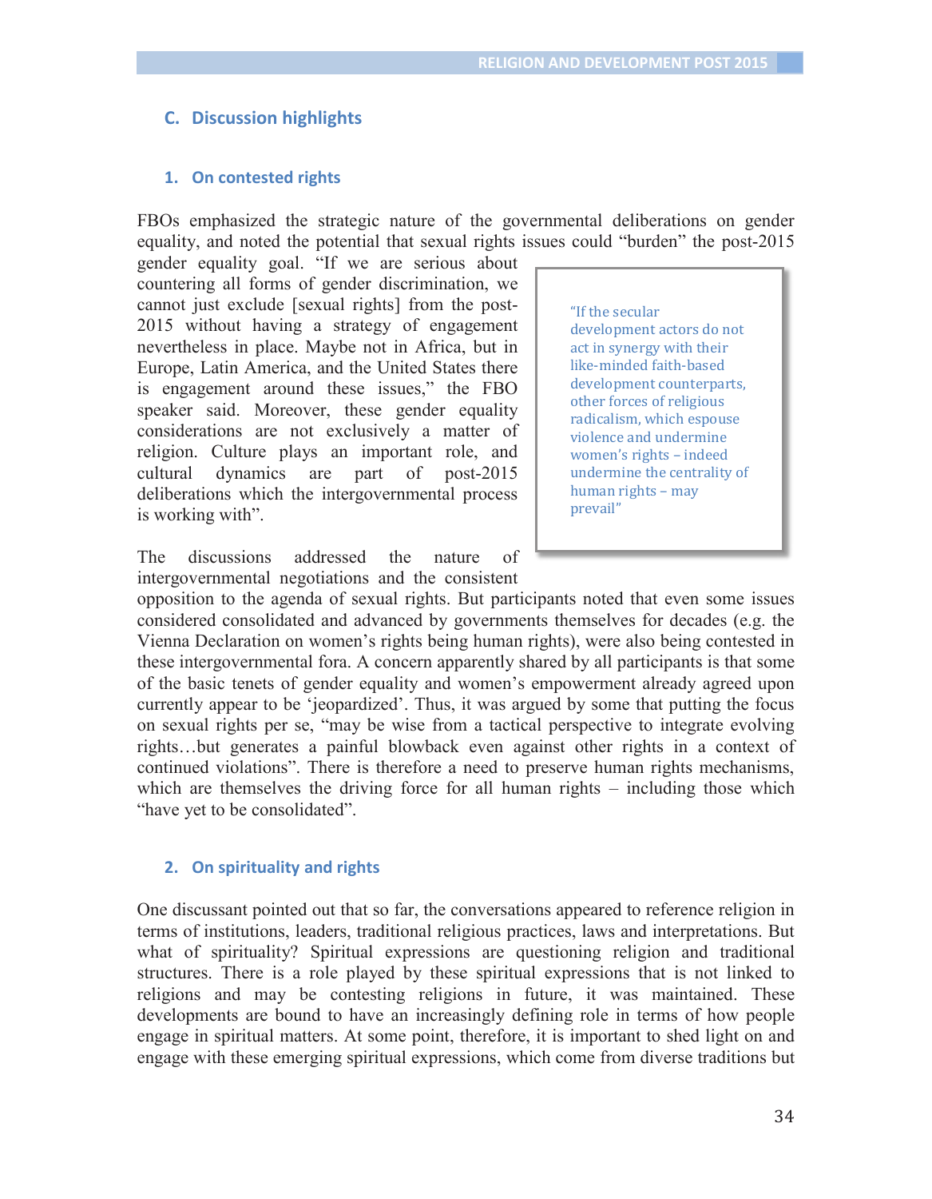## C. Discussion highlights

### 1. On contested rights

FBOs emphasized the strategic nature of the governmental deliberations on gender equality, and noted the potential that sexual rights issues could "burden" the post-2015 gender equality goal. "If we are serious about countering all forms of gender discrimination, we cannot just exclude [sexual rights] from the post-2015 without having a strategy of engagement nevertheless in place. Maybe not in Africa, but in Europe, Latin America, and the United States there is engagement around these issues," the FBO speaker said. Moreover, these gender equality considerations are not exclusively a matter of religion. Culture plays an important role, and cultural dynamics are part of post-2015 deliberations which the intergovernmental process is working with".

> "If the secular development actors do not act in synergy with their like-minded faith-based development counterparts, other forces of religious radicalism, which espouse violence and undermine women's rights – indeed undermine the centrality of human rights – may prevail"

The discussions addressed the nature of intergovernmental negotiations and the consistent opposition to the agenda of sexual rights. But participants noted that even some issues considered consolidated and advanced by governments themselves for decades (e.g. the Vienna Declaration on women's rights being human rights), were also being contested in these intergovernmental fora. A concern apparently shared by all participants is that some of the basic tenets of gender equality and women's empowerment already agreed upon currently appear to be 'jeopardized'. Thus, it was argued by some that putting the focus on sexual rights per se, "may be wise from a tactical perspective to integrate evolving rights…but generates a painful blowback even against other rights in a context of continued violations". There is therefore a need to preserve human rights mechanisms, which are themselves the driving force for all human rights – including those which "have yet to be consolidated".

### 2. On spirituality and rights

One discussant pointed out that so far, the conversations appeared to reference religion in terms of institutions, leaders, traditional religious practices, laws and interpretations. But what of spirituality? Spiritual expressions are questioning religion and traditional structures. There is a role played by these spiritual expressions that is not linked to religions and may be contesting religions in future, it was maintained. These developments are bound to have an increasingly defining role in terms of how people engage in spiritual matters. At some point, therefore, it is important to shed light on and engage with these emerging spiritual expressions, which come from diverse traditions but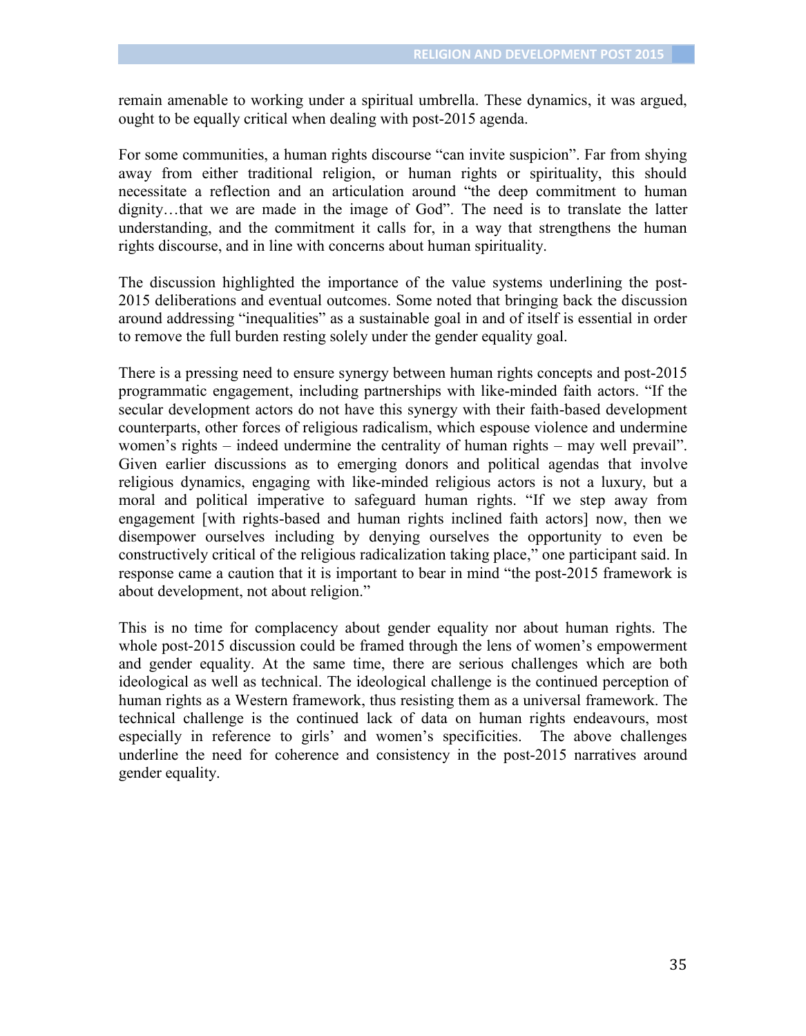remain amenable to working under a spiritual umbrella. These dynamics, it was argued, ought to be equally critical when dealing with post-2015 agenda.

For some communities, a human rights discourse "can invite suspicion". Far from shying away from either traditional religion, or human rights or spirituality, this should necessitate a reflection and an articulation around "the deep commitment to human dignity…that we are made in the image of God". The need is to translate the latter understanding, and the commitment it calls for, in a way that strengthens the human rights discourse, and in line with concerns about human spirituality.

The discussion highlighted the importance of the value systems underlining the post-2015 deliberations and eventual outcomes. Some noted that bringing back the discussion around addressing "inequalities" as a sustainable goal in and of itself is essential in order to remove the full burden resting solely under the gender equality goal.

There is a pressing need to ensure synergy between human rights concepts and post-2015 programmatic engagement, including partnerships with like-minded faith actors. "If the secular development actors do not have this synergy with their faith-based development counterparts, other forces of religious radicalism, which espouse violence and undermine women's rights – indeed undermine the centrality of human rights – may well prevail". Given earlier discussions as to emerging donors and political agendas that involve religious dynamics, engaging with like-minded religious actors is not a luxury, but a moral and political imperative to safeguard human rights. "If we step away from engagement [with rights-based and human rights inclined faith actors] now, then we disempower ourselves including by denying ourselves the opportunity to even be constructively critical of the religious radicalization taking place," one participant said. In response came a caution that it is important to bear in mind "the post-2015 framework is about development, not about religion."

This is no time for complacency about gender equality nor about human rights. The whole post-2015 discussion could be framed through the lens of women's empowerment and gender equality. At the same time, there are serious challenges which are both ideological as well as technical. The ideological challenge is the continued perception of human rights as a Western framework, thus resisting them as a universal framework. The technical challenge is the continued lack of data on human rights endeavours, most especially in reference to girls' and women's specificities. The above challenges underline the need for coherence and consistency in the post-2015 narratives around gender equality.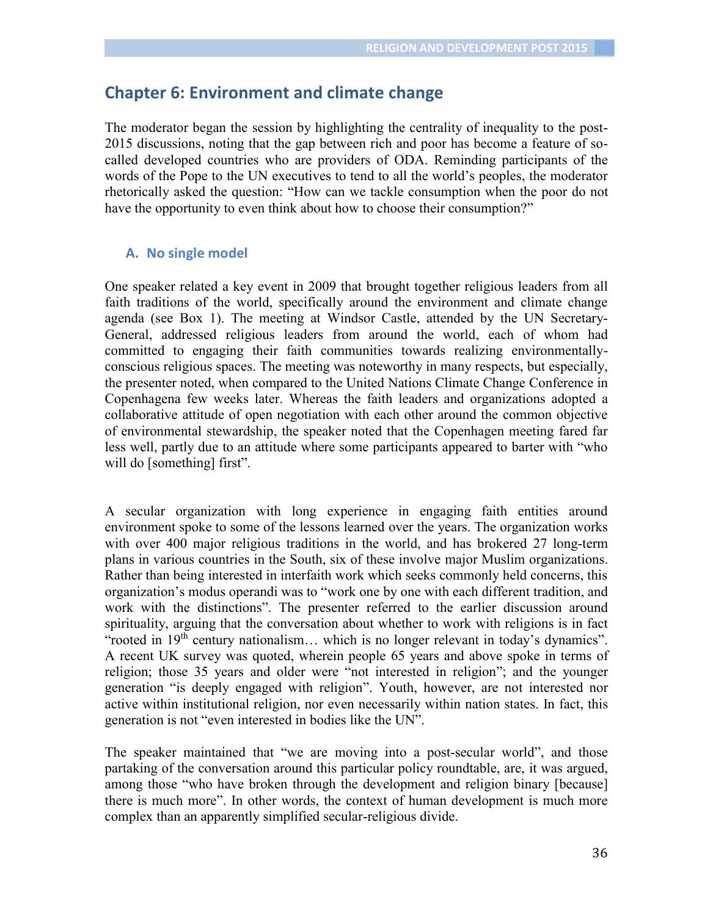## Chapter 6: Environment and climate change

The moderator began the session by highlighting the centrality of inequality to the post-2015 discussions, noting that the gap between rich and poor has become a feature of so-called developed countries who are providers of ODA. Reminding participants of the words of the Pope to the UN executives to tend to all the world's peoples, the moderator rhetorically asked the question: "How can we tackle consumption when the poor do not have the opportunity to even think about how to choose their consumption?"

### A. No single model

One speaker related a key event in 2009 that brought together religious leaders from all faith traditions of the world, specifically around the environment and climate change agenda (see Box 1). The meeting at Windsor Castle, attended by the UN Secretary-General, addressed religious leaders from around the world, each of whom had committed to engaging their faith communities towards realizing environmentally-conscious religious spaces. The meeting was noteworthy in many respects, but especially, the presenter noted, when compared to the United Nations Climate Change Conference in Copenhagena few weeks later. Whereas the faith leaders and organizations adopted a collaborative attitude of open negotiation with each other around the common objective of environmental stewardship, the speaker noted that the Copenhagen meeting fared far less well, partly due to an attitude where some participants appeared to barter with "who will do [something] first".

A secular organization with long experience in engaging faith entities around environment spoke to some of the lessons learned over the years. The organization works with over 400 major religious traditions in the world, and has brokered 27 long-term plans in various countries in the South, six of these involve major Muslim organizations. Rather than being interested in interfaith work which seeks commonly held concerns, this organization's modus operandi was to "work one by one with each different tradition, and work with the distinctions". The presenter referred to the earlier discussion around spirituality, arguing that the conversation about whether to work with religions is in fact "rooted in 19th century nationalism… which is no longer relevant in today's dynamics". A recent UK survey was quoted, wherein people 65 years and above spoke in terms of religion; those 35 years and older were "not interested in religion"; and the younger generation "is deeply engaged with religion". Youth, however, are not interested nor active within institutional religion, nor even necessarily within nation states. In fact, this generation is not "even interested in bodies like the UN".

The speaker maintained that "we are moving into a post-secular world", and those partaking of the conversation around this particular policy roundtable, are, it was argued, among those "who have broken through the development and religion binary [because] there is much more". In other words, the context of human development is much more complex than an apparently simplified secular-religious divide.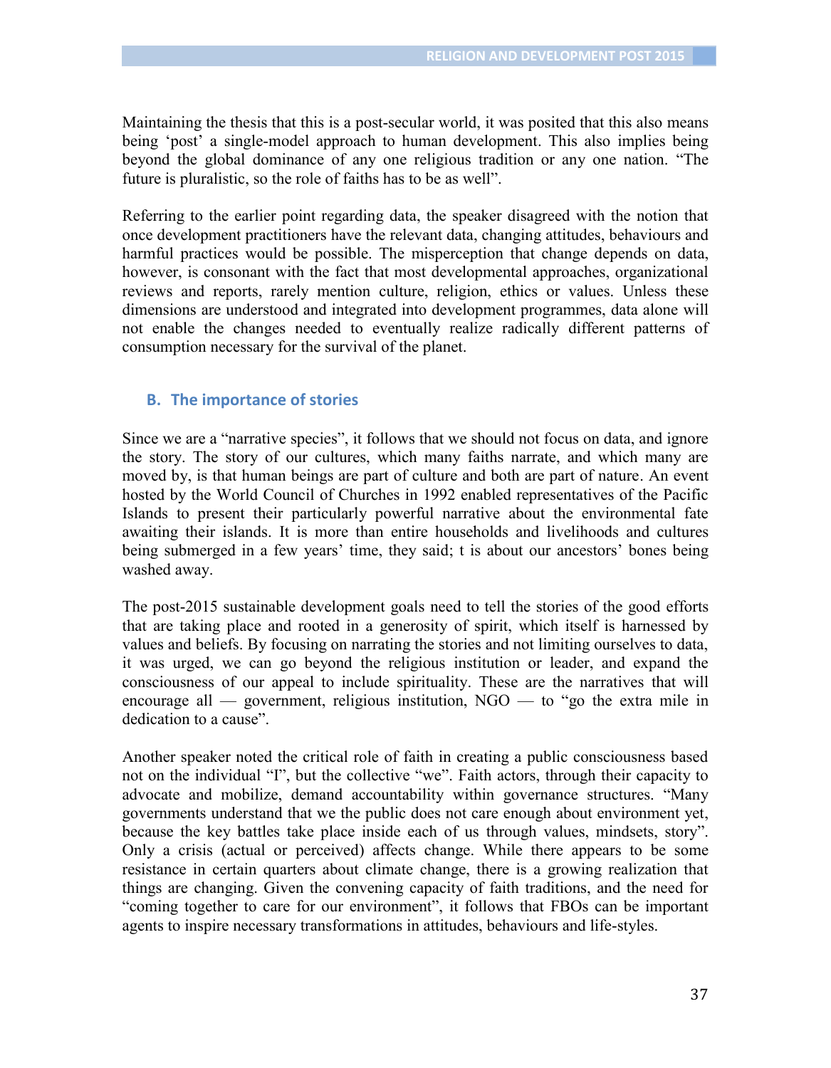Maintaining the thesis that this is a post-secular world, it was posited that this also means being 'post' a single-model approach to human development. This also implies being beyond the global dominance of any one religious tradition or any one nation. "The future is pluralistic, so the role of faiths has to be as well".

Referring to the earlier point regarding data, the speaker disagreed with the notion that once development practitioners have the relevant data, changing attitudes, behaviours and harmful practices would be possible. The misperception that change depends on data, however, is consonant with the fact that most developmental approaches, organizational reviews and reports, rarely mention culture, religion, ethics or values. Unless these dimensions are understood and integrated into development programmes, data alone will not enable the changes needed to eventually realize radically different patterns of consumption necessary for the survival of the planet.

## B. The importance of stories

Since we are a "narrative species", it follows that we should not focus on data, and ignore the story. The story of our cultures, which many faiths narrate, and which many are moved by, is that human beings are part of culture and both are part of nature. An event hosted by the World Council of Churches in 1992 enabled representatives of the Pacific Islands to present their particularly powerful narrative about the environmental fate awaiting their islands. It is more than entire households and livelihoods and cultures being submerged in a few years' time, they said; t is about our ancestors' bones being washed away.

The post-2015 sustainable development goals need to tell the stories of the good efforts that are taking place and rooted in a generosity of spirit, which itself is harnessed by values and beliefs. By focusing on narrating the stories and not limiting ourselves to data, it was urged, we can go beyond the religious institution or leader, and expand the consciousness of our appeal to include spirituality. These are the narratives that will encourage all — government, religious institution, NGO — to "go the extra mile in dedication to a cause".

Another speaker noted the critical role of faith in creating a public consciousness based not on the individual "I", but the collective "we". Faith actors, through their capacity to advocate and mobilize, demand accountability within governance structures. "Many governments understand that we the public does not care enough about environment yet, because the key battles take place inside each of us through values, mindsets, story". Only a crisis (actual or perceived) affects change. While there appears to be some resistance in certain quarters about climate change, there is a growing realization that things are changing. Given the convening capacity of faith traditions, and the need for "coming together to care for our environment", it follows that FBOs can be important agents to inspire necessary transformations in attitudes, behaviours and life-styles.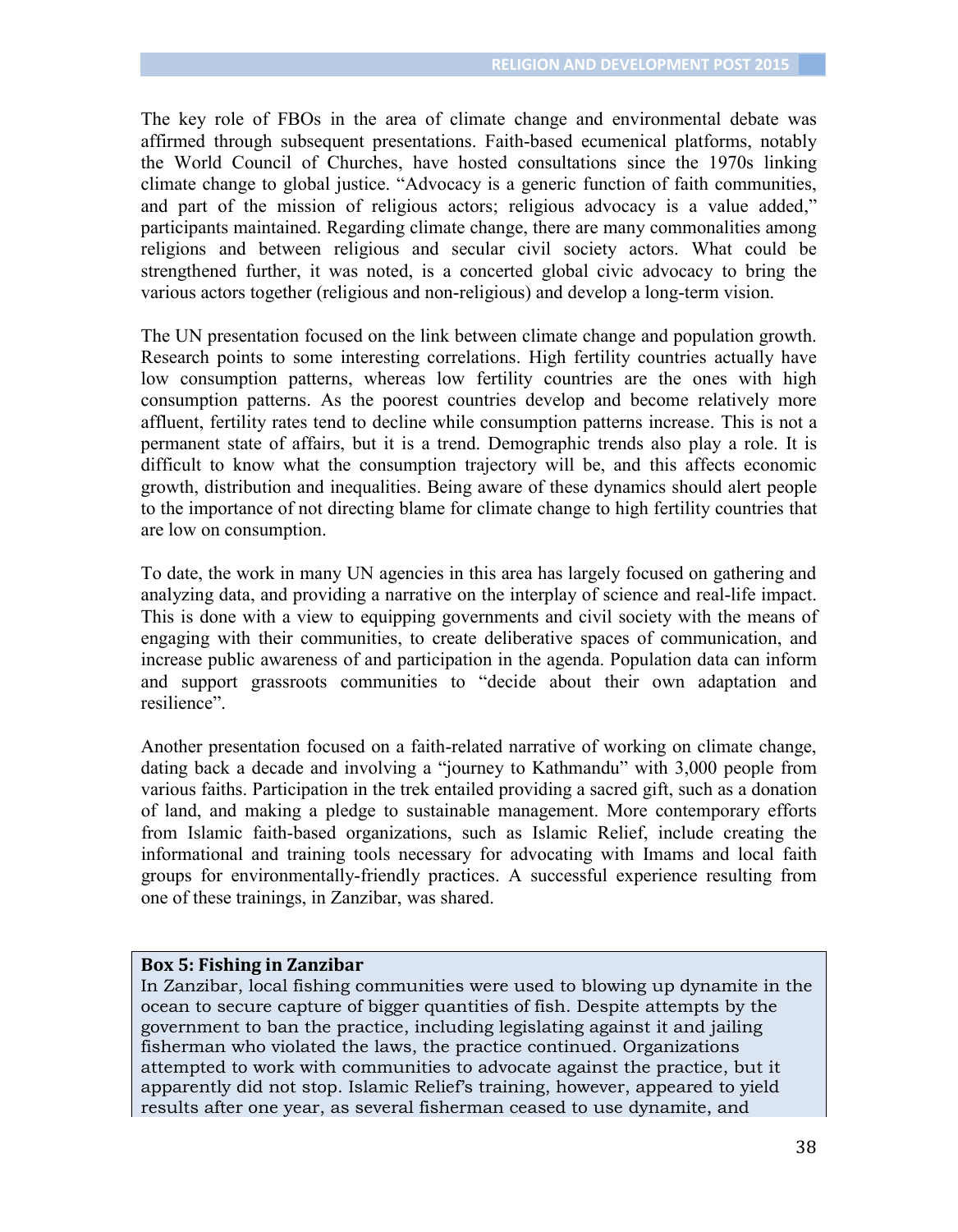The key role of FBOs in the area of climate change and environmental debate was affirmed through subsequent presentations. Faith-based ecumenical platforms, notably the World Council of Churches, have hosted consultations since the 1970s linking climate change to global justice. "Advocacy is a generic function of faith communities, and part of the mission of religious actors; religious advocacy is a value added," participants maintained. Regarding climate change, there are many commonalities among religions and between religious and secular civil society actors. What could be strengthened further, it was noted, is a concerted global civic advocacy to bring the various actors together (religious and non-religious) and develop a long-term vision.

The UN presentation focused on the link between climate change and population growth. Research points to some interesting correlations. High fertility countries actually have low consumption patterns, whereas low fertility countries are the ones with high consumption patterns. As the poorest countries develop and become relatively more affluent, fertility rates tend to decline while consumption patterns increase. This is not a permanent state of affairs, but it is a trend. Demographic trends also play a role. It is difficult to know what the consumption trajectory will be, and this affects economic growth, distribution and inequalities. Being aware of these dynamics should alert people to the importance of not directing blame for climate change to high fertility countries that are low on consumption.

To date, the work in many UN agencies in this area has largely focused on gathering and analyzing data, and providing a narrative on the interplay of science and real-life impact. This is done with a view to equipping governments and civil society with the means of engaging with their communities, to create deliberative spaces of communication, and increase public awareness of and participation in the agenda. Population data can inform and support grassroots communities to "decide about their own adaptation and resilience".

Another presentation focused on a faith-related narrative of working on climate change, dating back a decade and involving a "journey to Kathmandu" with 3,000 people from various faiths. Participation in the trek entailed providing a sacred gift, such as a donation of land, and making a pledge to sustainable management. More contemporary efforts from Islamic faith-based organizations, such as Islamic Relief, include creating the informational and training tools necessary for advocating with Imams and local faith groups for environmentally-friendly practices. A successful experience resulting from one of these trainings, in Zanzibar, was shared.

**Box 5: Fishing in Zanzibar**

In Zanzibar, local fishing communities were used to blowing up dynamite in the ocean to secure capture of bigger quantities of fish. Despite attempts by the government to ban the practice, including legislating against it and jailing fisherman who violated the laws, the practice continued. Organizations attempted to work with communities to advocate against the practice, but it apparently did not stop. Islamic Relief's training, however, appeared to yield results after one year, as several fisherman ceased to use dynamite, and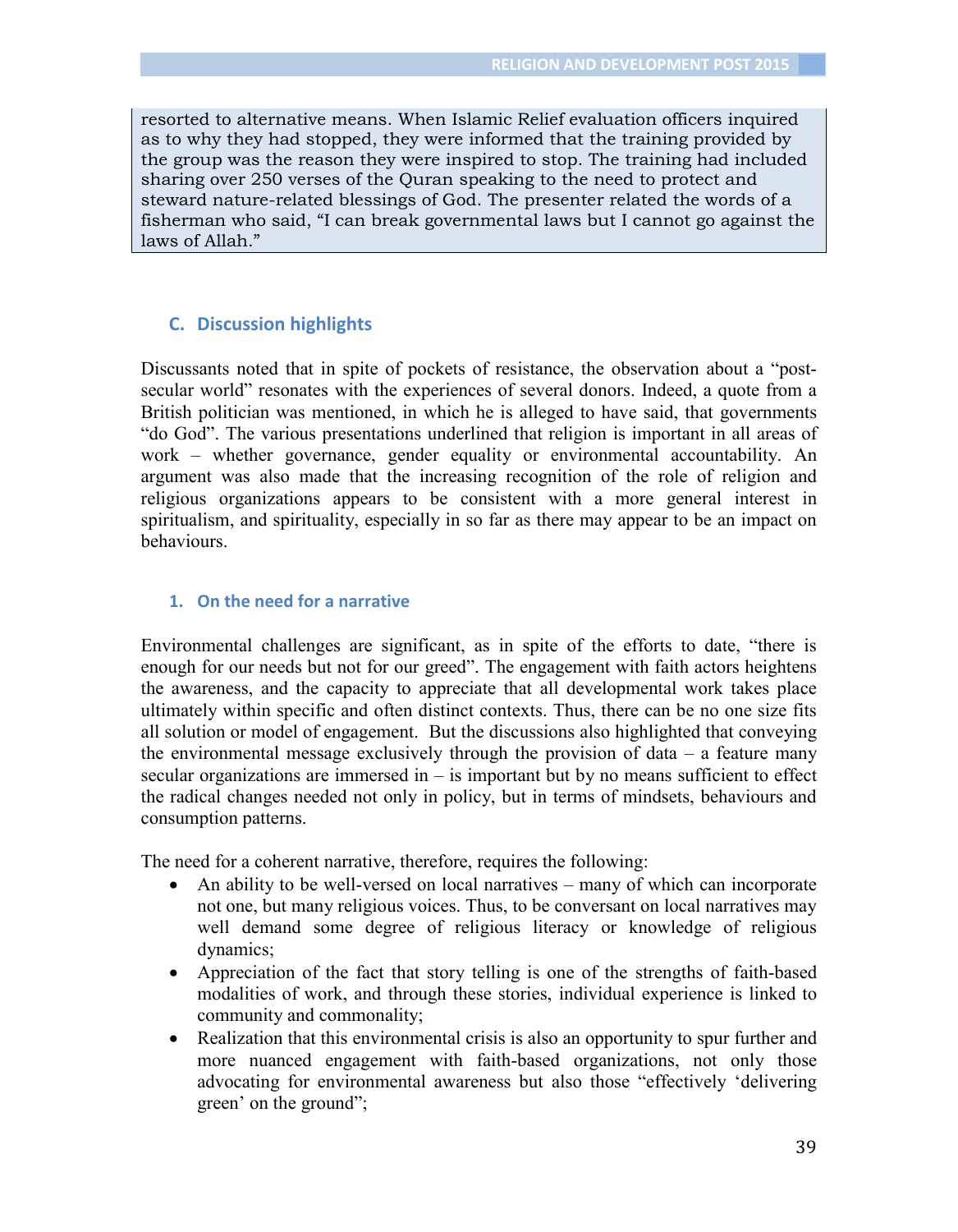resorted to alternative means. When Islamic Relief evaluation officers inquired as to why they had stopped, they were informed that the training provided by the group was the reason they were inspired to stop. The training had included sharing over 250 verses of the Quran speaking to the need to protect and steward nature-related blessings of God. The presenter related the words of a fisherman who said, "I can break governmental laws but I cannot go against the laws of Allah."

## C. Discussion highlights

Discussants noted that in spite of pockets of resistance, the observation about a "post-secular world" resonates with the experiences of several donors. Indeed, a quote from a British politician was mentioned, in which he is alleged to have said, that governments "do God". The various presentations underlined that religion is important in all areas of work – whether governance, gender equality or environmental accountability. An argument was also made that the increasing recognition of the role of religion and religious organizations appears to be consistent with a more general interest in spiritualism, and spirituality, especially in so far as there may appear to be an impact on behaviours.

### 1. On the need for a narrative

Environmental challenges are significant, as in spite of the efforts to date, "there is enough for our needs but not for our greed". The engagement with faith actors heightens the awareness, and the capacity to appreciate that all developmental work takes place ultimately within specific and often distinct contexts. Thus, there can be no one size fits all solution or model of engagement. But the discussions also highlighted that conveying the environmental message exclusively through the provision of data – a feature many secular organizations are immersed in – is important but by no means sufficient to effect the radical changes needed not only in policy, but in terms of mindsets, behaviours and consumption patterns.

The need for a coherent narrative, therefore, requires the following:

- An ability to be well-versed on local narratives – many of which can incorporate not one, but many religious voices. Thus, to be conversant on local narratives may well demand some degree of religious literacy or knowledge of religious dynamics;
- Appreciation of the fact that story telling is one of the strengths of faith-based modalities of work, and through these stories, individual experience is linked to community and commonality;
- Realization that this environmental crisis is also an opportunity to spur further and more nuanced engagement with faith-based organizations, not only those advocating for environmental awareness but also those "effectively 'delivering green' on the ground";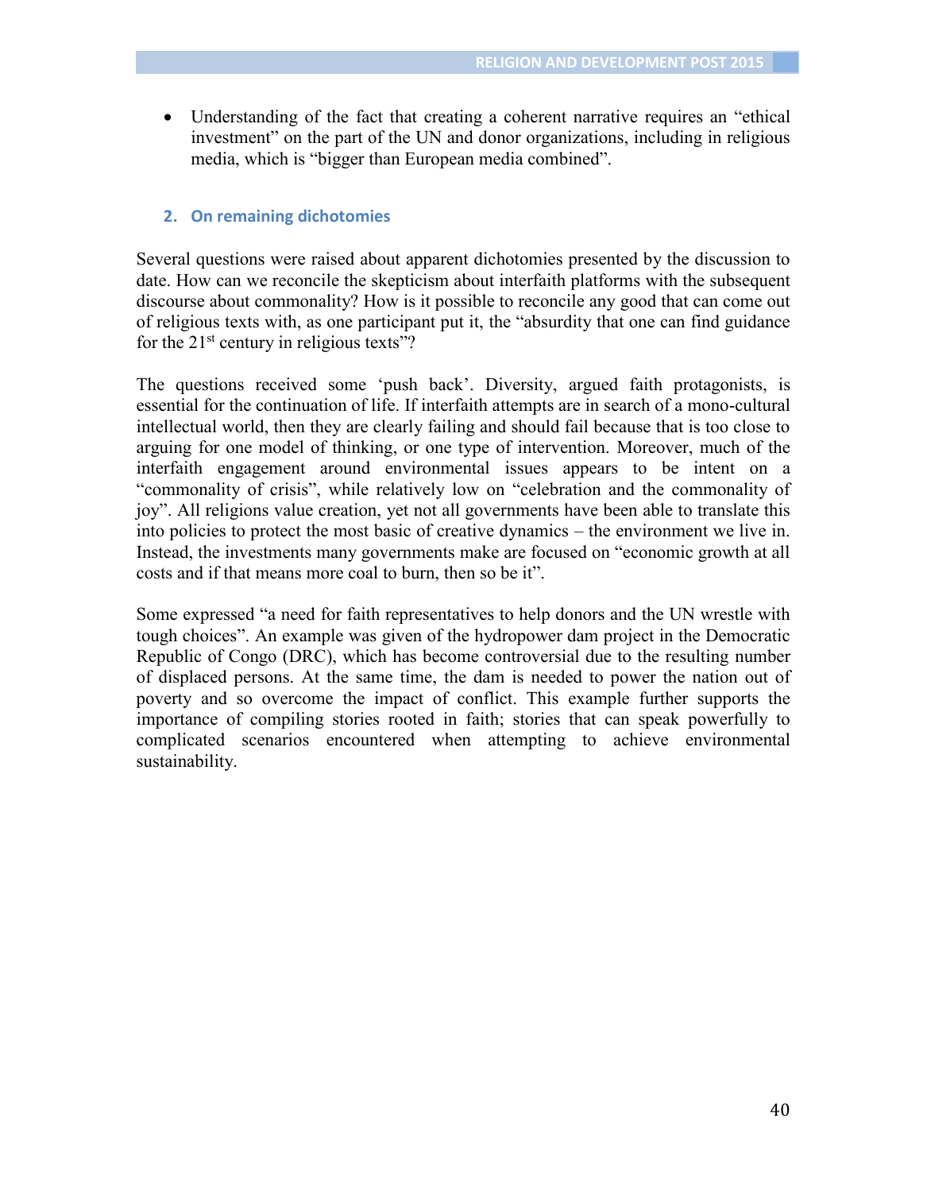- Understanding of the fact that creating a coherent narrative requires an "ethical investment" on the part of the UN and donor organizations, including in religious media, which is "bigger than European media combined".

## 2. On remaining dichotomies

Several questions were raised about apparent dichotomies presented by the discussion to date. How can we reconcile the skepticism about interfaith platforms with the subsequent discourse about commonality? How is it possible to reconcile any good that can come out of religious texts with, as one participant put it, the "absurdity that one can find guidance for the 21st century in religious texts"?

The questions received some 'push back'. Diversity, argued faith protagonists, is essential for the continuation of life. If interfaith attempts are in search of a mono-cultural intellectual world, then they are clearly failing and should fail because that is too close to arguing for one model of thinking, or one type of intervention. Moreover, much of the interfaith engagement around environmental issues appears to be intent on a "commonality of crisis", while relatively low on "celebration and the commonality of joy". All religions value creation, yet not all governments have been able to translate this into policies to protect the most basic of creative dynamics – the environment we live in. Instead, the investments many governments make are focused on "economic growth at all costs and if that means more coal to burn, then so be it".

Some expressed "a need for faith representatives to help donors and the UN wrestle with tough choices". An example was given of the hydropower dam project in the Democratic Republic of Congo (DRC), which has become controversial due to the resulting number of displaced persons. At the same time, the dam is needed to power the nation out of poverty and so overcome the impact of conflict. This example further supports the importance of compiling stories rooted in faith; stories that can speak powerfully to complicated scenarios encountered when attempting to achieve environmental sustainability.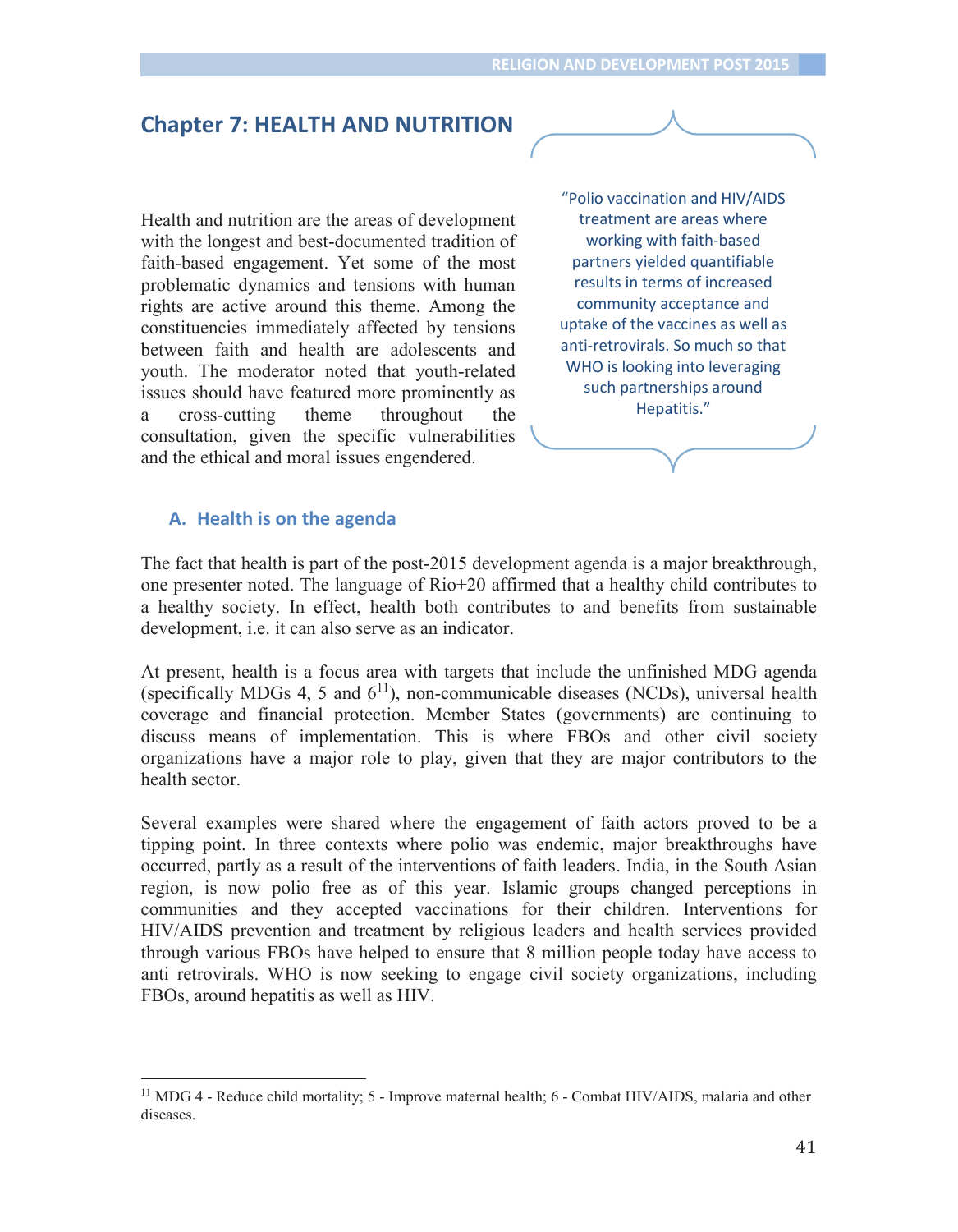# Chapter 7: HEALTH AND NUTRITION

Health and nutrition are the areas of development with the longest and best-documented tradition of faith-based engagement. Yet some of the most problematic dynamics and tensions with human rights are active around this theme. Among the constituencies immediately affected by tensions between faith and health are adolescents and youth. The moderator noted that youth-related issues should have featured more prominently as a cross-cutting theme throughout the consultation, given the specific vulnerabilities and the ethical and moral issues engendered.

> "Polio vaccination and HIV/AIDS treatment are areas where working with faith-based partners yielded quantifiable results in terms of increased community acceptance and uptake of the vaccines as well as anti-retrovirals. So much so that WHO is looking into leveraging such partnerships around Hepatitis."

## A. Health is on the agenda

The fact that health is part of the post-2015 development agenda is a major breakthrough, one presenter noted. The language of Rio+20 affirmed that a healthy child contributes to a healthy society. In effect, health both contributes to and benefits from sustainable development, i.e. it can also serve as an indicator.

At present, health is a focus area with targets that include the unfinished MDG agenda (specifically MDGs 4, 5 and 6[11]), non-communicable diseases (NCDs), universal health coverage and financial protection. Member States (governments) are continuing to discuss means of implementation. This is where FBOs and other civil society organizations have a major role to play, given that they are major contributors to the health sector.

Several examples were shared where the engagement of faith actors proved to be a tipping point. In three contexts where polio was endemic, major breakthroughs have occurred, partly as a result of the interventions of faith leaders. India, in the South Asian region, is now polio free as of this year. Islamic groups changed perceptions in communities and they accepted vaccinations for their children. Interventions for HIV/AIDS prevention and treatment by religious leaders and health services provided through various FBOs have helped to ensure that 8 million people today have access to anti retrovirals. WHO is now seeking to engage civil society organizations, including FBOs, around hepatitis as well as HIV.

---

[11] MDG 4 - Reduce child mortality; 5 - Improve maternal health; 6 - Combat HIV/AIDS, malaria and other diseases.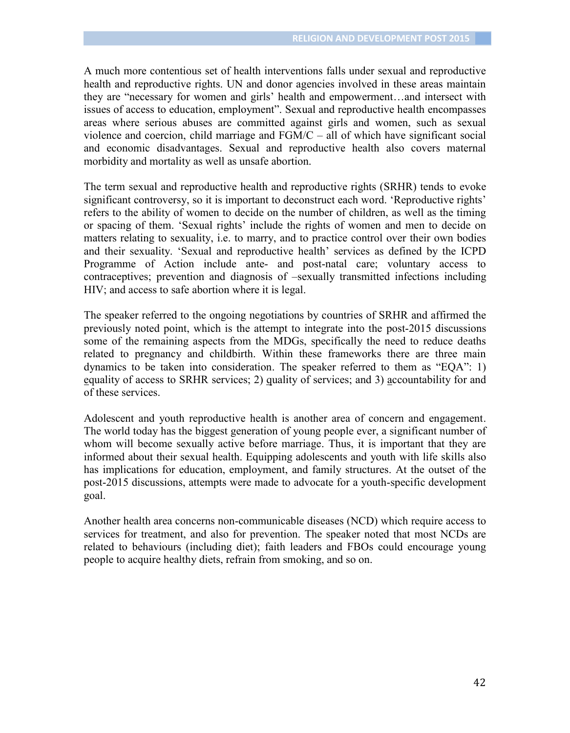A much more contentious set of health interventions falls under sexual and reproductive health and reproductive rights. UN and donor agencies involved in these areas maintain they are "necessary for women and girls' health and empowerment…and intersect with issues of access to education, employment". Sexual and reproductive health encompasses areas where serious abuses are committed against girls and women, such as sexual violence and coercion, child marriage and FGM/C – all of which have significant social and economic disadvantages. Sexual and reproductive health also covers maternal morbidity and mortality as well as unsafe abortion.

The term sexual and reproductive health and reproductive rights (SRHR) tends to evoke significant controversy, so it is important to deconstruct each word. 'Reproductive rights' refers to the ability of women to decide on the number of children, as well as the timing or spacing of them. 'Sexual rights' include the rights of women and men to decide on matters relating to sexuality, i.e. to marry, and to practice control over their own bodies and their sexuality. 'Sexual and reproductive health' services as defined by the ICPD Programme of Action include ante- and post-natal care; voluntary access to contraceptives; prevention and diagnosis of –sexually transmitted infections including HIV; and access to safe abortion where it is legal.

The speaker referred to the ongoing negotiations by countries of SRHR and affirmed the previously noted point, which is the attempt to integrate into the post-2015 discussions some of the remaining aspects from the MDGs, specifically the need to reduce deaths related to pregnancy and childbirth. Within these frameworks there are three main dynamics to be taken into consideration. The speaker referred to them as "EQA": 1) equality of access to SRHR services; 2) quality of services; and 3) accountability for and of these services.

Adolescent and youth reproductive health is another area of concern and engagement. The world today has the biggest generation of young people ever, a significant number of whom will become sexually active before marriage. Thus, it is important that they are informed about their sexual health. Equipping adolescents and youth with life skills also has implications for education, employment, and family structures. At the outset of the post-2015 discussions, attempts were made to advocate for a youth-specific development goal.

Another health area concerns non-communicable diseases (NCD) which require access to services for treatment, and also for prevention. The speaker noted that most NCDs are related to behaviours (including diet); faith leaders and FBOs could encourage young people to acquire healthy diets, refrain from smoking, and so on.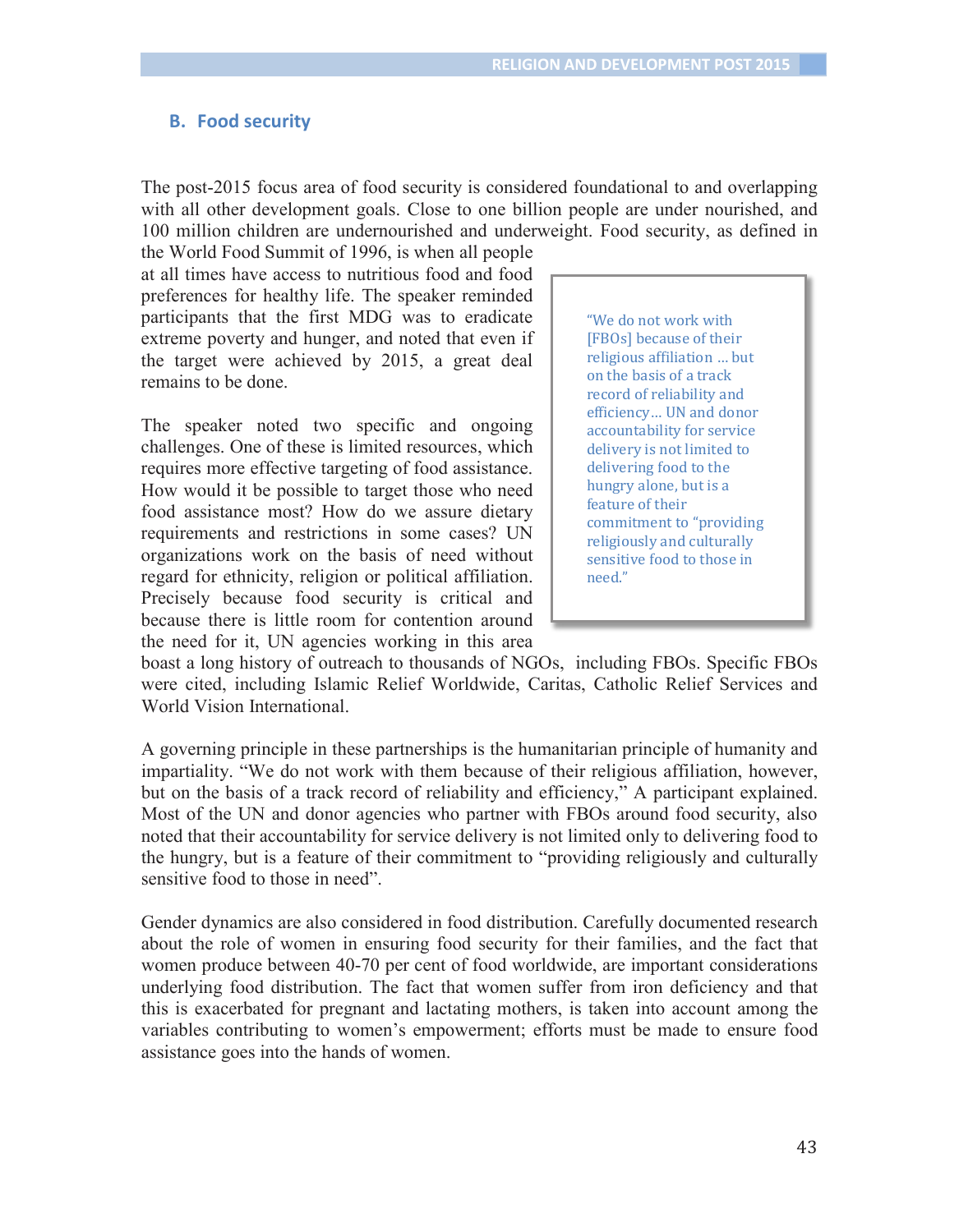## B. Food security

The post-2015 focus area of food security is considered foundational to and overlapping with all other development goals. Close to one billion people are under nourished, and 100 million children are undernourished and underweight. Food security, as defined in the World Food Summit of 1996, is when all people at all times have access to nutritious food and food preferences for healthy life. The speaker reminded participants that the first MDG was to eradicate extreme poverty and hunger, and noted that even if the target were achieved by 2015, a great deal remains to be done.

> "We do not work with [FBOs] because of their religious affiliation ... but on the basis of a track record of reliability and efficiency... UN and donor accountability for service delivery is not limited to delivering food to the hungry alone, but is a feature of their commitment to "providing religiously and culturally sensitive food to those in need."

The speaker noted two specific and ongoing challenges. One of these is limited resources, which requires more effective targeting of food assistance. How would it be possible to target those who need food assistance most? How do we assure dietary requirements and restrictions in some cases? UN organizations work on the basis of need without regard for ethnicity, religion or political affiliation. Precisely because food security is critical and because there is little room for contention around the need for it, UN agencies working in this area boast a long history of outreach to thousands of NGOs, including FBOs. Specific FBOs were cited, including Islamic Relief Worldwide, Caritas, Catholic Relief Services and World Vision International.

A governing principle in these partnerships is the humanitarian principle of humanity and impartiality. "We do not work with them because of their religious affiliation, however, but on the basis of a track record of reliability and efficiency," A participant explained. Most of the UN and donor agencies who partner with FBOs around food security, also noted that their accountability for service delivery is not limited only to delivering food to the hungry, but is a feature of their commitment to "providing religiously and culturally sensitive food to those in need".

Gender dynamics are also considered in food distribution. Carefully documented research about the role of women in ensuring food security for their families, and the fact that women produce between 40-70 per cent of food worldwide, are important considerations underlying food distribution. The fact that women suffer from iron deficiency and that this is exacerbated for pregnant and lactating mothers, is taken into account among the variables contributing to women's empowerment; efforts must be made to ensure food assistance goes into the hands of women.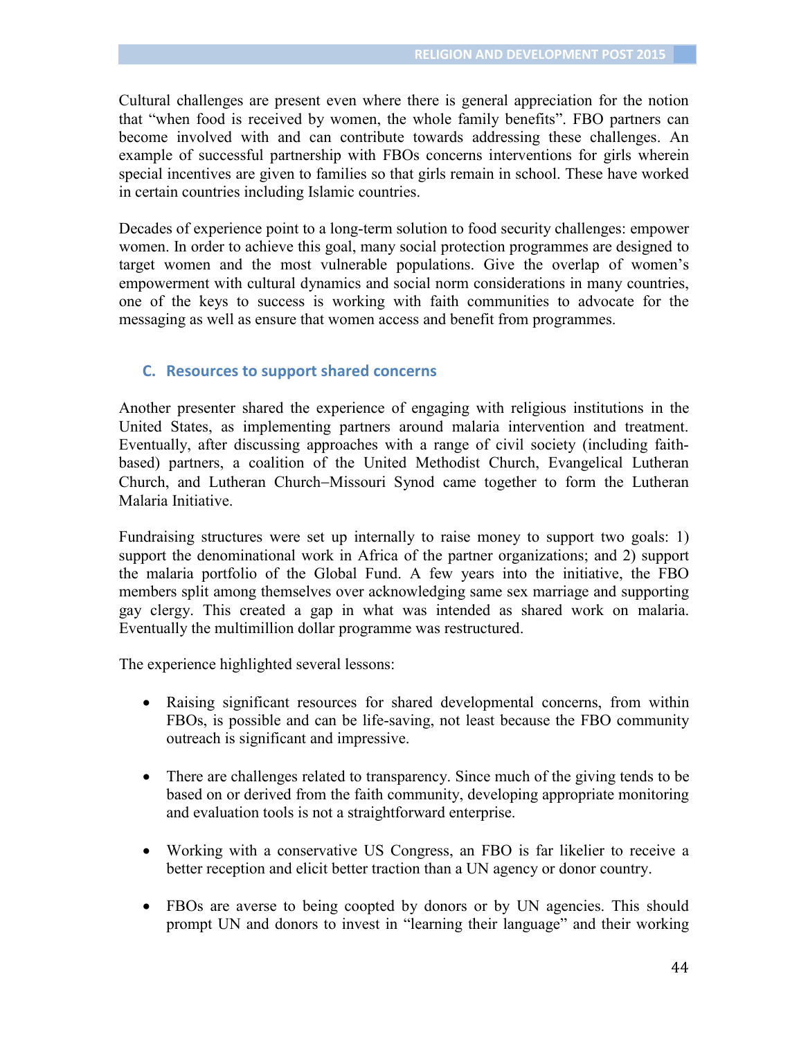Cultural challenges are present even where there is general appreciation for the notion that "when food is received by women, the whole family benefits". FBO partners can become involved with and can contribute towards addressing these challenges. An example of successful partnership with FBOs concerns interventions for girls wherein special incentives are given to families so that girls remain in school. These have worked in certain countries including Islamic countries.

Decades of experience point to a long-term solution to food security challenges: empower women. In order to achieve this goal, many social protection programmes are designed to target women and the most vulnerable populations. Give the overlap of women's empowerment with cultural dynamics and social norm considerations in many countries, one of the keys to success is working with faith communities to advocate for the messaging as well as ensure that women access and benefit from programmes.

### C. Resources to support shared concerns

Another presenter shared the experience of engaging with religious institutions in the United States, as implementing partners around malaria intervention and treatment. Eventually, after discussing approaches with a range of civil society (including faith-based) partners, a coalition of the United Methodist Church, Evangelical Lutheran Church, and Lutheran Church–Missouri Synod came together to form the Lutheran Malaria Initiative.

Fundraising structures were set up internally to raise money to support two goals: 1) support the denominational work in Africa of the partner organizations; and 2) support the malaria portfolio of the Global Fund. A few years into the initiative, the FBO members split among themselves over acknowledging same sex marriage and supporting gay clergy. This created a gap in what was intended as shared work on malaria. Eventually the multimillion dollar programme was restructured.

The experience highlighted several lessons:

- Raising significant resources for shared developmental concerns, from within FBOs, is possible and can be life-saving, not least because the FBO community outreach is significant and impressive.
- There are challenges related to transparency. Since much of the giving tends to be based on or derived from the faith community, developing appropriate monitoring and evaluation tools is not a straightforward enterprise.
- Working with a conservative US Congress, an FBO is far likelier to receive a better reception and elicit better traction than a UN agency or donor country.
- FBOs are averse to being coopted by donors or by UN agencies. This should prompt UN and donors to invest in "learning their language" and their working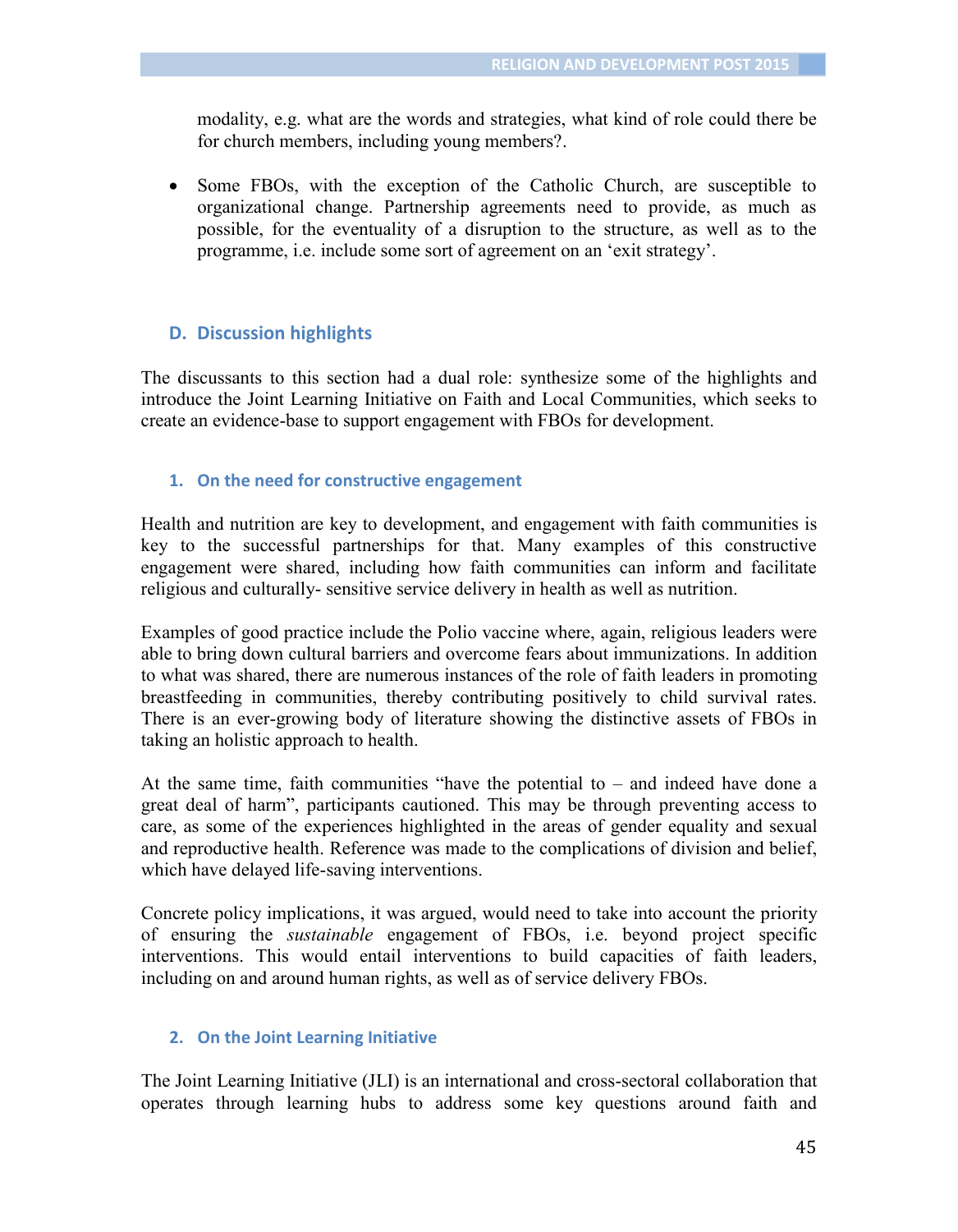modality, e.g. what are the words and strategies, what kind of role could there be for church members, including young members?.

- Some FBOs, with the exception of the Catholic Church, are susceptible to organizational change. Partnership agreements need to provide, as much as possible, for the eventuality of a disruption to the structure, as well as to the programme, i.e. include some sort of agreement on an 'exit strategy'.

## D. Discussion highlights

The discussants to this section had a dual role: synthesize some of the highlights and introduce the Joint Learning Initiative on Faith and Local Communities, which seeks to create an evidence-base to support engagement with FBOs for development.

### 1. On the need for constructive engagement

Health and nutrition are key to development, and engagement with faith communities is key to the successful partnerships for that. Many examples of this constructive engagement were shared, including how faith communities can inform and facilitate religious and culturally- sensitive service delivery in health as well as nutrition.

Examples of good practice include the Polio vaccine where, again, religious leaders were able to bring down cultural barriers and overcome fears about immunizations. In addition to what was shared, there are numerous instances of the role of faith leaders in promoting breastfeeding in communities, thereby contributing positively to child survival rates. There is an ever-growing body of literature showing the distinctive assets of FBOs in taking an holistic approach to health.

At the same time, faith communities "have the potential to – and indeed have done a great deal of harm", participants cautioned. This may be through preventing access to care, as some of the experiences highlighted in the areas of gender equality and sexual and reproductive health. Reference was made to the complications of division and belief, which have delayed life-saving interventions.

Concrete policy implications, it was argued, would need to take into account the priority of ensuring the *sustainable* engagement of FBOs, i.e. beyond project specific interventions. This would entail interventions to build capacities of faith leaders, including on and around human rights, as well as of service delivery FBOs.

### 2. On the Joint Learning Initiative

The Joint Learning Initiative (JLI) is an international and cross-sectoral collaboration that operates through learning hubs to address some key questions around faith and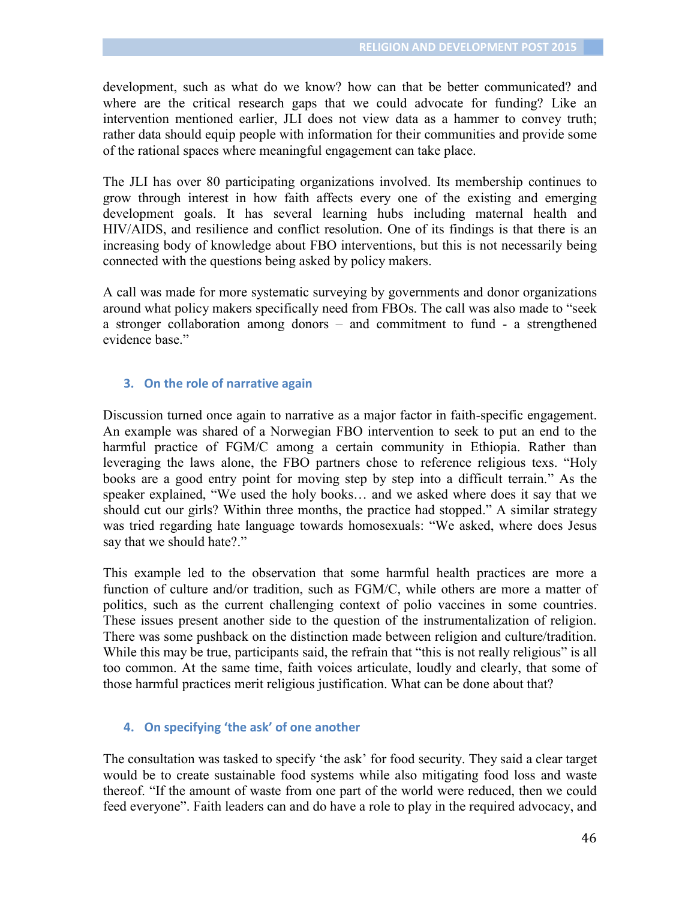development, such as what do we know? how can that be better communicated? and where are the critical research gaps that we could advocate for funding? Like an intervention mentioned earlier, JLI does not view data as a hammer to convey truth; rather data should equip people with information for their communities and provide some of the rational spaces where meaningful engagement can take place.

The JLI has over 80 participating organizations involved. Its membership continues to grow through interest in how faith affects every one of the existing and emerging development goals. It has several learning hubs including maternal health and HIV/AIDS, and resilience and conflict resolution. One of its findings is that there is an increasing body of knowledge about FBO interventions, but this is not necessarily being connected with the questions being asked by policy makers.

A call was made for more systematic surveying by governments and donor organizations around what policy makers specifically need from FBOs. The call was also made to "seek a stronger collaboration among donors – and commitment to fund - a strengthened evidence base."

### 3. On the role of narrative again

Discussion turned once again to narrative as a major factor in faith-specific engagement. An example was shared of a Norwegian FBO intervention to seek to put an end to the harmful practice of FGM/C among a certain community in Ethiopia. Rather than leveraging the laws alone, the FBO partners chose to reference religious texs. "Holy books are a good entry point for moving step by step into a difficult terrain." As the speaker explained, "We used the holy books… and we asked where does it say that we should cut our girls? Within three months, the practice had stopped." A similar strategy was tried regarding hate language towards homosexuals: "We asked, where does Jesus say that we should hate?."

This example led to the observation that some harmful health practices are more a function of culture and/or tradition, such as FGM/C, while others are more a matter of politics, such as the current challenging context of polio vaccines in some countries. These issues present another side to the question of the instrumentalization of religion. There was some pushback on the distinction made between religion and culture/tradition. While this may be true, participants said, the refrain that "this is not really religious" is all too common. At the same time, faith voices articulate, loudly and clearly, that some of those harmful practices merit religious justification. What can be done about that?

### 4. On specifying 'the ask' of one another

The consultation was tasked to specify 'the ask' for food security. They said a clear target would be to create sustainable food systems while also mitigating food loss and waste thereof. "If the amount of waste from one part of the world were reduced, then we could feed everyone". Faith leaders can and do have a role to play in the required advocacy, and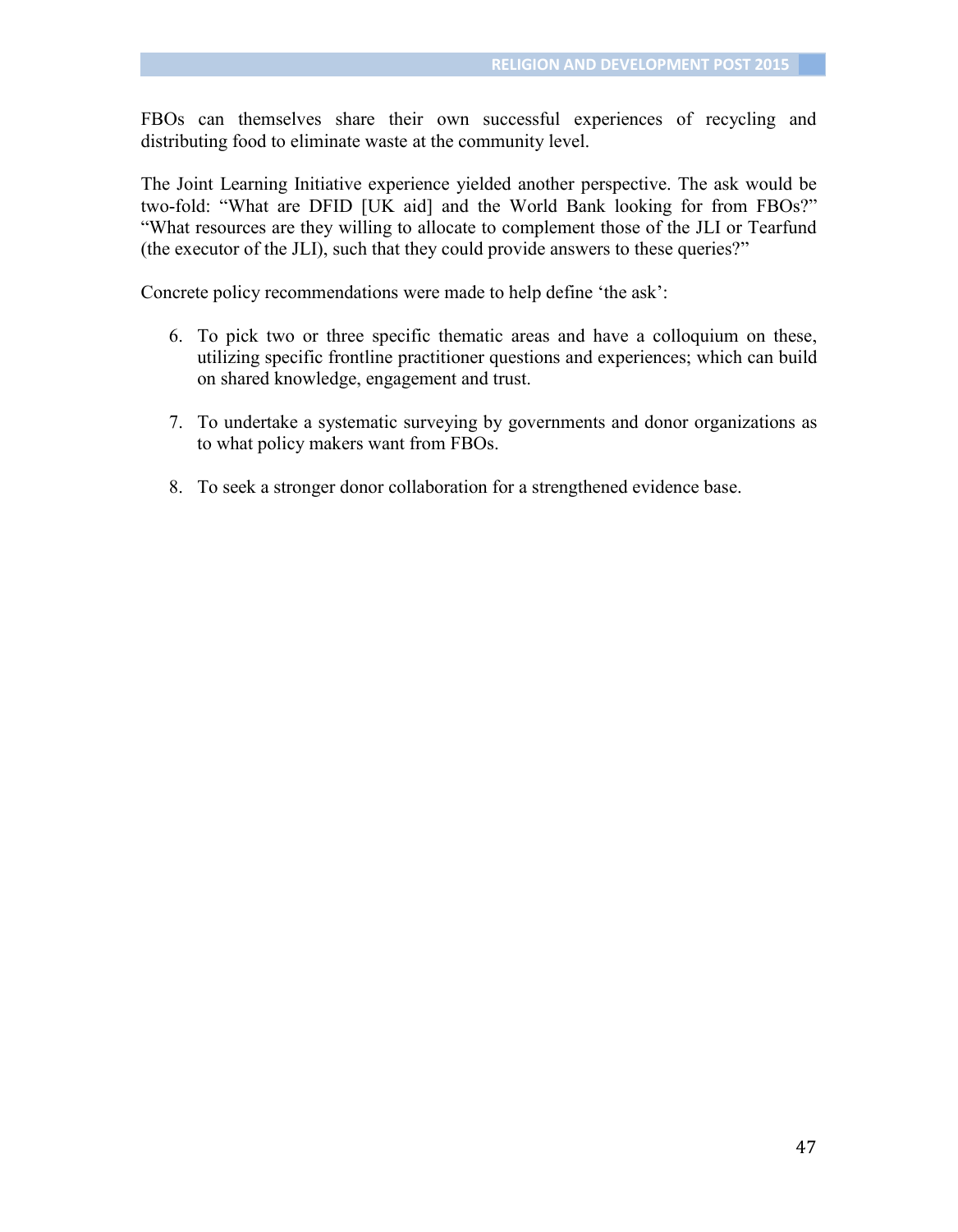FBOs can themselves share their own successful experiences of recycling and distributing food to eliminate waste at the community level.

The Joint Learning Initiative experience yielded another perspective. The ask would be two-fold: "What are DFID [UK aid] and the World Bank looking for from FBOs?" "What resources are they willing to allocate to complement those of the JLI or Tearfund (the executor of the JLI), such that they could provide answers to these queries?"

Concrete policy recommendations were made to help define 'the ask':

6. To pick two or three specific thematic areas and have a colloquium on these, utilizing specific frontline practitioner questions and experiences; which can build on shared knowledge, engagement and trust.

7. To undertake a systematic surveying by governments and donor organizations as to what policy makers want from FBOs.

8. To seek a stronger donor collaboration for a strengthened evidence base.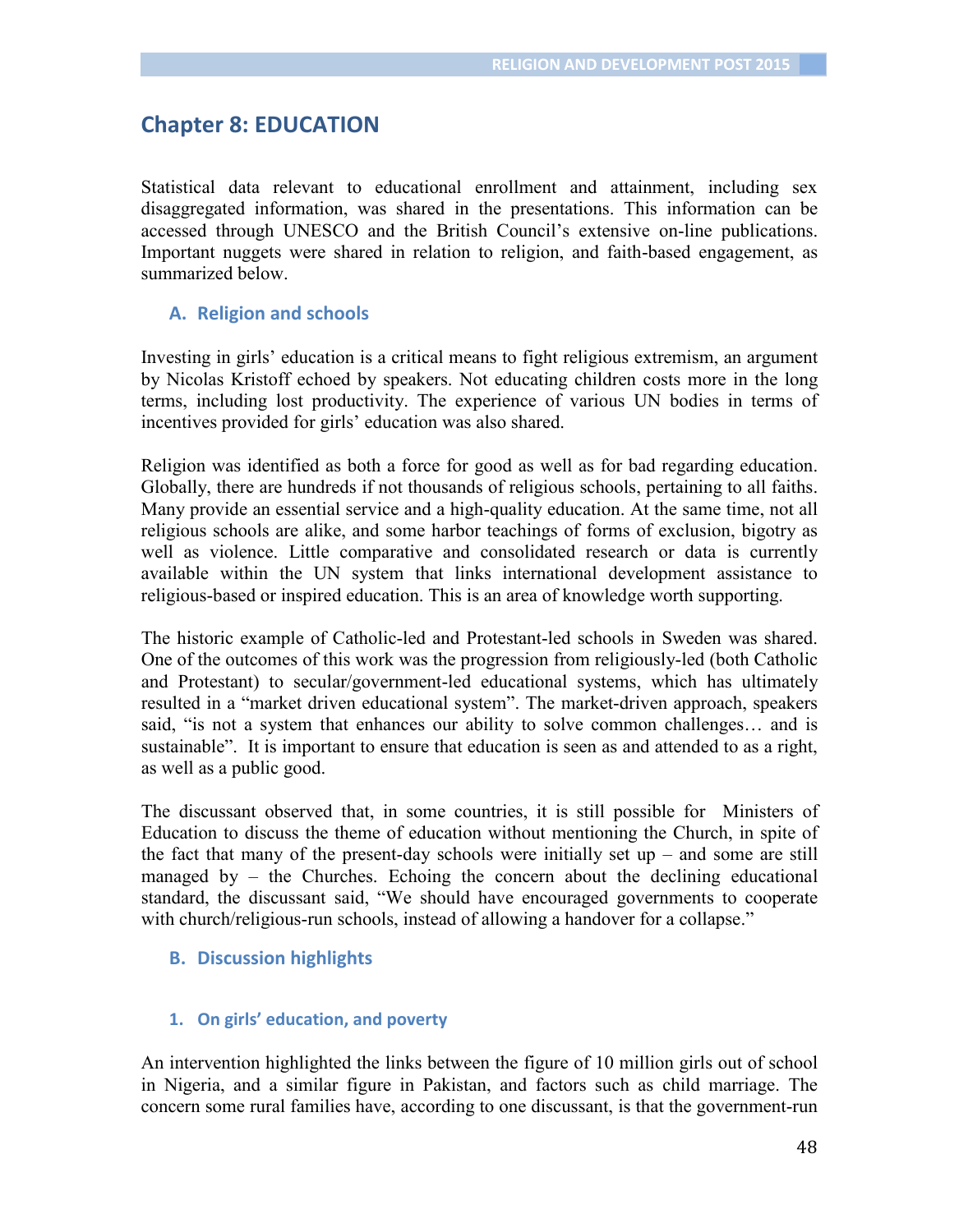# Chapter 8: EDUCATION

Statistical data relevant to educational enrollment and attainment, including sex disaggregated information, was shared in the presentations. This information can be accessed through UNESCO and the British Council's extensive on-line publications. Important nuggets were shared in relation to religion, and faith-based engagement, as summarized below.

## A. Religion and schools

Investing in girls' education is a critical means to fight religious extremism, an argument by Nicolas Kristoff echoed by speakers. Not educating children costs more in the long terms, including lost productivity. The experience of various UN bodies in terms of incentives provided for girls' education was also shared.

Religion was identified as both a force for good as well as for bad regarding education. Globally, there are hundreds if not thousands of religious schools, pertaining to all faiths. Many provide an essential service and a high-quality education. At the same time, not all religious schools are alike, and some harbor teachings of forms of exclusion, bigotry as well as violence. Little comparative and consolidated research or data is currently available within the UN system that links international development assistance to religious-based or inspired education. This is an area of knowledge worth supporting.

The historic example of Catholic-led and Protestant-led schools in Sweden was shared. One of the outcomes of this work was the progression from religiously-led (both Catholic and Protestant) to secular/government-led educational systems, which has ultimately resulted in a "market driven educational system". The market-driven approach, speakers said, "is not a system that enhances our ability to solve common challenges… and is sustainable". It is important to ensure that education is seen as and attended to as a right, as well as a public good.

The discussant observed that, in some countries, it is still possible for Ministers of Education to discuss the theme of education without mentioning the Church, in spite of the fact that many of the present-day schools were initially set up – and some are still managed by – the Churches. Echoing the concern about the declining educational standard, the discussant said, "We should have encouraged governments to cooperate with church/religious-run schools, instead of allowing a handover for a collapse."

## B. Discussion highlights

### 1. On girls' education, and poverty

An intervention highlighted the links between the figure of 10 million girls out of school in Nigeria, and a similar figure in Pakistan, and factors such as child marriage. The concern some rural families have, according to one discussant, is that the government-run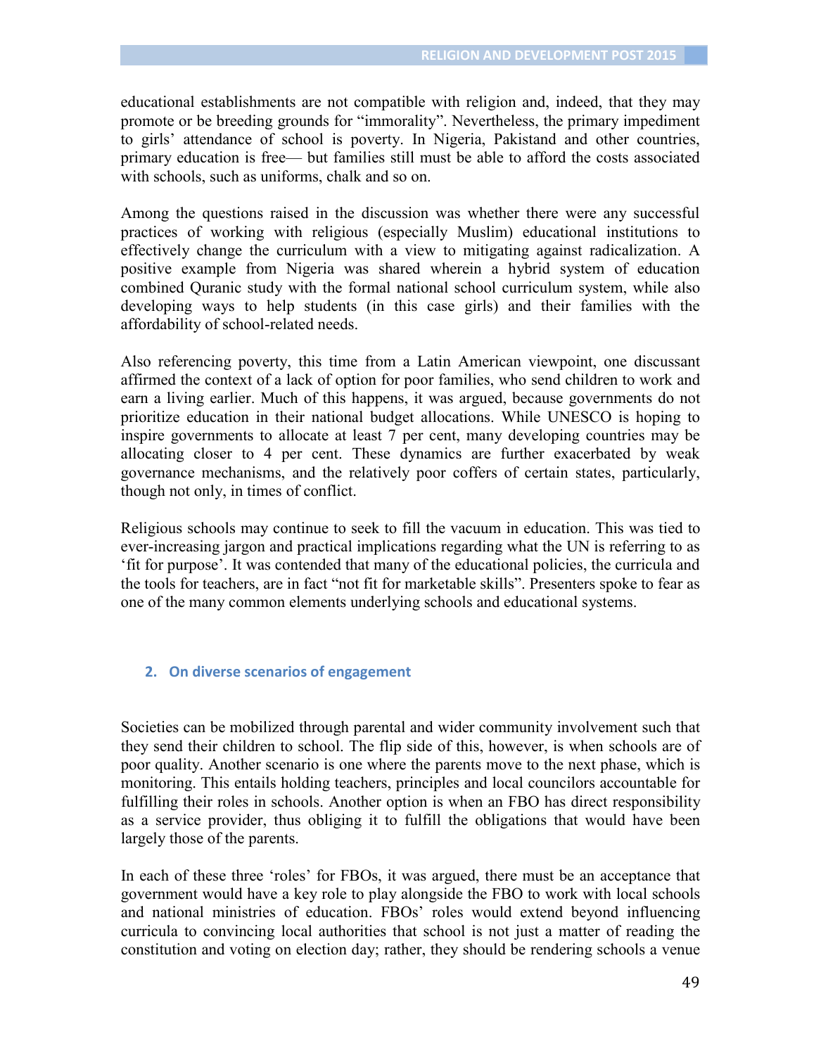educational establishments are not compatible with religion and, indeed, that they may promote or be breeding grounds for "immorality". Nevertheless, the primary impediment to girls' attendance of school is poverty. In Nigeria, Pakistand and other countries, primary education is free— but families still must be able to afford the costs associated with schools, such as uniforms, chalk and so on.

Among the questions raised in the discussion was whether there were any successful practices of working with religious (especially Muslim) educational institutions to effectively change the curriculum with a view to mitigating against radicalization. A positive example from Nigeria was shared wherein a hybrid system of education combined Quranic study with the formal national school curriculum system, while also developing ways to help students (in this case girls) and their families with the affordability of school-related needs.

Also referencing poverty, this time from a Latin American viewpoint, one discussant affirmed the context of a lack of option for poor families, who send children to work and earn a living earlier. Much of this happens, it was argued, because governments do not prioritize education in their national budget allocations. While UNESCO is hoping to inspire governments to allocate at least 7 per cent, many developing countries may be allocating closer to 4 per cent. These dynamics are further exacerbated by weak governance mechanisms, and the relatively poor coffers of certain states, particularly, though not only, in times of conflict.

Religious schools may continue to seek to fill the vacuum in education. This was tied to ever-increasing jargon and practical implications regarding what the UN is referring to as 'fit for purpose'. It was contended that many of the educational policies, the curricula and the tools for teachers, are in fact "not fit for marketable skills". Presenters spoke to fear as one of the many common elements underlying schools and educational systems.

## 2. On diverse scenarios of engagement

Societies can be mobilized through parental and wider community involvement such that they send their children to school. The flip side of this, however, is when schools are of poor quality. Another scenario is one where the parents move to the next phase, which is monitoring. This entails holding teachers, principles and local councilors accountable for fulfilling their roles in schools. Another option is when an FBO has direct responsibility as a service provider, thus obliging it to fulfill the obligations that would have been largely those of the parents.

In each of these three 'roles' for FBOs, it was argued, there must be an acceptance that government would have a key role to play alongside the FBO to work with local schools and national ministries of education. FBOs' roles would extend beyond influencing curricula to convincing local authorities that school is not just a matter of reading the constitution and voting on election day; rather, they should be rendering schools a venue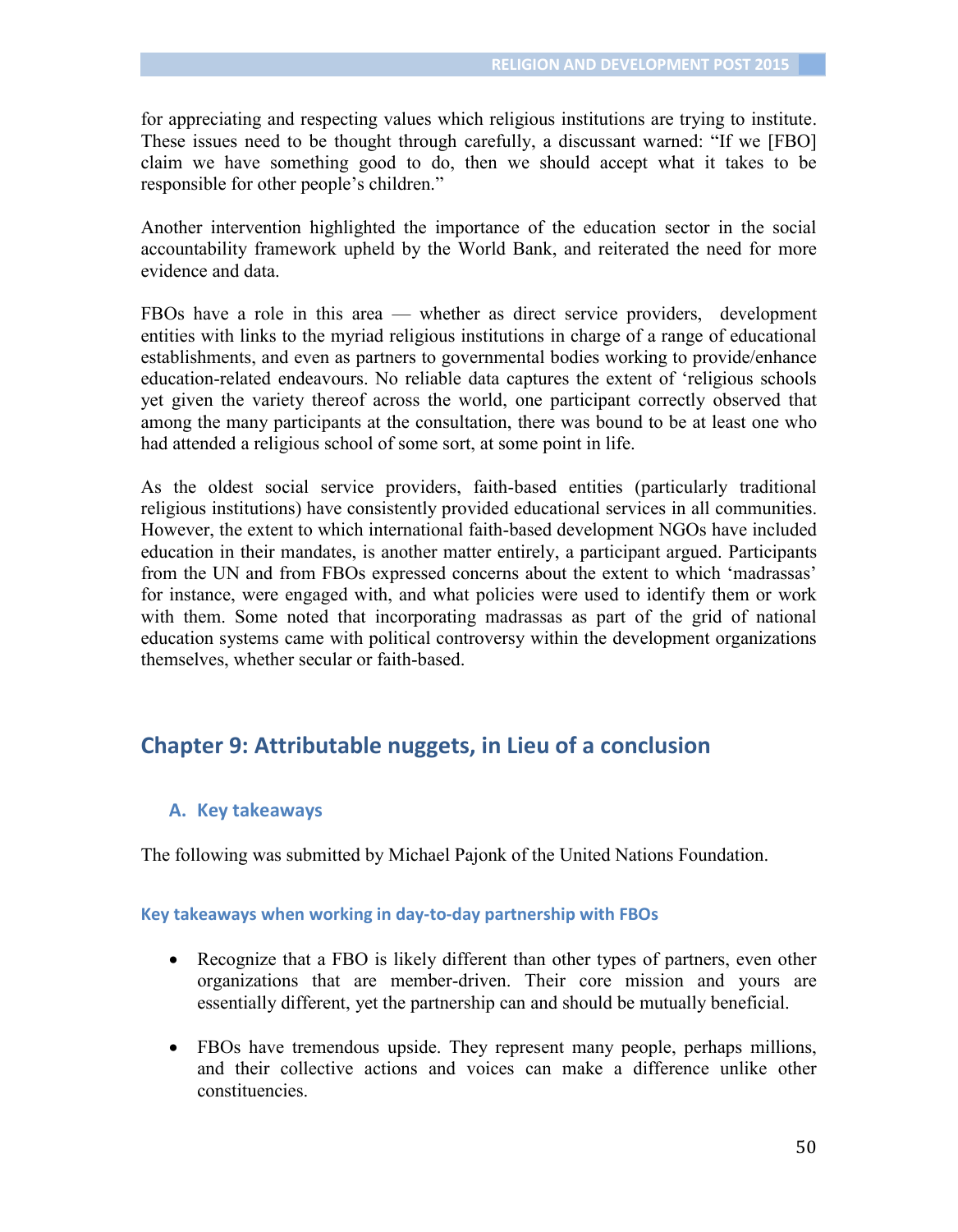for appreciating and respecting values which religious institutions are trying to institute. These issues need to be thought through carefully, a discussant warned: "If we [FBO] claim we have something good to do, then we should accept what it takes to be responsible for other people's children."

Another intervention highlighted the importance of the education sector in the social accountability framework upheld by the World Bank, and reiterated the need for more evidence and data.

FBOs have a role in this area — whether as direct service providers, development entities with links to the myriad religious institutions in charge of a range of educational establishments, and even as partners to governmental bodies working to provide/enhance education-related endeavours. No reliable data captures the extent of 'religious schools yet given the variety thereof across the world, one participant correctly observed that among the many participants at the consultation, there was bound to be at least one who had attended a religious school of some sort, at some point in life.

As the oldest social service providers, faith-based entities (particularly traditional religious institutions) have consistently provided educational services in all communities. However, the extent to which international faith-based development NGOs have included education in their mandates, is another matter entirely, a participant argued. Participants from the UN and from FBOs expressed concerns about the extent to which 'madrassas' for instance, were engaged with, and what policies were used to identify them or work with them. Some noted that incorporating madrassas as part of the grid of national education systems came with political controversy within the development organizations themselves, whether secular or faith-based.

## Chapter 9: Attributable nuggets, in Lieu of a conclusion

### A. Key takeaways

The following was submitted by Michael Pajonk of the United Nations Foundation.

#### Key takeaways when working in day-to-day partnership with FBOs

- Recognize that a FBO is likely different than other types of partners, even other organizations that are member-driven. Their core mission and yours are essentially different, yet the partnership can and should be mutually beneficial.

- FBOs have tremendous upside. They represent many people, perhaps millions, and their collective actions and voices can make a difference unlike other constituencies.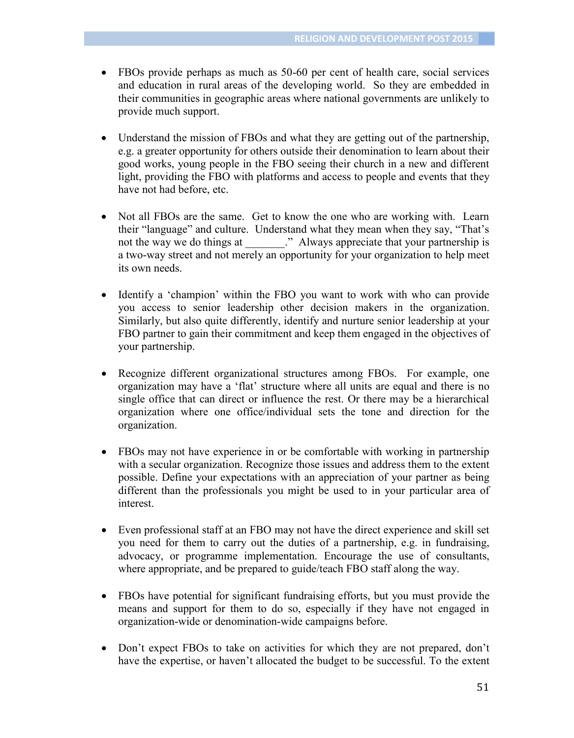- FBOs provide perhaps as much as 50-60 per cent of health care, social services and education in rural areas of the developing world. So they are embedded in their communities in geographic areas where national governments are unlikely to provide much support.

- Understand the mission of FBOs and what they are getting out of the partnership, e.g. a greater opportunity for others outside their denomination to learn about their good works, young people in the FBO seeing their church in a new and different light, providing the FBO with platforms and access to people and events that they have not had before, etc.

- Not all FBOs are the same. Get to know the one who are working with. Learn their "language" and culture. Understand what they mean when they say, "That's not the way we do things at _______." Always appreciate that your partnership is a two-way street and not merely an opportunity for your organization to help meet its own needs.

- Identify a 'champion' within the FBO you want to work with who can provide you access to senior leadership other decision makers in the organization. Similarly, but also quite differently, identify and nurture senior leadership at your FBO partner to gain their commitment and keep them engaged in the objectives of your partnership.

- Recognize different organizational structures among FBOs. For example, one organization may have a 'flat' structure where all units are equal and there is no single office that can direct or influence the rest. Or there may be a hierarchical organization where one office/individual sets the tone and direction for the organization.

- FBOs may not have experience in or be comfortable with working in partnership with a secular organization. Recognize those issues and address them to the extent possible. Define your expectations with an appreciation of your partner as being different than the professionals you might be used to in your particular area of interest.

- Even professional staff at an FBO may not have the direct experience and skill set you need for them to carry out the duties of a partnership, e.g. in fundraising, advocacy, or programme implementation. Encourage the use of consultants, where appropriate, and be prepared to guide/teach FBO staff along the way.

- FBOs have potential for significant fundraising efforts, but you must provide the means and support for them to do so, especially if they have not engaged in organization-wide or denomination-wide campaigns before.

- Don't expect FBOs to take on activities for which they are not prepared, don't have the expertise, or haven't allocated the budget to be successful. To the extent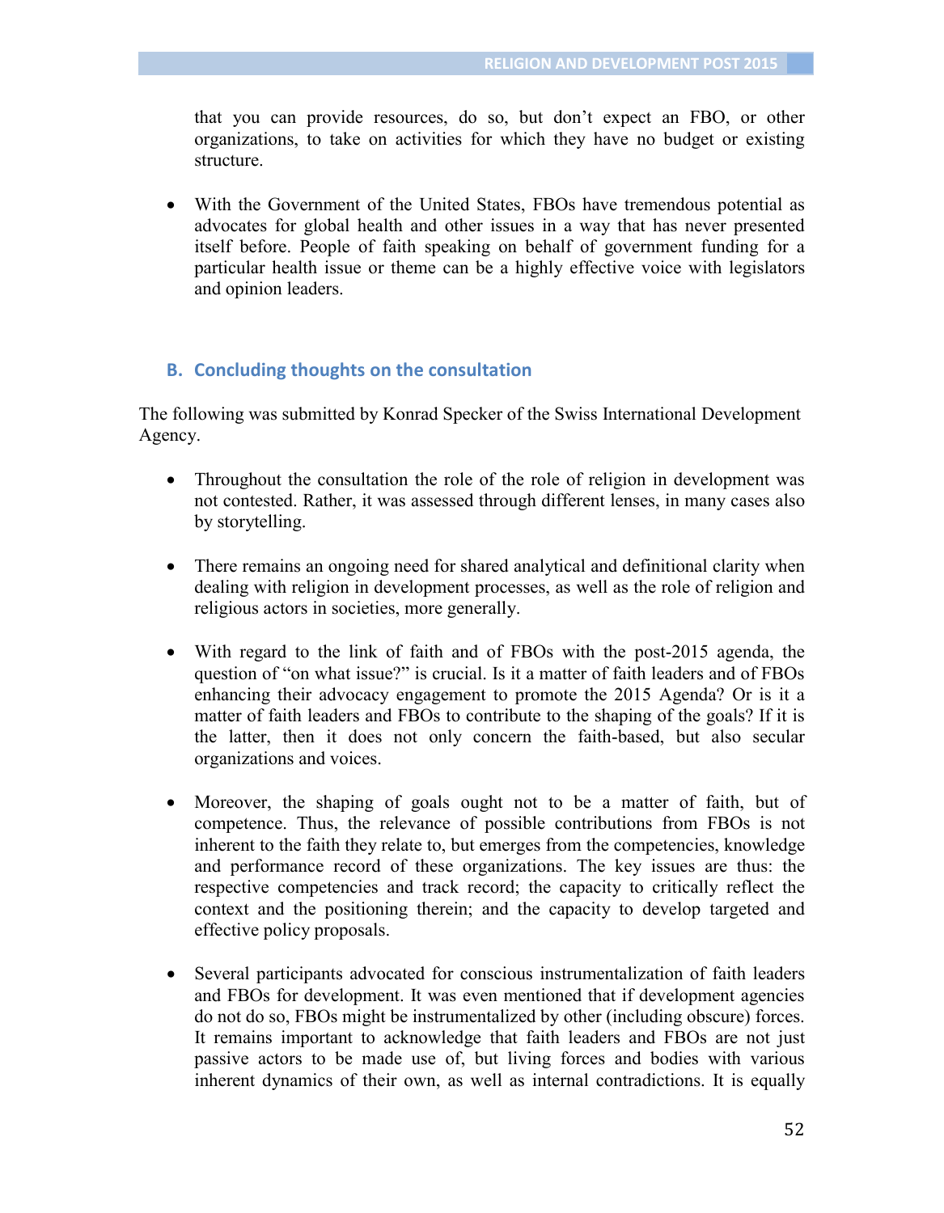that you can provide resources, do so, but don't expect an FBO, or other organizations, to take on activities for which they have no budget or existing structure.

- With the Government of the United States, FBOs have tremendous potential as advocates for global health and other issues in a way that has never presented itself before. People of faith speaking on behalf of government funding for a particular health issue or theme can be a highly effective voice with legislators and opinion leaders.

## B. Concluding thoughts on the consultation

The following was submitted by Konrad Specker of the Swiss International Development Agency.

- Throughout the consultation the role of the role of religion in development was not contested. Rather, it was assessed through different lenses, in many cases also by storytelling.

- There remains an ongoing need for shared analytical and definitional clarity when dealing with religion in development processes, as well as the role of religion and religious actors in societies, more generally.

- With regard to the link of faith and of FBOs with the post-2015 agenda, the question of "on what issue?" is crucial. Is it a matter of faith leaders and of FBOs enhancing their advocacy engagement to promote the 2015 Agenda? Or is it a matter of faith leaders and FBOs to contribute to the shaping of the goals? If it is the latter, then it does not only concern the faith-based, but also secular organizations and voices.

- Moreover, the shaping of goals ought not to be a matter of faith, but of competence. Thus, the relevance of possible contributions from FBOs is not inherent to the faith they relate to, but emerges from the competencies, knowledge and performance record of these organizations. The key issues are thus: the respective competencies and track record; the capacity to critically reflect the context and the positioning therein; and the capacity to develop targeted and effective policy proposals.

- Several participants advocated for conscious instrumentalization of faith leaders and FBOs for development. It was even mentioned that if development agencies do not do so, FBOs might be instrumentalized by other (including obscure) forces. It remains important to acknowledge that faith leaders and FBOs are not just passive actors to be made use of, but living forces and bodies with various inherent dynamics of their own, as well as internal contradictions. It is equally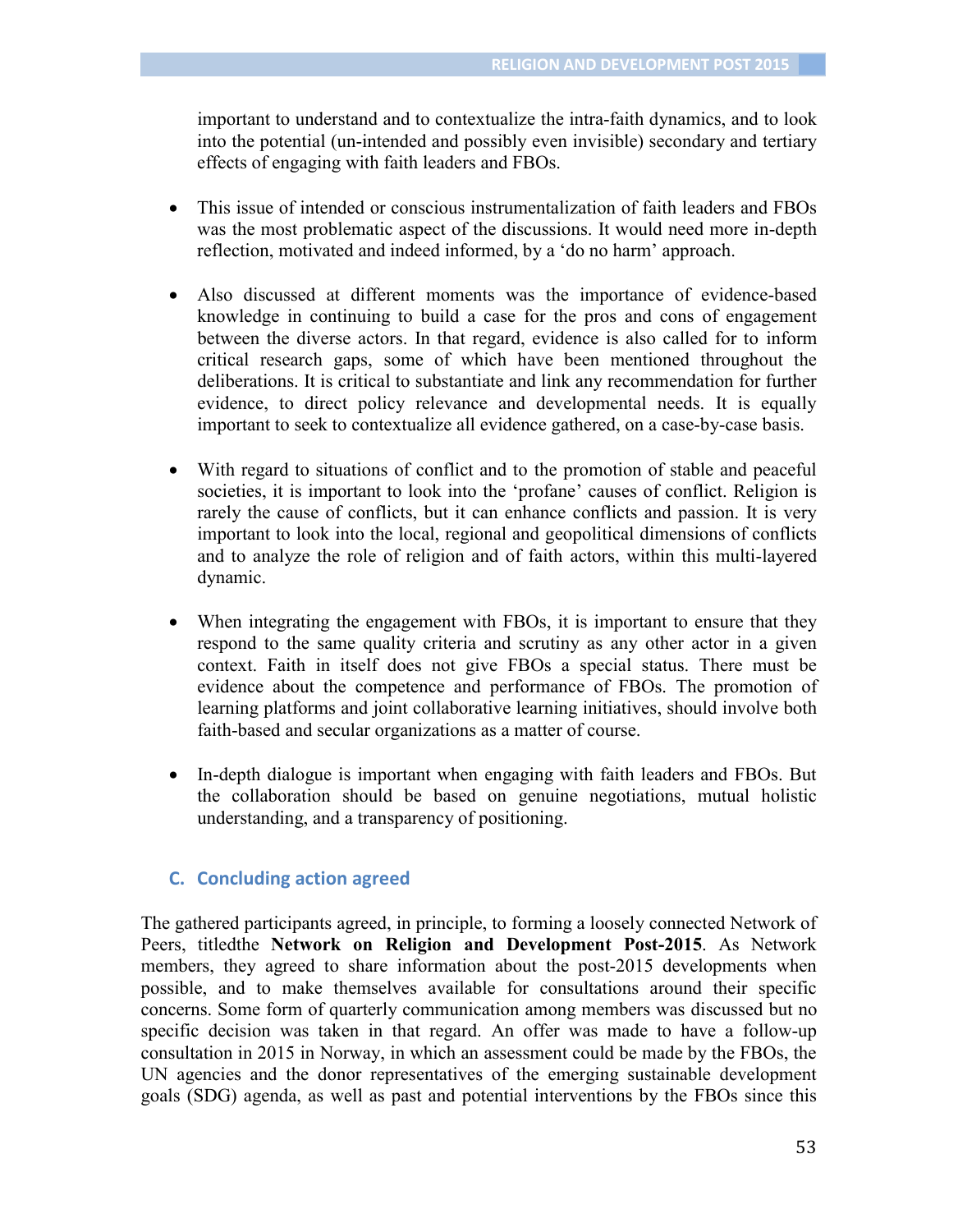important to understand and to contextualize the intra-faith dynamics, and to look into the potential (un-intended and possibly even invisible) secondary and tertiary effects of engaging with faith leaders and FBOs.

- This issue of intended or conscious instrumentalization of faith leaders and FBOs was the most problematic aspect of the discussions. It would need more in-depth reflection, motivated and indeed informed, by a 'do no harm' approach.

- Also discussed at different moments was the importance of evidence-based knowledge in continuing to build a case for the pros and cons of engagement between the diverse actors. In that regard, evidence is also called for to inform critical research gaps, some of which have been mentioned throughout the deliberations. It is critical to substantiate and link any recommendation for further evidence, to direct policy relevance and developmental needs. It is equally important to seek to contextualize all evidence gathered, on a case-by-case basis.

- With regard to situations of conflict and to the promotion of stable and peaceful societies, it is important to look into the 'profane' causes of conflict. Religion is rarely the cause of conflicts, but it can enhance conflicts and passion. It is very important to look into the local, regional and geopolitical dimensions of conflicts and to analyze the role of religion and of faith actors, within this multi-layered dynamic.

- When integrating the engagement with FBOs, it is important to ensure that they respond to the same quality criteria and scrutiny as any other actor in a given context. Faith in itself does not give FBOs a special status. There must be evidence about the competence and performance of FBOs. The promotion of learning platforms and joint collaborative learning initiatives, should involve both faith-based and secular organizations as a matter of course.

- In-depth dialogue is important when engaging with faith leaders and FBOs. But the collaboration should be based on genuine negotiations, mutual holistic understanding, and a transparency of positioning.

## C. Concluding action agreed

The gathered participants agreed, in principle, to forming a loosely connected Network of Peers, titledthe **Network on Religion and Development Post-2015**. As Network members, they agreed to share information about the post-2015 developments when possible, and to make themselves available for consultations around their specific concerns. Some form of quarterly communication among members was discussed but no specific decision was taken in that regard. An offer was made to have a follow-up consultation in 2015 in Norway, in which an assessment could be made by the FBOs, the UN agencies and the donor representatives of the emerging sustainable development goals (SDG) agenda, as well as past and potential interventions by the FBOs since this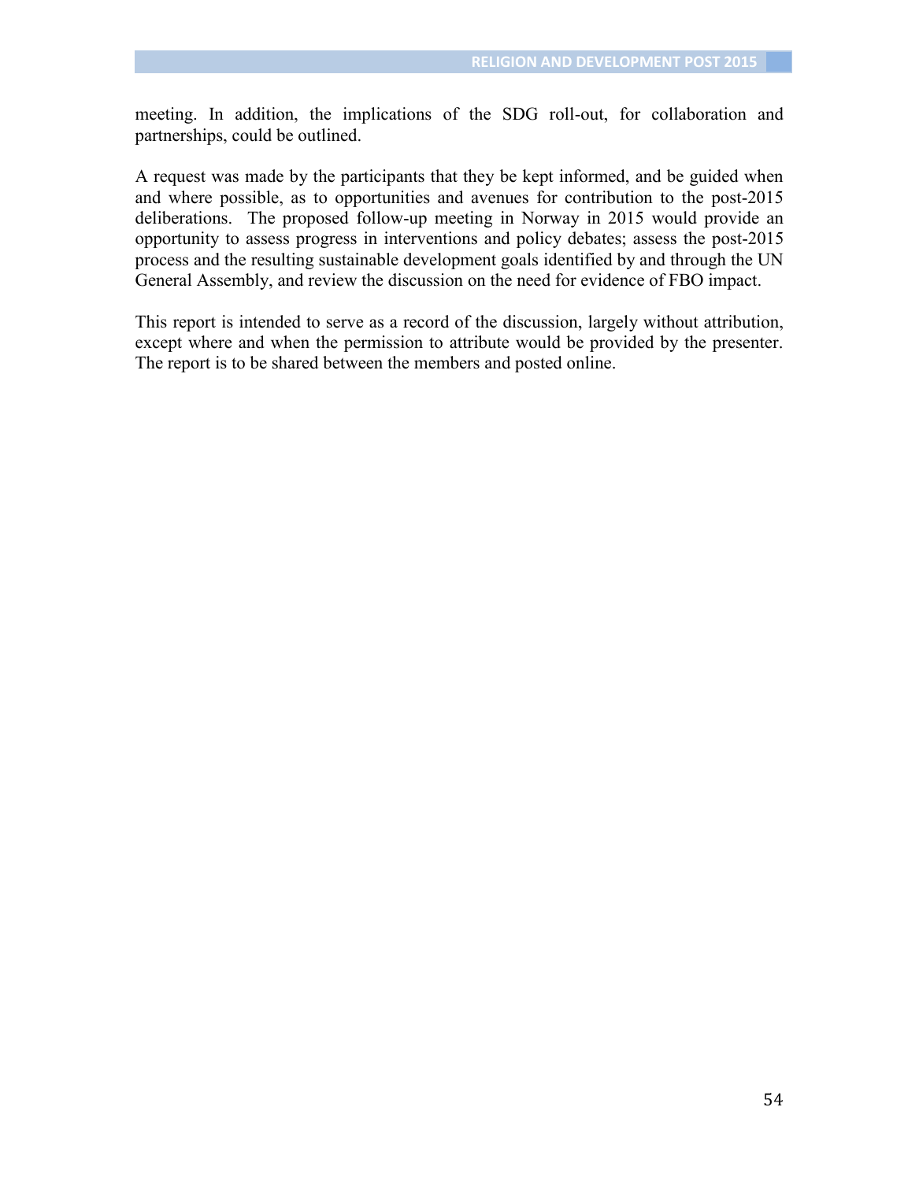meeting. In addition, the implications of the SDG roll-out, for collaboration and partnerships, could be outlined.

A request was made by the participants that they be kept informed, and be guided when and where possible, as to opportunities and avenues for contribution to the post-2015 deliberations. The proposed follow-up meeting in Norway in 2015 would provide an opportunity to assess progress in interventions and policy debates; assess the post-2015 process and the resulting sustainable development goals identified by and through the UN General Assembly, and review the discussion on the need for evidence of FBO impact.

This report is intended to serve as a record of the discussion, largely without attribution, except where and when the permission to attribute would be provided by the presenter. The report is to be shared between the members and posted online.